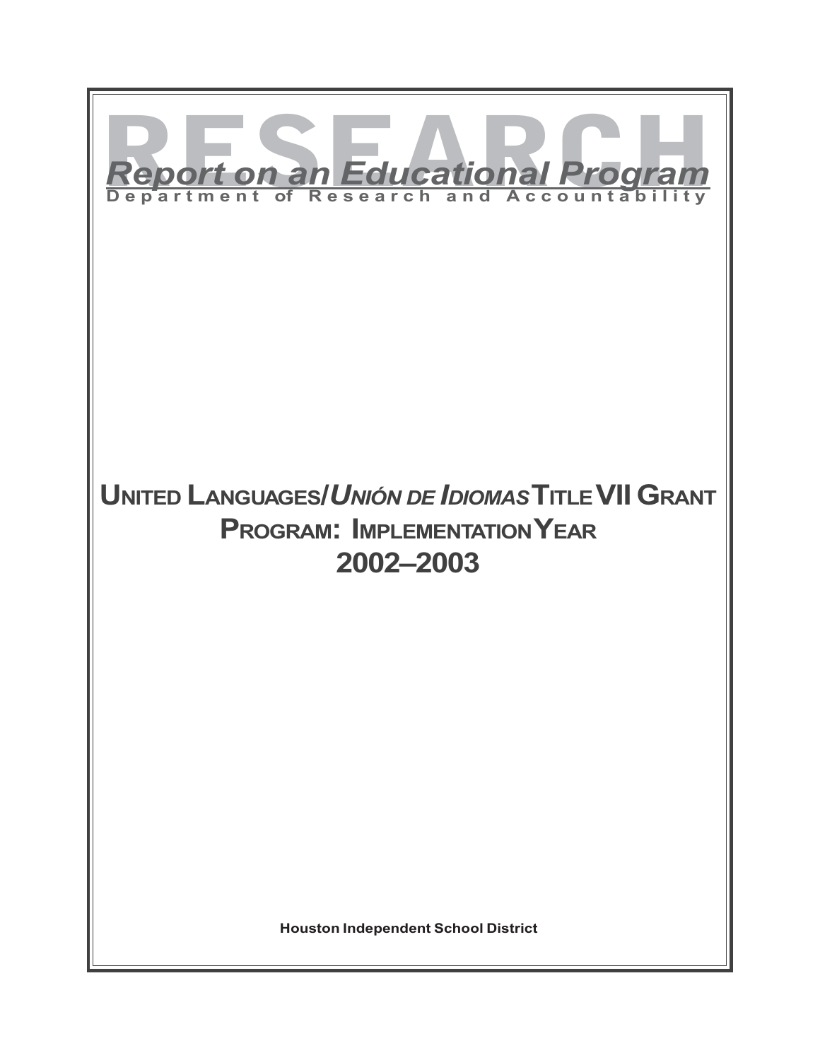# RESEARCH

## Report on an Educational Program

Department of Research and Accountability

# UNITED LANGUAGES/*UNIÓN DE IDIOMAS* TITLE VII GRANT PROGRAM: IMPLEMENTATION YEAR 2002–2003

**Houston Independent School District**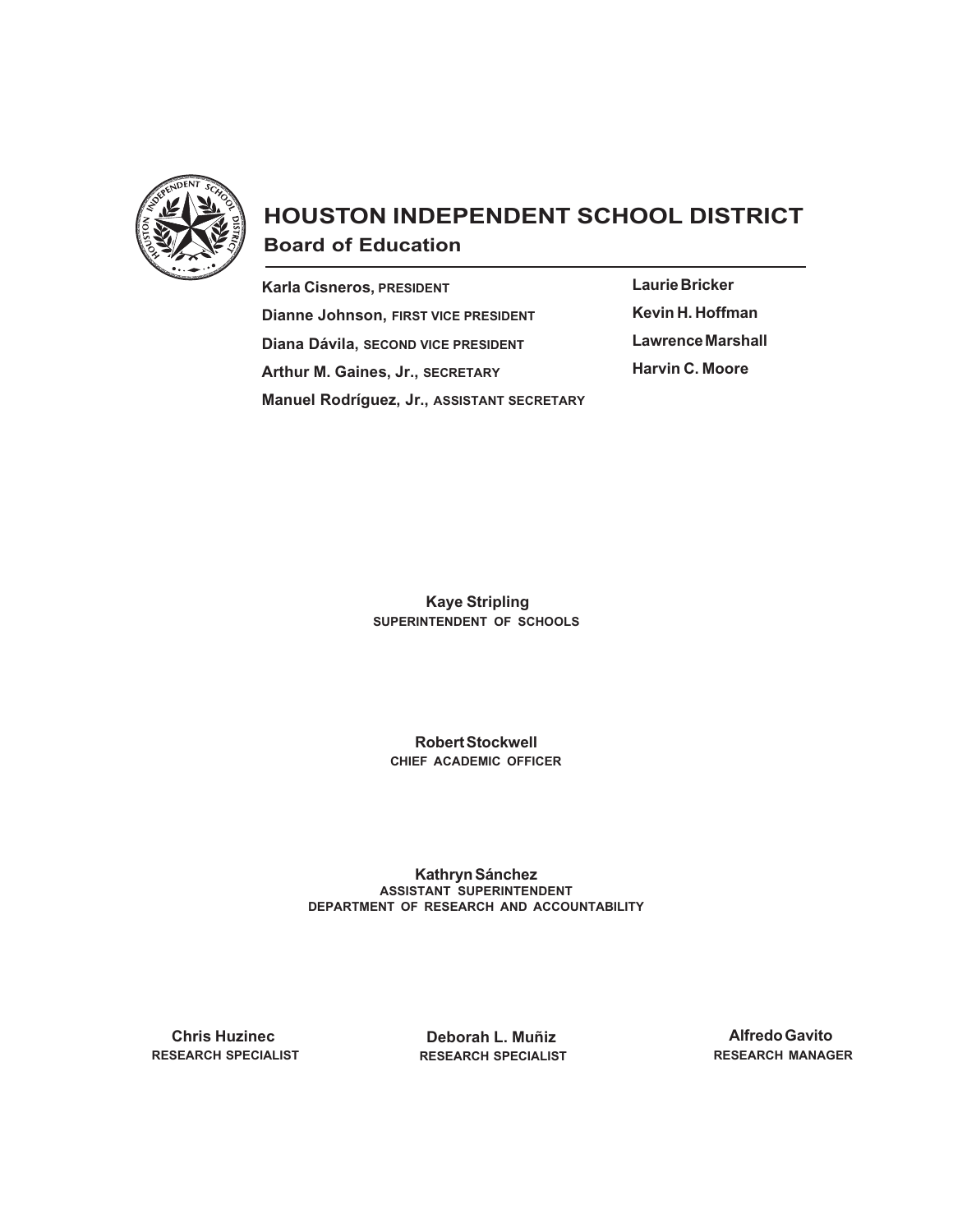# HOUSTON INDEPENDENT SCHOOL DISTRICT

## Board of Education

**Karla Cisneros,** PRESIDENT

**Dianne Johnson,** FIRST VICE PRESIDENT

**Diana Dávila,** SECOND VICE PRESIDENT

**Arthur M. Gaines, Jr.,** SECRETARY

**Manuel Rodríguez, Jr.,** ASSISTANT SECRETARY

**Laurie Bricker**

**Kevin H. Hoffman**

**Lawrence Marshall**

**Harvin C. Moore**

**Kaye Stripling**
SUPERINTENDENT OF SCHOOLS

**Robert Stockwell**
CHIEF ACADEMIC OFFICER

**Kathryn Sánchez**
ASSISTANT SUPERINTENDENT
DEPARTMENT OF RESEARCH AND ACCOUNTABILITY

**Chris Huzinec**
RESEARCH SPECIALIST

**Deborah L. Muñiz**
RESEARCH SPECIALIST

**Alfredo Gavito**
RESEARCH MANAGER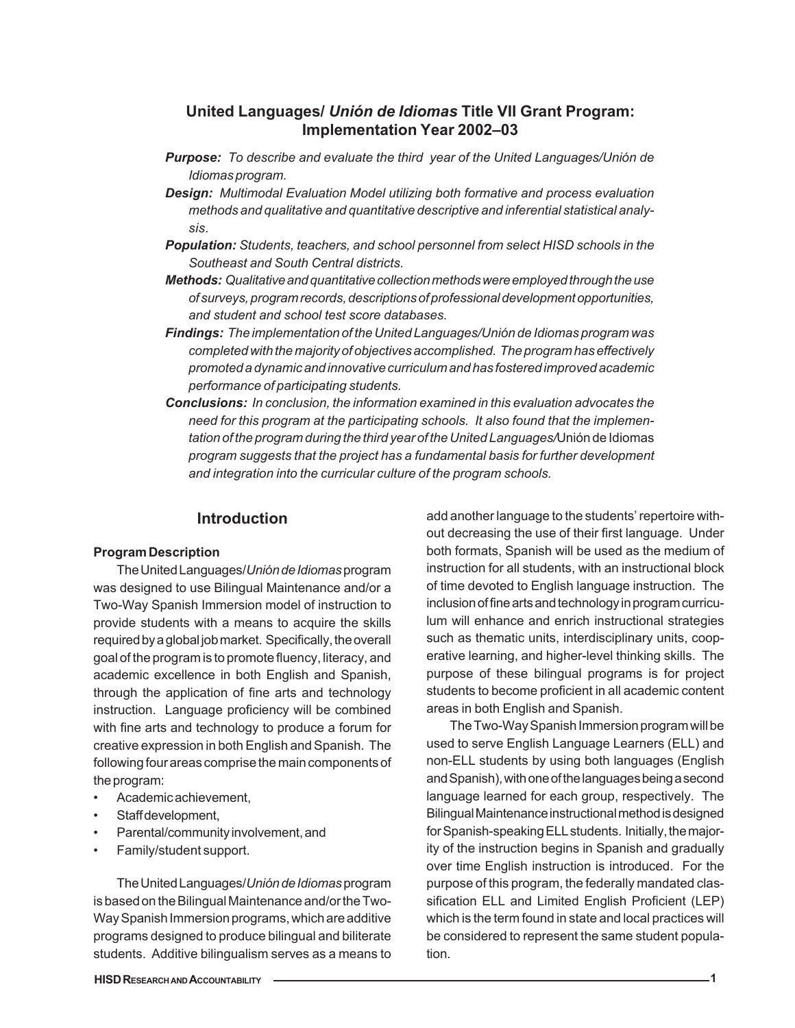## United Languages/ *Unión de Idiomas* Title VII Grant Program: Implementation Year 2002–03

***Purpose:*** *To describe and evaluate the third year of the United Languages/Unión de Idiomas program.*

***Design:*** *Multimodal Evaluation Model utilizing both formative and process evaluation methods and qualitative and quantitative descriptive and inferential statistical analysis.*

***Population:*** *Students, teachers, and school personnel from select HISD schools in the Southeast and South Central districts.*

***Methods:*** *Qualitative and quantitative collection methods were employed through the use of surveys, program records, descriptions of professional development opportunities, and student and school test score databases.*

***Findings:*** *The implementation of the United Languages/Unión de Idiomas program was completed with the majority of objectives accomplished. The program has effectively promoted a dynamic and innovative curriculum and has fostered improved academic performance of participating students.*

***Conclusions:*** *In conclusion, the information examined in this evaluation advocates the need for this program at the participating schools. It also found that the implementation of the program during the third year of the United Languages/*Unión de Idiomas *program suggests that the project has a fundamental basis for further development and integration into the curricular culture of the program schools.*

## Introduction

### Program Description

The United Languages/*Unión de Idiomas* program was designed to use Bilingual Maintenance and/or a Two-Way Spanish Immersion model of instruction to provide students with a means to acquire the skills required by a global job market. Specifically, the overall goal of the program is to promote fluency, literacy, and academic excellence in both English and Spanish, through the application of fine arts and technology instruction. Language proficiency will be combined with fine arts and technology to produce a forum for creative expression in both English and Spanish. The following four areas comprise the main components of the program:

- Academic achievement,
- Staff development,
- Parental/community involvement, and
- Family/student support.

The United Languages/*Unión de Idiomas* program is based on the Bilingual Maintenance and/or the Two-Way Spanish Immersion programs, which are additive programs designed to produce bilingual and biliterate students. Additive bilingualism serves as a means to add another language to the students' repertoire without decreasing the use of their first language. Under both formats, Spanish will be used as the medium of instruction for all students, with an instructional block of time devoted to English language instruction. The inclusion of fine arts and technology in program curriculum will enhance and enrich instructional strategies such as thematic units, interdisciplinary units, cooperative learning, and higher-level thinking skills. The purpose of these bilingual programs is for project students to become proficient in all academic content areas in both English and Spanish.

The Two-Way Spanish Immersion program will be used to serve English Language Learners (ELL) and non-ELL students by using both languages (English and Spanish), with one of the languages being a second language learned for each group, respectively. The Bilingual Maintenance instructional method is designed for Spanish-speaking ELL students. Initially, the majority of the instruction begins in Spanish and gradually over time English instruction is introduced. For the purpose of this program, the federally mandated classification ELL and Limited English Proficient (LEP) which is the term found in state and local practices will be considered to represent the same student population.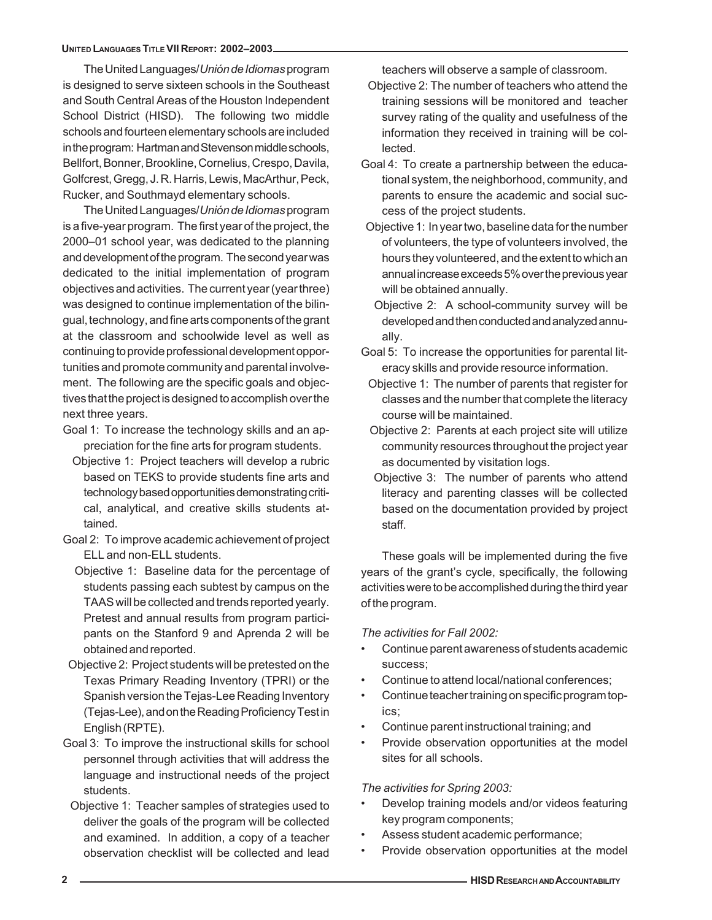The United Languages/*Unión de Idiomas* program is designed to serve sixteen schools in the Southeast and South Central Areas of the Houston Independent School District (HISD). The following two middle schools and fourteen elementary schools are included in the program: Hartman and Stevenson middle schools, Bellfort, Bonner, Brookline, Cornelius, Crespo, Davila, Golfcrest, Gregg, J. R. Harris, Lewis, MacArthur, Peck, Rucker, and Southmayd elementary schools.

The United Languages/*Unión de Idiomas* program is a five-year program. The first year of the project, the 2000–01 school year, was dedicated to the planning and development of the program. The second year was dedicated to the initial implementation of program objectives and activities. The current year (year three) was designed to continue implementation of the bilingual, technology, and fine arts components of the grant at the classroom and schoolwide level as well as continuing to provide professional development opportunities and promote community and parental involvement. The following are the specific goals and objectives that the project is designed to accomplish over the next three years.

Goal 1: To increase the technology skills and an appreciation for the fine arts for program students.
- Objective 1: Project teachers will develop a rubric based on TEKS to provide students fine arts and technology based opportunities demonstrating critical, analytical, and creative skills students attained.

Goal 2: To improve academic achievement of project ELL and non-ELL students.
- Objective 1: Baseline data for the percentage of students passing each subtest by campus on the TAAS will be collected and trends reported yearly. Pretest and annual results from program participants on the Stanford 9 and Aprenda 2 will be obtained and reported.
- Objective 2: Project students will be pretested on the Texas Primary Reading Inventory (TPRI) or the Spanish version the Tejas-Lee Reading Inventory (Tejas-Lee), and on the Reading Proficiency Test in English (RPTE).

Goal 3: To improve the instructional skills for school personnel through activities that will address the language and instructional needs of the project students.
- Objective 1: Teacher samples of strategies used to deliver the goals of the program will be collected and examined. In addition, a copy of a teacher observation checklist will be collected and lead teachers will observe a sample of classroom.
- Objective 2: The number of teachers who attend the training sessions will be monitored and teacher survey rating of the quality and usefulness of the information they received in training will be collected.

Goal 4: To create a partnership between the educational system, the neighborhood, community, and parents to ensure the academic and social success of the project students.
- Objective 1: In year two, baseline data for the number of volunteers, the type of volunteers involved, the hours they volunteered, and the extent to which an annual increase exceeds 5% over the previous year will be obtained annually.
- Objective 2: A school-community survey will be developed and then conducted and analyzed annually.

Goal 5: To increase the opportunities for parental literacy skills and provide resource information.
- Objective 1: The number of parents that register for classes and the number that complete the literacy course will be maintained.
- Objective 2: Parents at each project site will utilize community resources throughout the project year as documented by visitation logs.
- Objective 3: The number of parents who attend literacy and parenting classes will be collected based on the documentation provided by project staff.

These goals will be implemented during the five years of the grant's cycle, specifically, the following activities were to be accomplished during the third year of the program.

*The activities for Fall 2002:*

- Continue parent awareness of students academic success;
- Continue to attend local/national conferences;
- Continue teacher training on specific program topics;
- Continue parent instructional training; and
- Provide observation opportunities at the model sites for all schools.

*The activities for Spring 2003:*

- Develop training models and/or videos featuring key program components;
- Assess student academic performance;
- Provide observation opportunities at the model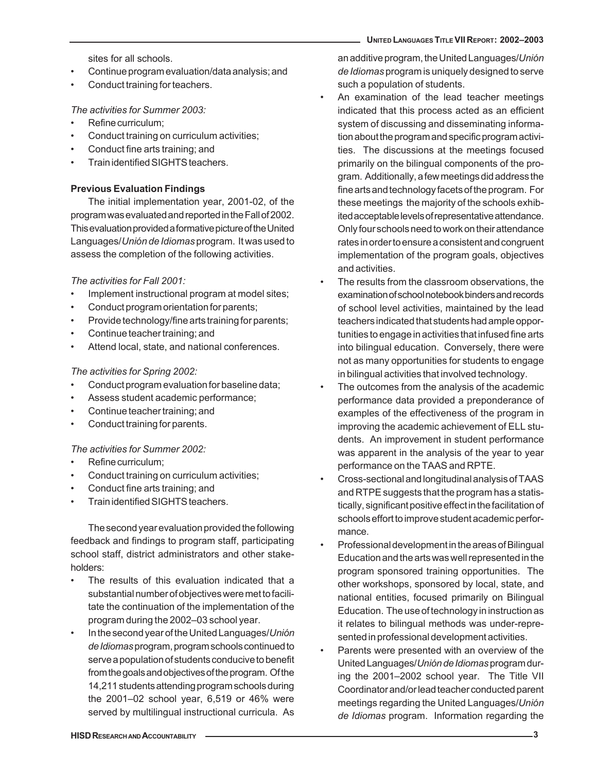sites for all schools.

- Continue program evaluation/data analysis; and
- Conduct training for teachers.

*The activities for Summer 2003:*

- Refine curriculum;
- Conduct training on curriculum activities;
- Conduct fine arts training; and
- Train identified SIGHTS teachers.

**Previous Evaluation Findings**

The initial implementation year, 2001-02, of the program was evaluated and reported in the Fall of 2002. This evaluation provided a formative picture of the United Languages/*Unión de Idiomas* program. It was used to assess the completion of the following activities.

*The activities for Fall 2001:*

- Implement instructional program at model sites;
- Conduct program orientation for parents;
- Provide technology/fine arts training for parents;
- Continue teacher training; and
- Attend local, state, and national conferences.

*The activities for Spring 2002:*

- Conduct program evaluation for baseline data;
- Assess student academic performance;
- Continue teacher training; and
- Conduct training for parents.

*The activities for Summer 2002:*

- Refine curriculum;
- Conduct training on curriculum activities;
- Conduct fine arts training; and
- Train identified SIGHTS teachers.

The second year evaluation provided the following feedback and findings to program staff, participating school staff, district administrators and other stakeholders:

- The results of this evaluation indicated that a substantial number of objectives were met to facilitate the continuation of the implementation of the program during the 2002–03 school year.
- In the second year of the United Languages/*Unión de Idiomas* program, program schools continued to serve a population of students conducive to benefit from the goals and objectives of the program. Of the 14,211 students attending program schools during the 2001–02 school year, 6,519 or 46% were served by multilingual instructional curricula. As an additive program, the United Languages/*Unión de Idiomas* program is uniquely designed to serve such a population of students.
- An examination of the lead teacher meetings indicated that this process acted as an efficient system of discussing and disseminating information about the program and specific program activities. The discussions at the meetings focused primarily on the bilingual components of the program. Additionally, a few meetings did address the fine arts and technology facets of the program. For these meetings the majority of the schools exhibited acceptable levels of representative attendance. Only four schools need to work on their attendance rates in order to ensure a consistent and congruent implementation of the program goals, objectives and activities.
- The results from the classroom observations, the examination of school notebook binders and records of school level activities, maintained by the lead teachers indicated that students had ample opportunities to engage in activities that infused fine arts into bilingual education. Conversely, there were not as many opportunities for students to engage in bilingual activities that involved technology.
- The outcomes from the analysis of the academic performance data provided a preponderance of examples of the effectiveness of the program in improving the academic achievement of ELL students. An improvement in student performance was apparent in the analysis of the year to year performance on the TAAS and RPTE.
- Cross-sectional and longitudinal analysis of TAAS and RTPE suggests that the program has a statistically, significant positive effect in the facilitation of schools effort to improve student academic performance.
- Professional development in the areas of Bilingual Education and the arts was well represented in the program sponsored training opportunities. The other workshops, sponsored by local, state, and national entities, focused primarily on Bilingual Education. The use of technology in instruction as it relates to bilingual methods was under-represented in professional development activities.
- Parents were presented with an overview of the United Languages/*Unión de Idiomas* program during the 2001–2002 school year. The Title VII Coordinator and/or lead teacher conducted parent meetings regarding the United Languages/*Unión de Idiomas* program. Information regarding the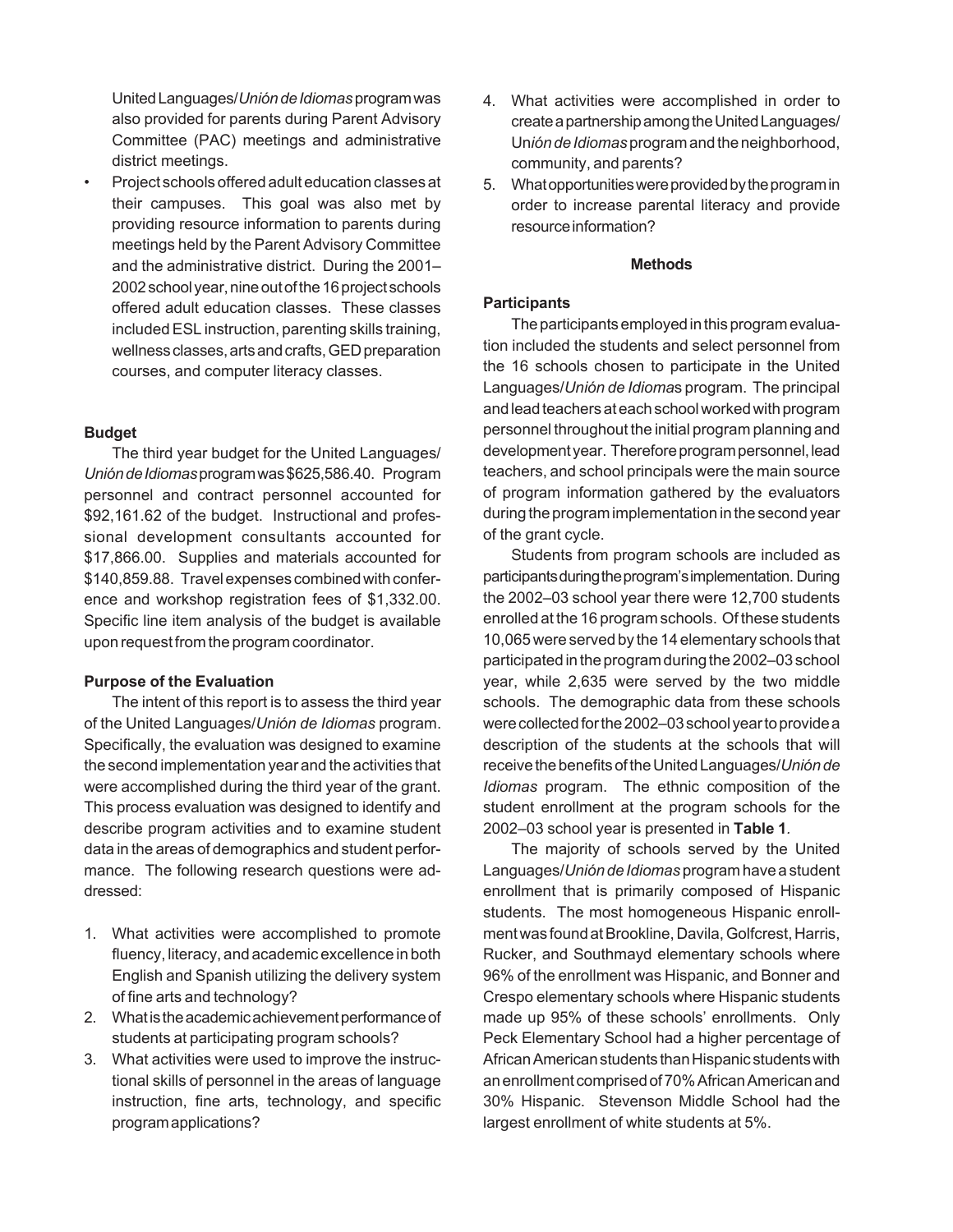United Languages/*Unión de Idiomas* program was also provided for parents during Parent Advisory Committee (PAC) meetings and administrative district meetings.

- Project schools offered adult education classes at their campuses. This goal was also met by providing resource information to parents during meetings held by the Parent Advisory Committee and the administrative district. During the 2001–2002 school year, nine out of the 16 project schools offered adult education classes. These classes included ESL instruction, parenting skills training, wellness classes, arts and crafts, GED preparation courses, and computer literacy classes.

### Budget

The third year budget for the United Languages/*Unión de Idiomas* program was $625,586.40. Program personnel and contract personnel accounted for $92,161.62 of the budget. Instructional and professional development consultants accounted for $17,866.00. Supplies and materials accounted for $140,859.88. Travel expenses combined with conference and workshop registration fees of $1,332.00. Specific line item analysis of the budget is available upon request from the program coordinator.

### Purpose of the Evaluation

The intent of this report is to assess the third year of the United Languages/*Unión de Idiomas* program. Specifically, the evaluation was designed to examine the second implementation year and the activities that were accomplished during the third year of the grant. This process evaluation was designed to identify and describe program activities and to examine student data in the areas of demographics and student performance. The following research questions were addressed:

1. What activities were accomplished to promote fluency, literacy, and academic excellence in both English and Spanish utilizing the delivery system of fine arts and technology?
2. What is the academic achievement performance of students at participating program schools?
3. What activities were used to improve the instructional skills of personnel in the areas of language instruction, fine arts, technology, and specific program applications?
4. What activities were accomplished in order to create a partnership among the United Languages/ Un*ión de Idiomas* program and the neighborhood, community, and parents?
5. What opportunities were provided by the program in order to increase parental literacy and provide resource information?

## Methods

### Participants

The participants employed in this program evaluation included the students and select personnel from the 16 schools chosen to participate in the United Languages/*Unión de Idioma*s program. The principal and lead teachers at each school worked with program personnel throughout the initial program planning and development year. Therefore program personnel, lead teachers, and school principals were the main source of program information gathered by the evaluators during the program implementation in the second year of the grant cycle.

Students from program schools are included as participants during the program's implementation. During the 2002–03 school year there were 12,700 students enrolled at the 16 program schools. Of these students 10,065 were served by the 14 elementary schools that participated in the program during the 2002–03 school year, while 2,635 were served by the two middle schools. The demographic data from these schools were collected for the 2002–03 school year to provide a description of the students at the schools that will receive the benefits of the United Languages/*Unión de Idiomas* program. The ethnic composition of the student enrollment at the program schools for the 2002–03 school year is presented in **Table 1**.

The majority of schools served by the United Languages/*Unión de Idiomas* program have a student enrollment that is primarily composed of Hispanic students. The most homogeneous Hispanic enrollment was found at Brookline, Davila, Golfcrest, Harris, Rucker, and Southmayd elementary schools where 96% of the enrollment was Hispanic, and Bonner and Crespo elementary schools where Hispanic students made up 95% of these schools' enrollments. Only Peck Elementary School had a higher percentage of African American students than Hispanic students with an enrollment comprised of 70% African American and 30% Hispanic. Stevenson Middle School had the largest enrollment of white students at 5%.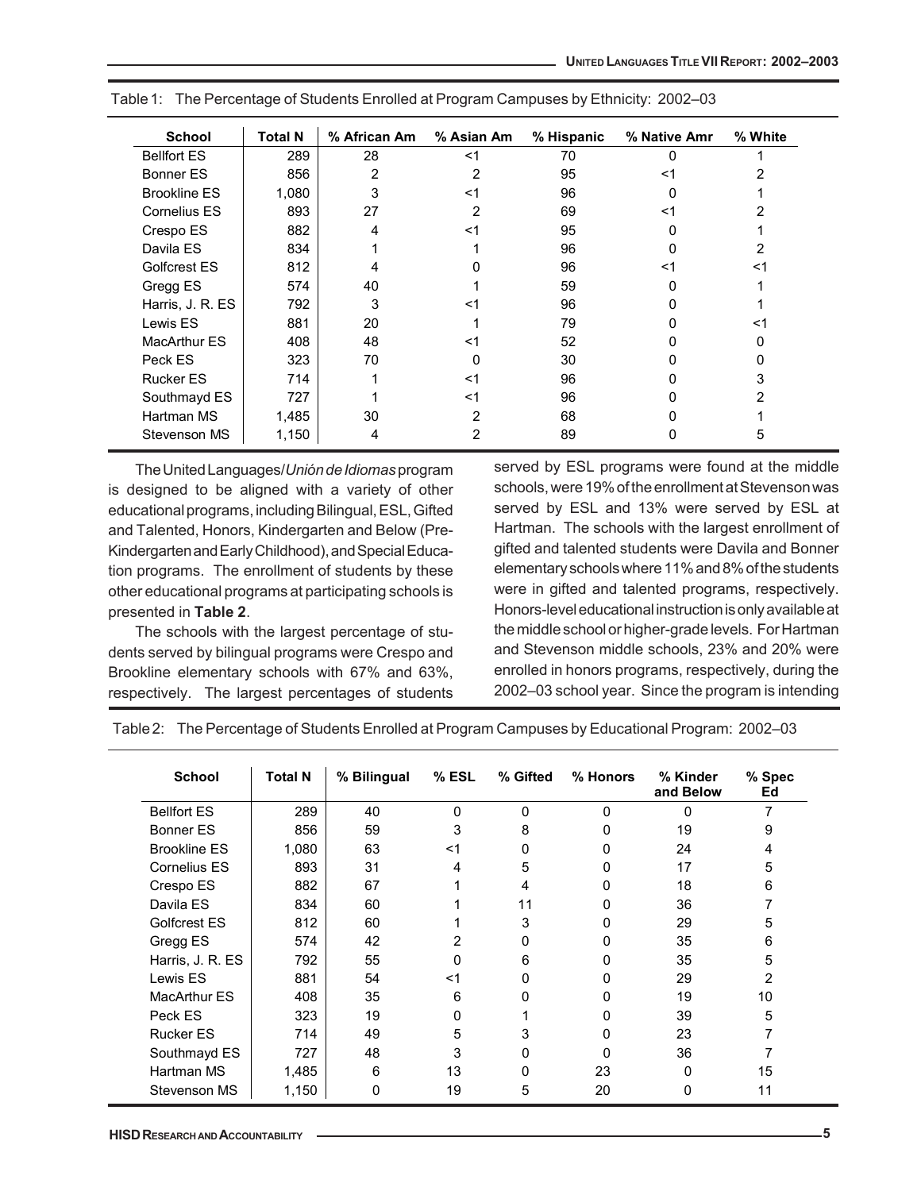Table 1: The Percentage of Students Enrolled at Program Campuses by Ethnicity: 2002–03

| School | Total N | % African Am | % Asian Am | % Hispanic | % Native Amr | % White |
|---|---|---|---|---|---|---|
| Bellfort ES | 289 | 28 | <1 | 70 | 0 | 1 |
| Bonner ES | 856 | 2 | 2 | 95 | <1 | 2 |
| Brookline ES | 1,080 | 3 | <1 | 96 | 0 | 1 |
| Cornelius ES | 893 | 27 | 2 | 69 | <1 | 2 |
| Crespo ES | 882 | 4 | <1 | 95 | 0 | 1 |
| Davila ES | 834 | 1 | 1 | 96 | 0 | 2 |
| Golfcrest ES | 812 | 4 | 0 | 96 | <1 | <1 |
| Gregg ES | 574 | 40 | 1 | 59 | 0 | 1 |
| Harris, J. R. ES | 792 | 3 | <1 | 96 | 0 | 1 |
| Lewis ES | 881 | 20 | 1 | 79 | 0 | <1 |
| MacArthur ES | 408 | 48 | <1 | 52 | 0 | 0 |
| Peck ES | 323 | 70 | 0 | 30 | 0 | 0 |
| Rucker ES | 714 | 1 | <1 | 96 | 0 | 3 |
| Southmayd ES | 727 | 1 | <1 | 96 | 0 | 2 |
| Hartman MS | 1,485 | 30 | 2 | 68 | 0 | 1 |
| Stevenson MS | 1,150 | 4 | 2 | 89 | 0 | 5 |

The United Languages/*Unión de Idiomas* program is designed to be aligned with a variety of other educational programs, including Bilingual, ESL, Gifted and Talented, Honors, Kindergarten and Below (Pre-Kindergarten and Early Childhood), and Special Education programs. The enrollment of students by these other educational programs at participating schools is presented in **Table 2**.

The schools with the largest percentage of students served by bilingual programs were Crespo and Brookline elementary schools with 67% and 63%, respectively. The largest percentages of students served by ESL programs were found at the middle schools, were 19% of the enrollment at Stevenson was served by ESL and 13% were served by ESL at Hartman. The schools with the largest enrollment of gifted and talented students were Davila and Bonner elementary schools where 11% and 8% of the students were in gifted and talented programs, respectively. Honors-level educational instruction is only available at the middle school or higher-grade levels. For Hartman and Stevenson middle schools, 23% and 20% were enrolled in honors programs, respectively, during the 2002–03 school year. Since the program is intending

Table 2: The Percentage of Students Enrolled at Program Campuses by Educational Program: 2002–03

| School | Total N | % Bilingual | % ESL | % Gifted | % Honors | % Kinder and Below | % Spec Ed |
|---|---|---|---|---|---|---|---|
| Bellfort ES | 289 | 40 | 0 | 0 | 0 | 0 | 7 |
| Bonner ES | 856 | 59 | 3 | 8 | 0 | 19 | 9 |
| Brookline ES | 1,080 | 63 | <1 | 0 | 0 | 24 | 4 |
| Cornelius ES | 893 | 31 | 4 | 5 | 0 | 17 | 5 |
| Crespo ES | 882 | 67 | 1 | 4 | 0 | 18 | 6 |
| Davila ES | 834 | 60 | 1 | 11 | 0 | 36 | 7 |
| Golfcrest ES | 812 | 60 | 1 | 3 | 0 | 29 | 5 |
| Gregg ES | 574 | 42 | 2 | 0 | 0 | 35 | 6 |
| Harris, J. R. ES | 792 | 55 | 0 | 6 | 0 | 35 | 5 |
| Lewis ES | 881 | 54 | <1 | 0 | 0 | 29 | 2 |
| MacArthur ES | 408 | 35 | 6 | 0 | 0 | 19 | 10 |
| Peck ES | 323 | 19 | 0 | 1 | 0 | 39 | 5 |
| Rucker ES | 714 | 49 | 5 | 3 | 0 | 23 | 7 |
| Southmayd ES | 727 | 48 | 3 | 0 | 0 | 36 | 7 |
| Hartman MS | 1,485 | 6 | 13 | 0 | 23 | 0 | 15 |
| Stevenson MS | 1,150 | 0 | 19 | 5 | 20 | 0 | 11 |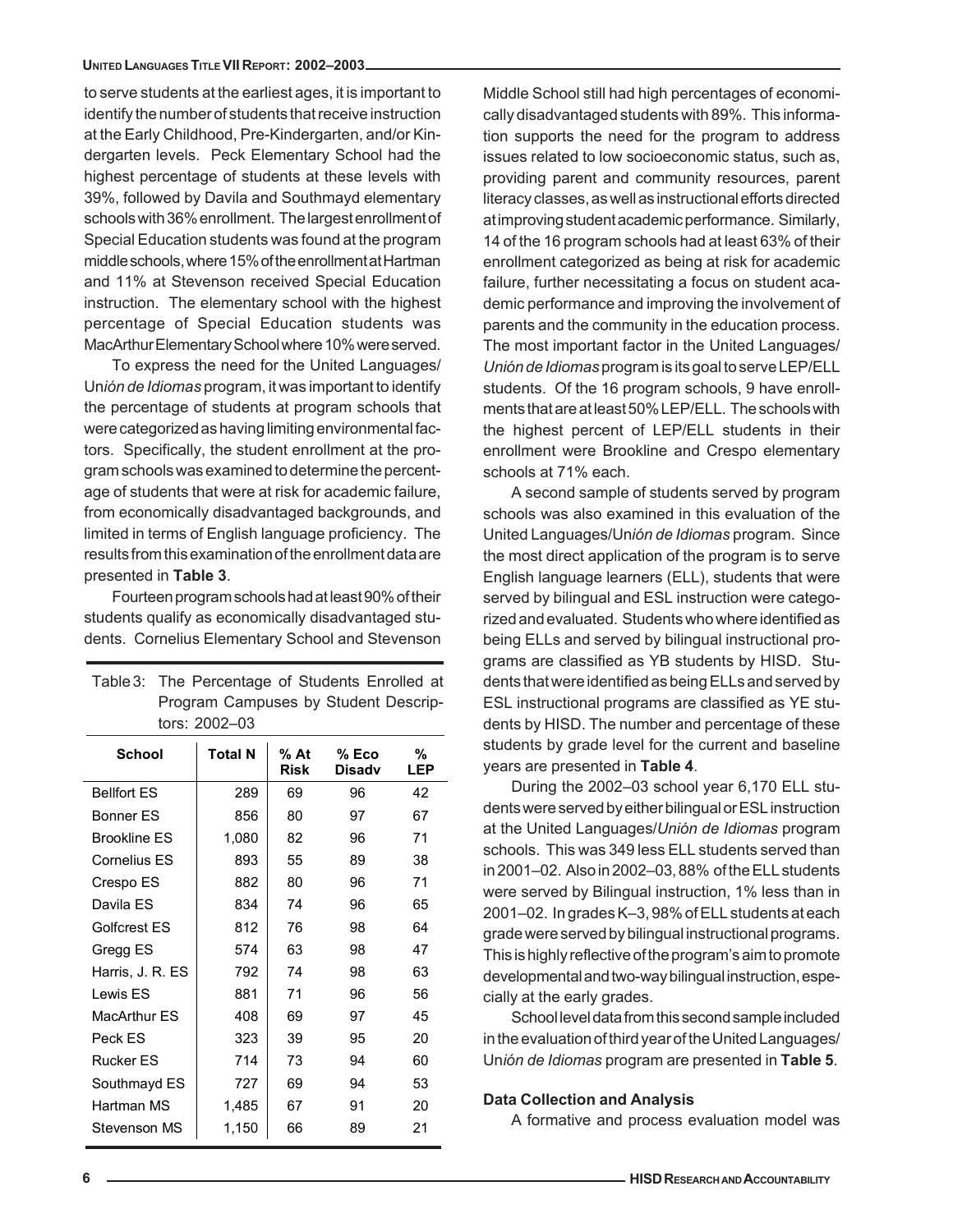to serve students at the earliest ages, it is important to identify the number of students that receive instruction at the Early Childhood, Pre-Kindergarten, and/or Kindergarten levels. Peck Elementary School had the highest percentage of students at these levels with 39%, followed by Davila and Southmayd elementary schools with 36% enrollment. The largest enrollment of Special Education students was found at the program middle schools, where 15% of the enrollment at Hartman and 11% at Stevenson received Special Education instruction. The elementary school with the highest percentage of Special Education students was MacArthur Elementary School where 10% were served.

To express the need for the United Languages/ Un*ión de Idiomas* program, it was important to identify the percentage of students at program schools that were categorized as having limiting environmental factors. Specifically, the student enrollment at the program schools was examined to determine the percentage of students that were at risk for academic failure, from economically disadvantaged backgrounds, and limited in terms of English language proficiency. The results from this examination of the enrollment data are presented in **Table 3**.

Fourteen program schools had at least 90% of their students qualify as economically disadvantaged students. Cornelius Elementary School and Stevenson Middle School still had high percentages of economically disadvantaged students with 89%. This information supports the need for the program to address issues related to low socioeconomic status, such as, providing parent and community resources, parent literacy classes, as well as instructional efforts directed at improving student academic performance. Similarly, 14 of the 16 program schools had at least 63% of their enrollment categorized as being at risk for academic failure, further necessitating a focus on student academic performance and improving the involvement of parents and the community in the education process. The most important factor in the United Languages/ *Unión de Idiomas* program is its goal to serve LEP/ELL students. Of the 16 program schools, 9 have enrollments that are at least 50% LEP/ELL. The schools with the highest percent of LEP/ELL students in their enrollment were Brookline and Crespo elementary schools at 71% each.

Table 3: The Percentage of Students Enrolled at Program Campuses by Student Descriptors: 2002–03

| School | Total N | % At Risk | % Eco Disadv | % LEP |
|---|---|---|---|---|
| Bellfort ES | 289 | 69 | 96 | 42 |
| Bonner ES | 856 | 80 | 97 | 67 |
| Brookline ES | 1,080 | 82 | 96 | 71 |
| Cornelius ES | 893 | 55 | 89 | 38 |
| Crespo ES | 882 | 80 | 96 | 71 |
| Davila ES | 834 | 74 | 96 | 65 |
| Golfcrest ES | 812 | 76 | 98 | 64 |
| Gregg ES | 574 | 63 | 98 | 47 |
| Harris, J. R. ES | 792 | 74 | 98 | 63 |
| Lewis ES | 881 | 71 | 96 | 56 |
| MacArthur ES | 408 | 69 | 97 | 45 |
| Peck ES | 323 | 39 | 95 | 20 |
| Rucker ES | 714 | 73 | 94 | 60 |
| Southmayd ES | 727 | 69 | 94 | 53 |
| Hartman MS | 1,485 | 67 | 91 | 20 |
| Stevenson MS | 1,150 | 66 | 89 | 21 |

A second sample of students served by program schools was also examined in this evaluation of the United Languages/Un*ión de Idiomas* program. Since the most direct application of the program is to serve English language learners (ELL), students that were served by bilingual and ESL instruction were categorized and evaluated. Students who where identified as being ELLs and served by bilingual instructional programs are classified as YB students by HISD. Students that were identified as being ELLs and served by ESL instructional programs are classified as YE students by HISD. The number and percentage of these students by grade level for the current and baseline years are presented in **Table 4**.

During the 2002–03 school year 6,170 ELL students were served by either bilingual or ESL instruction at the United Languages/*Unión de Idiomas* program schools. This was 349 less ELL students served than in 2001–02. Also in 2002–03, 88% of the ELL students were served by Bilingual instruction, 1% less than in 2001–02. In grades K–3, 98% of ELL students at each grade were served by bilingual instructional programs. This is highly reflective of the program's aim to promote developmental and two-way bilingual instruction, especially at the early grades.

School level data from this second sample included in the evaluation of third year of the United Languages/ Un*ión de Idiomas* program are presented in **Table 5**.

### Data Collection and Analysis

A formative and process evaluation model was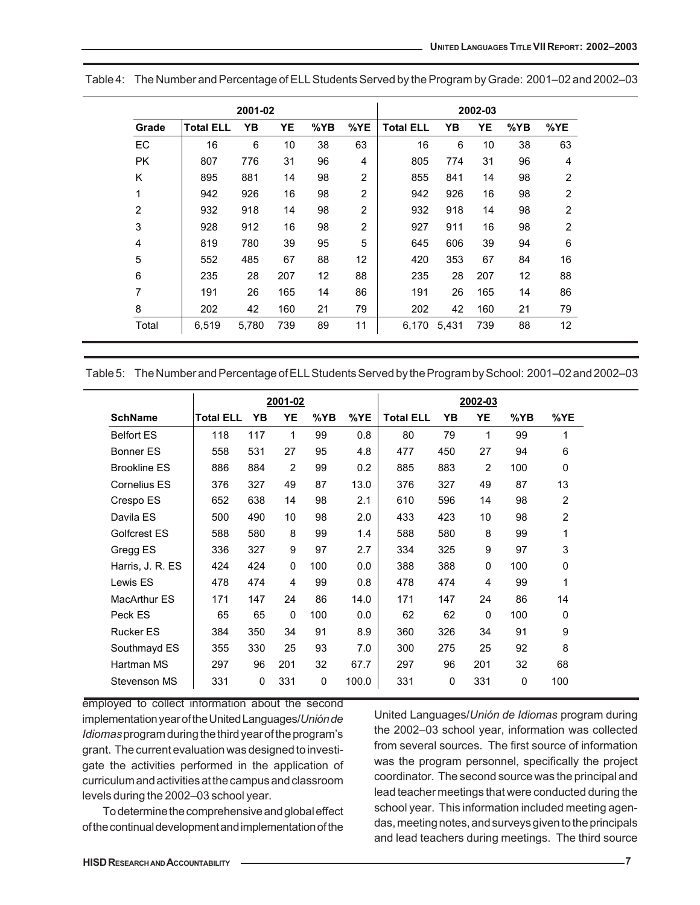Table 4: The Number and Percentage of ELL Students Served by the Program by Grade: 2001–02 and 2002–03

| | 2001-02 | | | | | 2002-03 | | | | |
|---|---|---|---|---|---|---|---|---|---|---|
| Grade | Total ELL | YB | YE | %YB | %YE | Total ELL | YB | YE | %YB | %YE |
| EC | 16 | 6 | 10 | 38 | 63 | 16 | 6 | 10 | 38 | 63 |
| PK | 807 | 776 | 31 | 96 | 4 | 805 | 774 | 31 | 96 | 4 |
| K | 895 | 881 | 14 | 98 | 2 | 855 | 841 | 14 | 98 | 2 |
| 1 | 942 | 926 | 16 | 98 | 2 | 942 | 926 | 16 | 98 | 2 |
| 2 | 932 | 918 | 14 | 98 | 2 | 932 | 918 | 14 | 98 | 2 |
| 3 | 928 | 912 | 16 | 98 | 2 | 927 | 911 | 16 | 98 | 2 |
| 4 | 819 | 780 | 39 | 95 | 5 | 645 | 606 | 39 | 94 | 6 |
| 5 | 552 | 485 | 67 | 88 | 12 | 420 | 353 | 67 | 84 | 16 |
| 6 | 235 | 28 | 207 | 12 | 88 | 235 | 28 | 207 | 12 | 88 |
| 7 | 191 | 26 | 165 | 14 | 86 | 191 | 26 | 165 | 14 | 86 |
| 8 | 202 | 42 | 160 | 21 | 79 | 202 | 42 | 160 | 21 | 79 |
| Total | 6,519 | 5,780 | 739 | 89 | 11 | 6,170 | 5,431 | 739 | 88 | 12 |

Table 5: The Number and Percentage of ELL Students Served by the Program by School: 2001–02 and 2002–03

| | 2001-02 | | | | | 2002-03 | | | | |
|---|---|---|---|---|---|---|---|---|---|---|
| SchName | Total ELL | YB | YE | %YB | %YE | Total ELL | YB | YE | %YB | %YE |
| Belfort ES | 118 | 117 | 1 | 99 | 0.8 | 80 | 79 | 1 | 99 | 1 |
| Bonner ES | 558 | 531 | 27 | 95 | 4.8 | 477 | 450 | 27 | 94 | 6 |
| Brookline ES | 886 | 884 | 2 | 99 | 0.2 | 885 | 883 | 2 | 100 | 0 |
| Cornelius ES | 376 | 327 | 49 | 87 | 13.0 | 376 | 327 | 49 | 87 | 13 |
| Crespo ES | 652 | 638 | 14 | 98 | 2.1 | 610 | 596 | 14 | 98 | 2 |
| Davila ES | 500 | 490 | 10 | 98 | 2.0 | 433 | 423 | 10 | 98 | 2 |
| Golfcrest ES | 588 | 580 | 8 | 99 | 1.4 | 588 | 580 | 8 | 99 | 1 |
| Gregg ES | 336 | 327 | 9 | 97 | 2.7 | 334 | 325 | 9 | 97 | 3 |
| Harris, J. R. ES | 424 | 424 | 0 | 100 | 0.0 | 388 | 388 | 0 | 100 | 0 |
| Lewis ES | 478 | 474 | 4 | 99 | 0.8 | 478 | 474 | 4 | 99 | 1 |
| MacArthur ES | 171 | 147 | 24 | 86 | 14.0 | 171 | 147 | 24 | 86 | 14 |
| Peck ES | 65 | 65 | 0 | 100 | 0.0 | 62 | 62 | 0 | 100 | 0 |
| Rucker ES | 384 | 350 | 34 | 91 | 8.9 | 360 | 326 | 34 | 91 | 9 |
| Southmayd ES | 355 | 330 | 25 | 93 | 7.0 | 300 | 275 | 25 | 92 | 8 |
| Hartman MS | 297 | 96 | 201 | 32 | 67.7 | 297 | 96 | 201 | 32 | 68 |
| Stevenson MS | 331 | 0 | 331 | 0 | 100.0 | 331 | 0 | 331 | 0 | 100 |

employed to collect information about the second implementation year of the United Languages/*Unión de Idiomas* program during the third year of the program's grant. The current evaluation was designed to investigate the activities performed in the application of curriculum and activities at the campus and classroom levels during the 2002–03 school year.

To determine the comprehensive and global effect of the continual development and implementation of the United Languages/*Unión de Idiomas* program during the 2002–03 school year, information was collected from several sources. The first source of information was the program personnel, specifically the project coordinator. The second source was the principal and lead teacher meetings that were conducted during the school year. This information included meeting agendas, meeting notes, and surveys given to the principals and lead teachers during meetings. The third source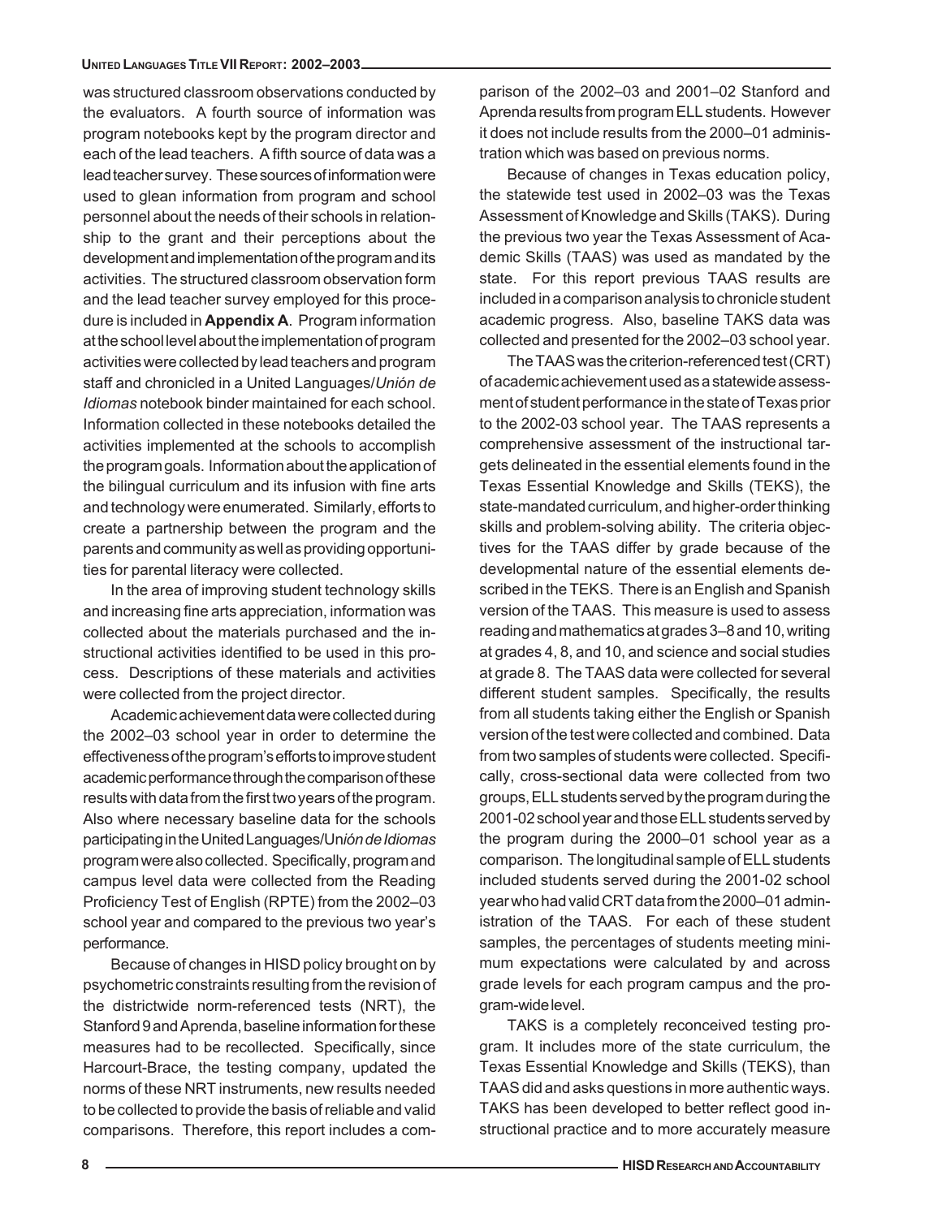was structured classroom observations conducted by the evaluators. A fourth source of information was program notebooks kept by the program director and each of the lead teachers. A fifth source of data was a lead teacher survey. These sources of information were used to glean information from program and school personnel about the needs of their schools in relationship to the grant and their perceptions about the development and implementation of the program and its activities. The structured classroom observation form and the lead teacher survey employed for this procedure is included in **Appendix A**. Program information at the school level about the implementation of program activities were collected by lead teachers and program staff and chronicled in a United Languages/*Unión de Idiomas* notebook binder maintained for each school. Information collected in these notebooks detailed the activities implemented at the schools to accomplish the program goals. Information about the application of the bilingual curriculum and its infusion with fine arts and technology were enumerated. Similarly, efforts to create a partnership between the program and the parents and community as well as providing opportunities for parental literacy were collected.

In the area of improving student technology skills and increasing fine arts appreciation, information was collected about the materials purchased and the instructional activities identified to be used in this process. Descriptions of these materials and activities were collected from the project director.

Academic achievement data were collected during the 2002–03 school year in order to determine the effectiveness of the program's efforts to improve student academic performance through the comparison of these results with data from the first two years of the program. Also where necessary baseline data for the schools participating in the United Languages/Un*ión de Idiomas* program were also collected. Specifically, program and campus level data were collected from the Reading Proficiency Test of English (RPTE) from the 2002–03 school year and compared to the previous two year's performance.

Because of changes in HISD policy brought on by psychometric constraints resulting from the revision of the districtwide norm-referenced tests (NRT), the Stanford 9 and Aprenda, baseline information for these measures had to be recollected. Specifically, since Harcourt-Brace, the testing company, updated the norms of these NRT instruments, new results needed to be collected to provide the basis of reliable and valid comparisons. Therefore, this report includes a comparison of the 2002–03 and 2001–02 Stanford and Aprenda results from program ELL students. However it does not include results from the 2000–01 administration which was based on previous norms.

Because of changes in Texas education policy, the statewide test used in 2002–03 was the Texas Assessment of Knowledge and Skills (TAKS). During the previous two year the Texas Assessment of Academic Skills (TAAS) was used as mandated by the state. For this report previous TAAS results are included in a comparison analysis to chronicle student academic progress. Also, baseline TAKS data was collected and presented for the 2002–03 school year.

The TAAS was the criterion-referenced test (CRT) of academic achievement used as a statewide assessment of student performance in the state of Texas prior to the 2002-03 school year. The TAAS represents a comprehensive assessment of the instructional targets delineated in the essential elements found in the Texas Essential Knowledge and Skills (TEKS), the state-mandated curriculum, and higher-order thinking skills and problem-solving ability. The criteria objectives for the TAAS differ by grade because of the developmental nature of the essential elements described in the TEKS. There is an English and Spanish version of the TAAS. This measure is used to assess reading and mathematics at grades 3–8 and 10, writing at grades 4, 8, and 10, and science and social studies at grade 8. The TAAS data were collected for several different student samples. Specifically, the results from all students taking either the English or Spanish version of the test were collected and combined. Data from two samples of students were collected. Specifically, cross-sectional data were collected from two groups, ELL students served by the program during the 2001-02 school year and those ELL students served by the program during the 2000–01 school year as a comparison. The longitudinal sample of ELL students included students served during the 2001-02 school year who had valid CRT data from the 2000–01 administration of the TAAS. For each of these student samples, the percentages of students meeting minimum expectations were calculated by and across grade levels for each program campus and the program-wide level.

TAKS is a completely reconceived testing program. It includes more of the state curriculum, the Texas Essential Knowledge and Skills (TEKS), than TAAS did and asks questions in more authentic ways. TAKS has been developed to better reflect good instructional practice and to more accurately measure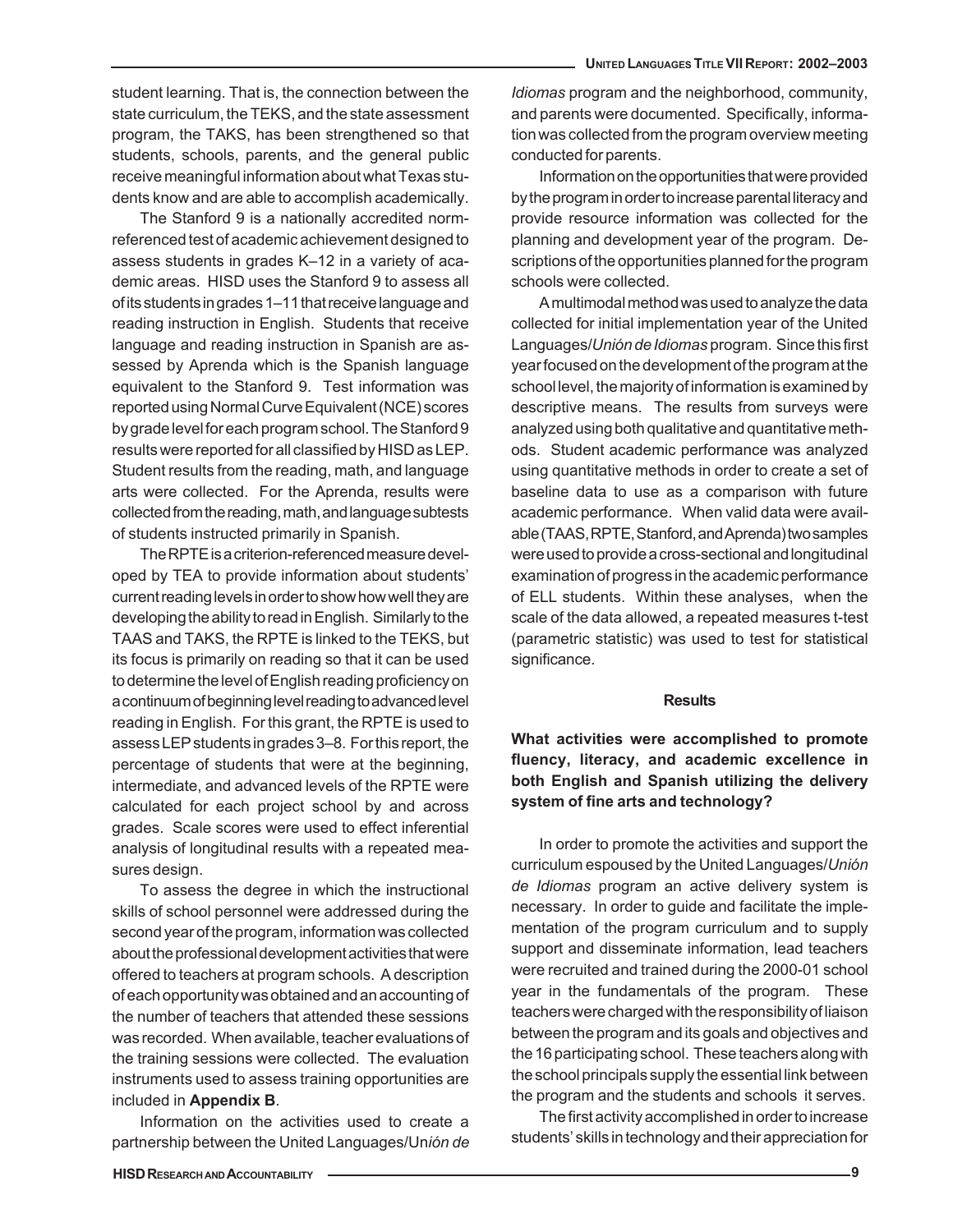student learning. That is, the connection between the state curriculum, the TEKS, and the state assessment program, the TAKS, has been strengthened so that students, schools, parents, and the general public receive meaningful information about what Texas students know and are able to accomplish academically.

The Stanford 9 is a nationally accredited norm-referenced test of academic achievement designed to assess students in grades K–12 in a variety of academic areas. HISD uses the Stanford 9 to assess all of its students in grades 1–11 that receive language and reading instruction in English. Students that receive language and reading instruction in Spanish are assessed by Aprenda which is the Spanish language equivalent to the Stanford 9. Test information was reported using Normal Curve Equivalent (NCE) scores by grade level for each program school. The Stanford 9 results were reported for all classified by HISD as LEP. Student results from the reading, math, and language arts were collected. For the Aprenda, results were collected from the reading, math, and language subtests of students instructed primarily in Spanish.

The RPTE is a criterion-referenced measure developed by TEA to provide information about students' current reading levels in order to show how well they are developing the ability to read in English. Similarly to the TAAS and TAKS, the RPTE is linked to the TEKS, but its focus is primarily on reading so that it can be used to determine the level of English reading proficiency on a continuum of beginning level reading to advanced level reading in English. For this grant, the RPTE is used to assess LEP students in grades 3–8. For this report, the percentage of students that were at the beginning, intermediate, and advanced levels of the RPTE were calculated for each project school by and across grades. Scale scores were used to effect inferential analysis of longitudinal results with a repeated measures design.

To assess the degree in which the instructional skills of school personnel were addressed during the second year of the program, information was collected about the professional development activities that were offered to teachers at program schools. A description of each opportunity was obtained and an accounting of the number of teachers that attended these sessions was recorded. When available, teacher evaluations of the training sessions were collected. The evaluation instruments used to assess training opportunities are included in **Appendix B**.

Information on the activities used to create a partnership between the United Languages/Un*ión de Idiomas* program and the neighborhood, community, and parents were documented. Specifically, information was collected from the program overview meeting conducted for parents.

Information on the opportunities that were provided by the program in order to increase parental literacy and provide resource information was collected for the planning and development year of the program. Descriptions of the opportunities planned for the program schools were collected.

A multimodal method was used to analyze the data collected for initial implementation year of the United Languages/*Unión de Idiomas* program. Since this first year focused on the development of the program at the school level, the majority of information is examined by descriptive means. The results from surveys were analyzed using both qualitative and quantitative methods. Student academic performance was analyzed using quantitative methods in order to create a set of baseline data to use as a comparison with future academic performance. When valid data were available (TAAS, RPTE, Stanford, and Aprenda) two samples were used to provide a cross-sectional and longitudinal examination of progress in the academic performance of ELL students. Within these analyses, when the scale of the data allowed, a repeated measures t-test (parametric statistic) was used to test for statistical significance.

## Results

### What activities were accomplished to promote fluency, literacy, and academic excellence in both English and Spanish utilizing the delivery system of fine arts and technology?

In order to promote the activities and support the curriculum espoused by the United Languages/*Unión de Idiomas* program an active delivery system is necessary. In order to guide and facilitate the implementation of the program curriculum and to supply support and disseminate information, lead teachers were recruited and trained during the 2000-01 school year in the fundamentals of the program. These teachers were charged with the responsibility of liaison between the program and its goals and objectives and the 16 participating school. These teachers along with the school principals supply the essential link between the program and the students and schools it serves.

The first activity accomplished in order to increase students' skills in technology and their appreciation for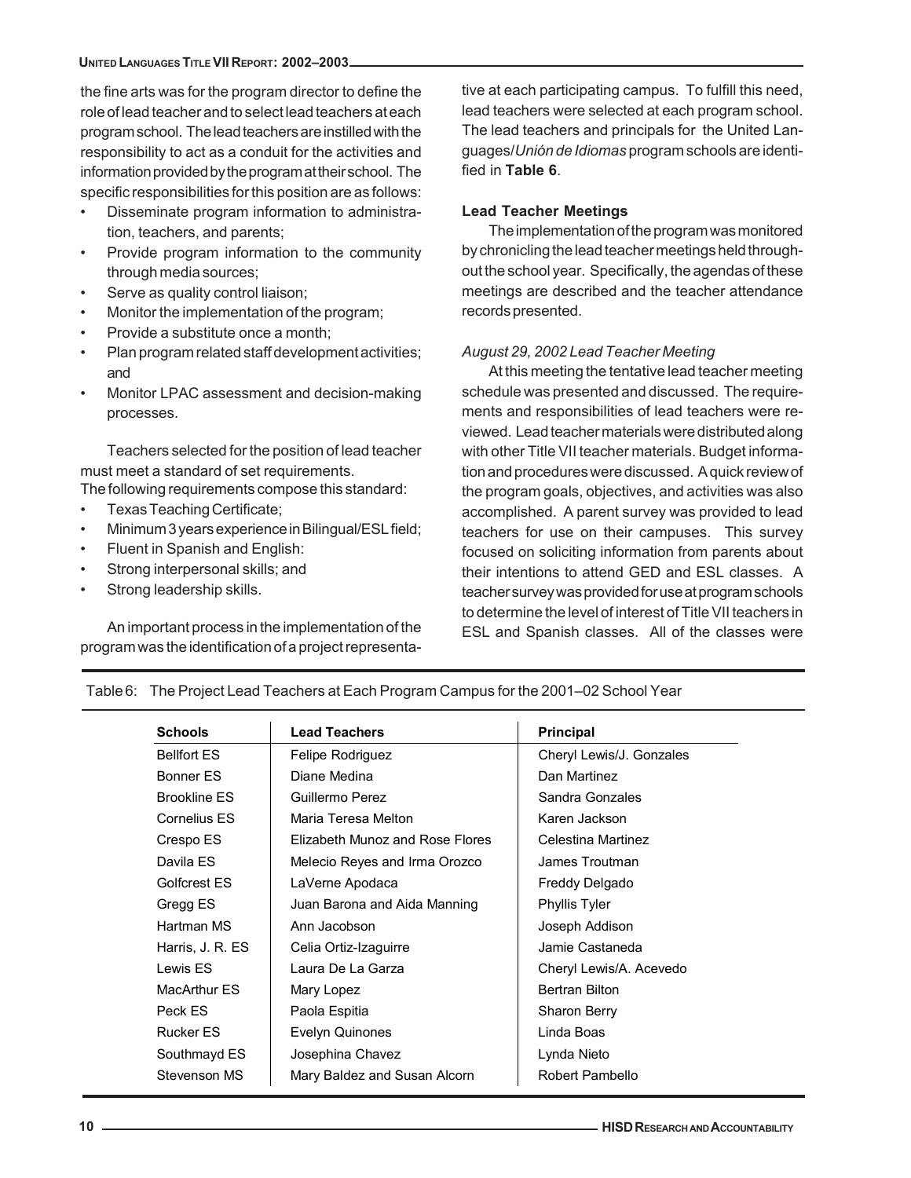the fine arts was for the program director to define the role of lead teacher and to select lead teachers at each program school. The lead teachers are instilled with the responsibility to act as a conduit for the activities and information provided by the program at their school. The specific responsibilities for this position are as follows:

- Disseminate program information to administration, teachers, and parents;
- Provide program information to the community through media sources;
- Serve as quality control liaison;
- Monitor the implementation of the program;
- Provide a substitute once a month;
- Plan program related staff development activities; and
- Monitor LPAC assessment and decision-making processes.

Teachers selected for the position of lead teacher must meet a standard of set requirements.
The following requirements compose this standard:

- Texas Teaching Certificate;
- Minimum 3 years experience in Bilingual/ESL field;
- Fluent in Spanish and English:
- Strong interpersonal skills; and
- Strong leadership skills.

An important process in the implementation of the program was the identification of a project representative at each participating campus. To fulfill this need, lead teachers were selected at each program school. The lead teachers and principals for the United Languages/*Unión de Idiomas* program schools are identified in **Table 6**.

**Lead Teacher Meetings**

The implementation of the program was monitored by chronicling the lead teacher meetings held throughout the school year. Specifically, the agendas of these meetings are described and the teacher attendance records presented.

*August 29, 2002 Lead Teacher Meeting*

At this meeting the tentative lead teacher meeting schedule was presented and discussed. The requirements and responsibilities of lead teachers were reviewed. Lead teacher materials were distributed along with other Title VII teacher materials. Budget information and procedures were discussed. A quick review of the program goals, objectives, and activities was also accomplished. A parent survey was provided to lead teachers for use on their campuses. This survey focused on soliciting information from parents about their intentions to attend GED and ESL classes. A teacher survey was provided for use at program schools to determine the level of interest of Title VII teachers in ESL and Spanish classes. All of the classes were

Table 6: The Project Lead Teachers at Each Program Campus for the 2001–02 School Year

| Schools | Lead Teachers | Principal |
|---|---|---|
| Bellfort ES | Felipe Rodriguez | Cheryl Lewis/J. Gonzales |
| Bonner ES | Diane Medina | Dan Martinez |
| Brookline ES | Guillermo Perez | Sandra Gonzales |
| Cornelius ES | Maria Teresa Melton | Karen Jackson |
| Crespo ES | Elizabeth Munoz and Rose Flores | Celestina Martinez |
| Davila ES | Melecio Reyes and Irma Orozco | James Troutman |
| Golfcrest ES | LaVerne Apodaca | Freddy Delgado |
| Gregg ES | Juan Barona and Aida Manning | Phyllis Tyler |
| Hartman MS | Ann Jacobson | Joseph Addison |
| Harris, J. R. ES | Celia Ortiz-Izaguirre | Jamie Castaneda |
| Lewis ES | Laura De La Garza | Cheryl Lewis/A. Acevedo |
| MacArthur ES | Mary Lopez | Bertran Bilton |
| Peck ES | Paola Espitia | Sharon Berry |
| Rucker ES | Evelyn Quinones | Linda Boas |
| Southmayd ES | Josephina Chavez | Lynda Nieto |
| Stevenson MS | Mary Baldez and Susan Alcorn | Robert Pambello |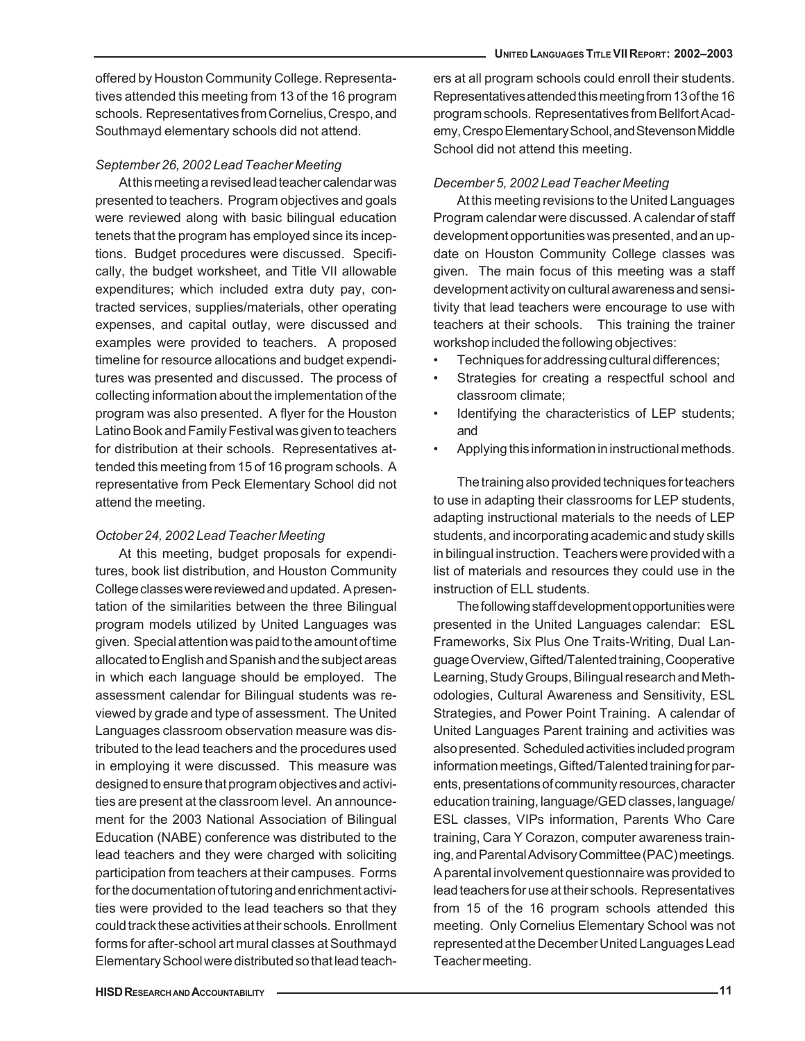offered by Houston Community College. Representatives attended this meeting from 13 of the 16 program schools. Representatives from Cornelius, Crespo, and Southmayd elementary schools did not attend.

*September 26, 2002 Lead Teacher Meeting*

At this meeting a revised lead teacher calendar was presented to teachers. Program objectives and goals were reviewed along with basic bilingual education tenets that the program has employed since its inceptions. Budget procedures were discussed. Specifically, the budget worksheet, and Title VII allowable expenditures; which included extra duty pay, contracted services, supplies/materials, other operating expenses, and capital outlay, were discussed and examples were provided to teachers. A proposed timeline for resource allocations and budget expenditures was presented and discussed. The process of collecting information about the implementation of the program was also presented. A flyer for the Houston Latino Book and Family Festival was given to teachers for distribution at their schools. Representatives attended this meeting from 15 of 16 program schools. A representative from Peck Elementary School did not attend the meeting.

*October 24, 2002 Lead Teacher Meeting*

At this meeting, budget proposals for expenditures, book list distribution, and Houston Community College classes were reviewed and updated. A presentation of the similarities between the three Bilingual program models utilized by United Languages was given. Special attention was paid to the amount of time allocated to English and Spanish and the subject areas in which each language should be employed. The assessment calendar for Bilingual students was reviewed by grade and type of assessment. The United Languages classroom observation measure was distributed to the lead teachers and the procedures used in employing it were discussed. This measure was designed to ensure that program objectives and activities are present at the classroom level. An announcement for the 2003 National Association of Bilingual Education (NABE) conference was distributed to the lead teachers and they were charged with soliciting participation from teachers at their campuses. Forms for the documentation of tutoring and enrichment activities were provided to the lead teachers so that they could track these activities at their schools. Enrollment forms for after-school art mural classes at Southmayd Elementary School were distributed so that lead teachers at all program schools could enroll their students. Representatives attended this meeting from 13 of the 16 program schools. Representatives from Bellfort Academy, Crespo Elementary School, and Stevenson Middle School did not attend this meeting.

*December 5, 2002 Lead Teacher Meeting*

At this meeting revisions to the United Languages Program calendar were discussed. A calendar of staff development opportunities was presented, and an update on Houston Community College classes was given. The main focus of this meeting was a staff development activity on cultural awareness and sensitivity that lead teachers were encourage to use with teachers at their schools. This training the trainer workshop included the following objectives:

- Techniques for addressing cultural differences;
- Strategies for creating a respectful school and classroom climate;
- Identifying the characteristics of LEP students; and
- Applying this information in instructional methods.

The training also provided techniques for teachers to use in adapting their classrooms for LEP students, adapting instructional materials to the needs of LEP students, and incorporating academic and study skills in bilingual instruction. Teachers were provided with a list of materials and resources they could use in the instruction of ELL students.

The following staff development opportunities were presented in the United Languages calendar: ESL Frameworks, Six Plus One Traits-Writing, Dual Language Overview, Gifted/Talented training, Cooperative Learning, Study Groups, Bilingual research and Methodologies, Cultural Awareness and Sensitivity, ESL Strategies, and Power Point Training. A calendar of United Languages Parent training and activities was also presented. Scheduled activities included program information meetings, Gifted/Talented training for parents, presentations of community resources, character education training, language/GED classes, language/ESL classes, VIPs information, Parents Who Care training, Cara Y Corazon, computer awareness training, and Parental Advisory Committee (PAC) meetings. A parental involvement questionnaire was provided to lead teachers for use at their schools. Representatives from 15 of the 16 program schools attended this meeting. Only Cornelius Elementary School was not represented at the December United Languages Lead Teacher meeting.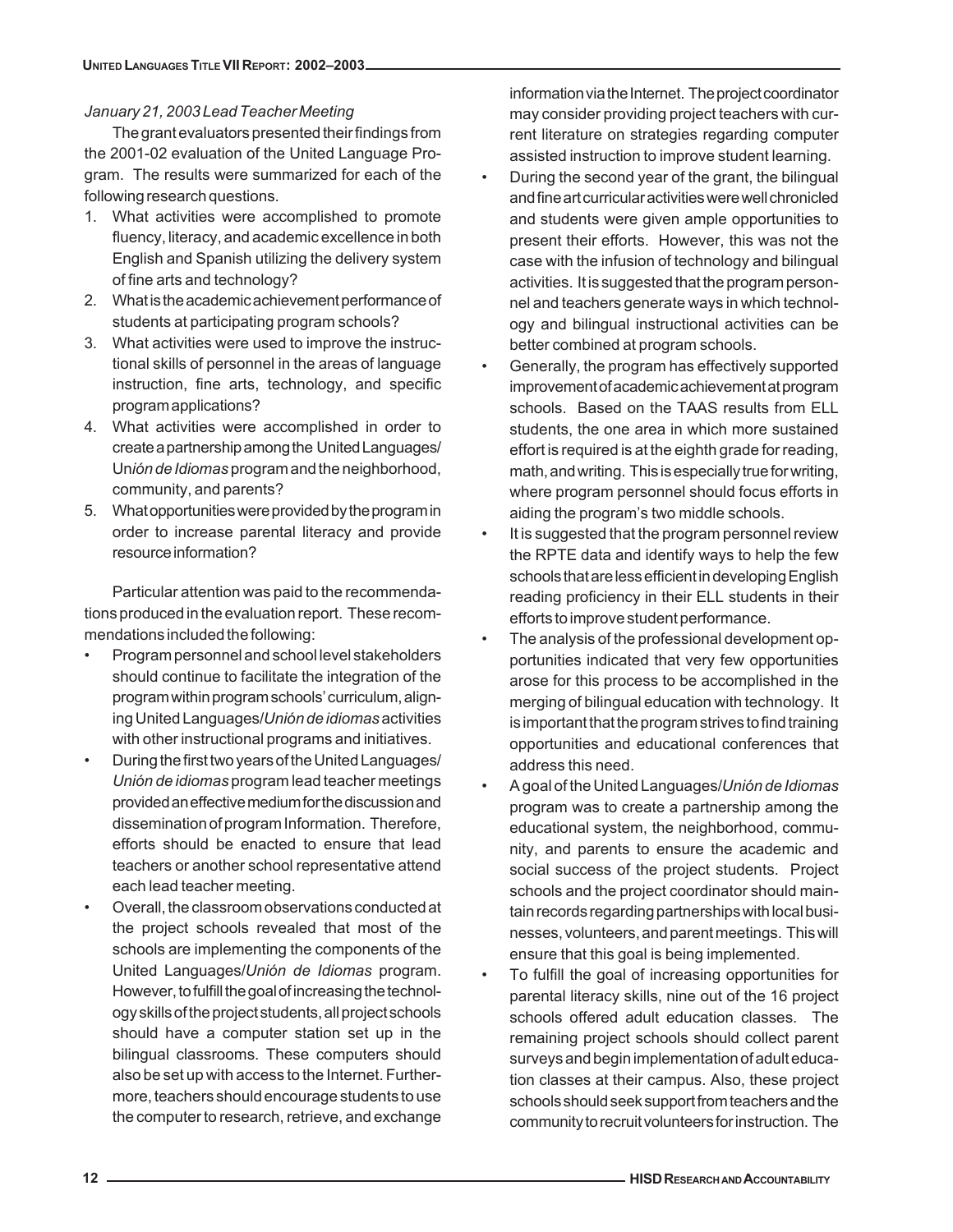*January 21, 2003 Lead Teacher Meeting*

The grant evaluators presented their findings from the 2001-02 evaluation of the United Language Program. The results were summarized for each of the following research questions.

1. What activities were accomplished to promote fluency, literacy, and academic excellence in both English and Spanish utilizing the delivery system of fine arts and technology?
2. What is the academic achievement performance of students at participating program schools?
3. What activities were used to improve the instructional skills of personnel in the areas of language instruction, fine arts, technology, and specific program applications?
4. What activities were accomplished in order to create a partnership among the United Languages/Un*ión de Idiomas* program and the neighborhood, community, and parents?
5. What opportunities were provided by the program in order to increase parental literacy and provide resource information?

Particular attention was paid to the recommendations produced in the evaluation report. These recommendations included the following:

- Program personnel and school level stakeholders should continue to facilitate the integration of the program within program schools' curriculum, aligning United Languages/*Unión de idiomas* activities with other instructional programs and initiatives.
- During the first two years of the United Languages/*Unión de idiomas* program lead teacher meetings provided an effective medium for the discussion and dissemination of program Information. Therefore, efforts should be enacted to ensure that lead teachers or another school representative attend each lead teacher meeting.
- Overall, the classroom observations conducted at the project schools revealed that most of the schools are implementing the components of the United Languages/*Unión de Idiomas* program. However, to fulfill the goal of increasing the technology skills of the project students, all project schools should have a computer station set up in the bilingual classrooms. These computers should also be set up with access to the Internet. Furthermore, teachers should encourage students to use the computer to research, retrieve, and exchange information via the Internet. The project coordinator may consider providing project teachers with current literature on strategies regarding computer assisted instruction to improve student learning.
- During the second year of the grant, the bilingual and fine art curricular activities were well chronicled and students were given ample opportunities to present their efforts. However, this was not the case with the infusion of technology and bilingual activities. It is suggested that the program personnel and teachers generate ways in which technology and bilingual instructional activities can be better combined at program schools.
- Generally, the program has effectively supported improvement of academic achievement at program schools. Based on the TAAS results from ELL students, the one area in which more sustained effort is required is at the eighth grade for reading, math, and writing. This is especially true for writing, where program personnel should focus efforts in aiding the program's two middle schools.
- It is suggested that the program personnel review the RPTE data and identify ways to help the few schools that are less efficient in developing English reading proficiency in their ELL students in their efforts to improve student performance.
- The analysis of the professional development opportunities indicated that very few opportunities arose for this process to be accomplished in the merging of bilingual education with technology. It is important that the program strives to find training opportunities and educational conferences that address this need.
- A goal of the United Languages/*Unión de Idiomas* program was to create a partnership among the educational system, the neighborhood, community, and parents to ensure the academic and social success of the project students. Project schools and the project coordinator should maintain records regarding partnerships with local businesses, volunteers, and parent meetings. This will ensure that this goal is being implemented.
- To fulfill the goal of increasing opportunities for parental literacy skills, nine out of the 16 project schools offered adult education classes. The remaining project schools should collect parent surveys and begin implementation of adult education classes at their campus. Also, these project schools should seek support from teachers and the community to recruit volunteers for instruction. The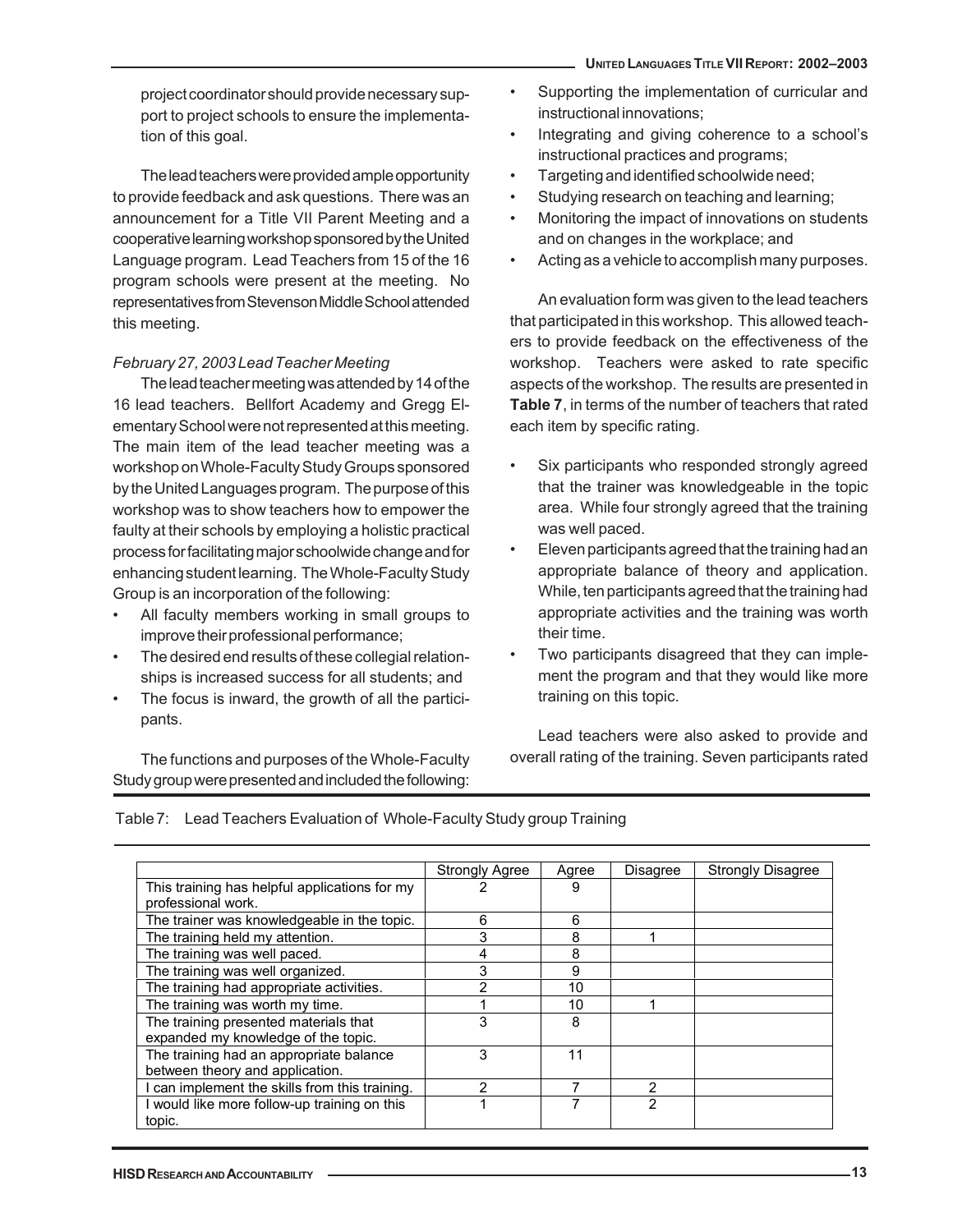project coordinator should provide necessary support to project schools to ensure the implementation of this goal.

The lead teachers were provided ample opportunity to provide feedback and ask questions. There was an announcement for a Title VII Parent Meeting and a cooperative learning workshop sponsored by the United Language program. Lead Teachers from 15 of the 16 program schools were present at the meeting. No representatives from Stevenson Middle School attended this meeting.

*February 27, 2003 Lead Teacher Meeting*

The lead teacher meeting was attended by 14 of the 16 lead teachers. Bellfort Academy and Gregg Elementary School were not represented at this meeting. The main item of the lead teacher meeting was a workshop on Whole-Faculty Study Groups sponsored by the United Languages program. The purpose of this workshop was to show teachers how to empower the faulty at their schools by employing a holistic practical process for facilitating major schoolwide change and for enhancing student learning. The Whole-Faculty Study Group is an incorporation of the following:

- All faculty members working in small groups to improve their professional performance;
- The desired end results of these collegial relationships is increased success for all students; and
- The focus is inward, the growth of all the participants.

The functions and purposes of the Whole-Faculty Study group were presented and included the following:

- Supporting the implementation of curricular and instructional innovations;
- Integrating and giving coherence to a school's instructional practices and programs;
- Targeting and identified schoolwide need;
- Studying research on teaching and learning;
- Monitoring the impact of innovations on students and on changes in the workplace; and
- Acting as a vehicle to accomplish many purposes.

An evaluation form was given to the lead teachers that participated in this workshop. This allowed teachers to provide feedback on the effectiveness of the workshop. Teachers were asked to rate specific aspects of the workshop. The results are presented in **Table 7**, in terms of the number of teachers that rated each item by specific rating.

- Six participants who responded strongly agreed that the trainer was knowledgeable in the topic area. While four strongly agreed that the training was well paced.
- Eleven participants agreed that the training had an appropriate balance of theory and application. While, ten participants agreed that the training had appropriate activities and the training was worth their time.
- Two participants disagreed that they can implement the program and that they would like more training on this topic.

Lead teachers were also asked to provide and overall rating of the training. Seven participants rated

Table 7: Lead Teachers Evaluation of Whole-Faculty Study group Training

| | Strongly Agree | Agree | Disagree | Strongly Disagree |
|---|---|---|---|---|
| This training has helpful applications for my professional work. | 2 | 9 | | |
| The trainer was knowledgeable in the topic. | 6 | 6 | | |
| The training held my attention. | 3 | 8 | 1 | |
| The training was well paced. | 4 | 8 | | |
| The training was well organized. | 3 | 9 | | |
| The training had appropriate activities. | 2 | 10 | | |
| The training was worth my time. | 1 | 10 | 1 | |
| The training presented materials that expanded my knowledge of the topic. | 3 | 8 | | |
| The training had an appropriate balance between theory and application. | 3 | 11 | | |
| I can implement the skills from this training. | 2 | 7 | 2 | |
| I would like more follow-up training on this topic. | 1 | 7 | 2 | |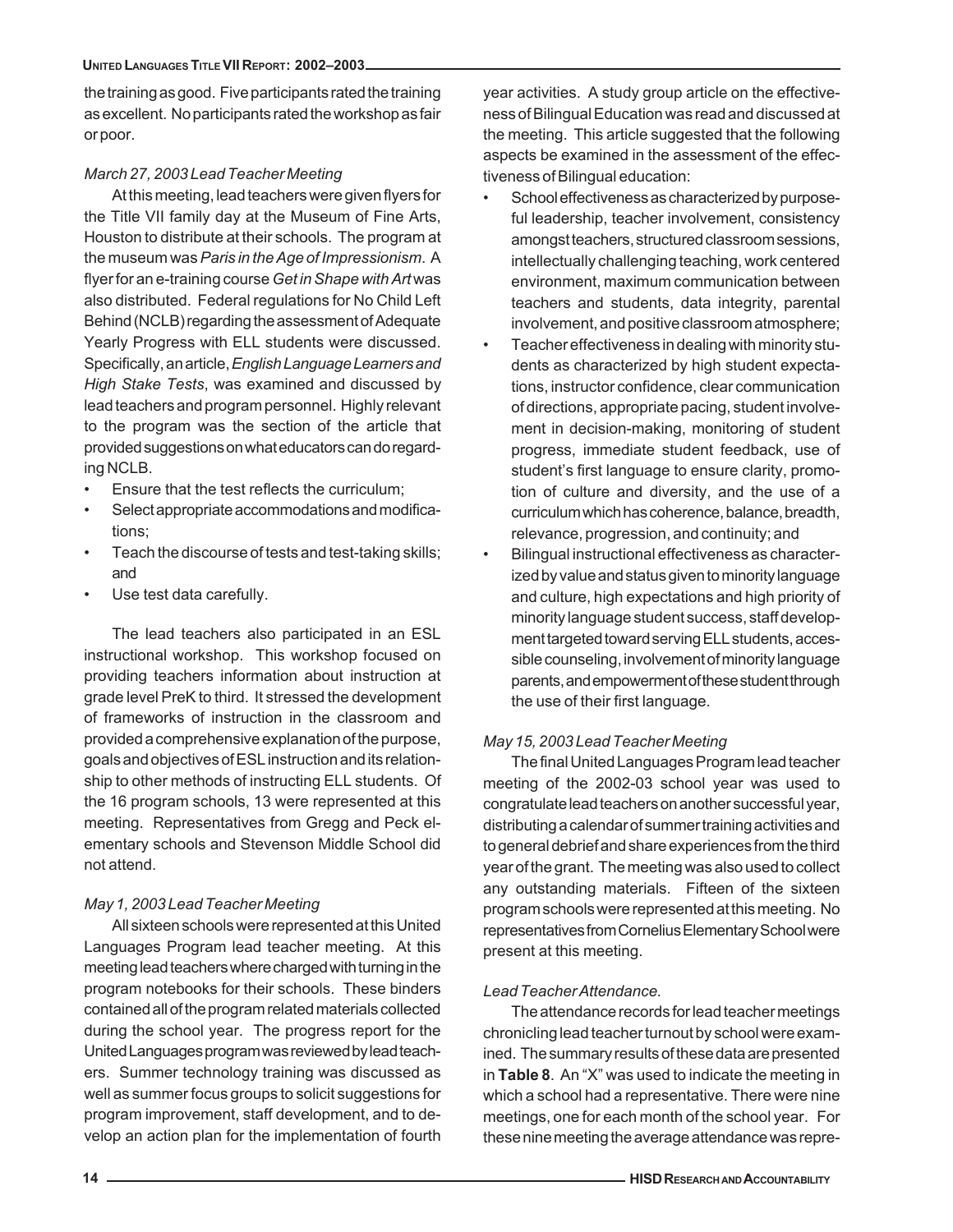the training as good. Five participants rated the training as excellent. No participants rated the workshop as fair or poor.

*March 27, 2003 Lead Teacher Meeting*

At this meeting, lead teachers were given flyers for the Title VII family day at the Museum of Fine Arts, Houston to distribute at their schools. The program at the museum was *Paris in the Age of Impressionism*. A flyer for an e-training course *Get in Shape with Art* was also distributed. Federal regulations for No Child Left Behind (NCLB) regarding the assessment of Adequate Yearly Progress with ELL students were discussed. Specifically, an article, *English Language Learners and High Stake Tests*, was examined and discussed by lead teachers and program personnel. Highly relevant to the program was the section of the article that provided suggestions on what educators can do regarding NCLB.

- Ensure that the test reflects the curriculum;
- Select appropriate accommodations and modifications;
- Teach the discourse of tests and test-taking skills; and
- Use test data carefully.

The lead teachers also participated in an ESL instructional workshop. This workshop focused on providing teachers information about instruction at grade level PreK to third. It stressed the development of frameworks of instruction in the classroom and provided a comprehensive explanation of the purpose, goals and objectives of ESL instruction and its relationship to other methods of instructing ELL students. Of the 16 program schools, 13 were represented at this meeting. Representatives from Gregg and Peck elementary schools and Stevenson Middle School did not attend.

*May 1, 2003 Lead Teacher Meeting*

All sixteen schools were represented at this United Languages Program lead teacher meeting. At this meeting lead teachers where charged with turning in the program notebooks for their schools. These binders contained all of the program related materials collected during the school year. The progress report for the United Languages program was reviewed by lead teachers. Summer technology training was discussed as well as summer focus groups to solicit suggestions for program improvement, staff development, and to develop an action plan for the implementation of fourth year activities. A study group article on the effectiveness of Bilingual Education was read and discussed at the meeting. This article suggested that the following aspects be examined in the assessment of the effectiveness of Bilingual education:

- School effectiveness as characterized by purposeful leadership, teacher involvement, consistency amongst teachers, structured classroom sessions, intellectually challenging teaching, work centered environment, maximum communication between teachers and students, data integrity, parental involvement, and positive classroom atmosphere;
- Teacher effectiveness in dealing with minority students as characterized by high student expectations, instructor confidence, clear communication of directions, appropriate pacing, student involvement in decision-making, monitoring of student progress, immediate student feedback, use of student's first language to ensure clarity, promotion of culture and diversity, and the use of a curriculum which has coherence, balance, breadth, relevance, progression, and continuity; and
- Bilingual instructional effectiveness as characterized by value and status given to minority language and culture, high expectations and high priority of minority language student success, staff development targeted toward serving ELL students, accessible counseling, involvement of minority language parents, and empowerment of these student through the use of their first language.

*May 15, 2003 Lead Teacher Meeting*

The final United Languages Program lead teacher meeting of the 2002-03 school year was used to congratulate lead teachers on another successful year, distributing a calendar of summer training activities and to general debrief and share experiences from the third year of the grant. The meeting was also used to collect any outstanding materials. Fifteen of the sixteen program schools were represented at this meeting. No representatives from Cornelius Elementary School were present at this meeting.

*Lead Teacher Attendance.*

The attendance records for lead teacher meetings chronicling lead teacher turnout by school were examined. The summary results of these data are presented in **Table 8**. An "X" was used to indicate the meeting in which a school had a representative. There were nine meetings, one for each month of the school year. For these nine meeting the average attendance was repre-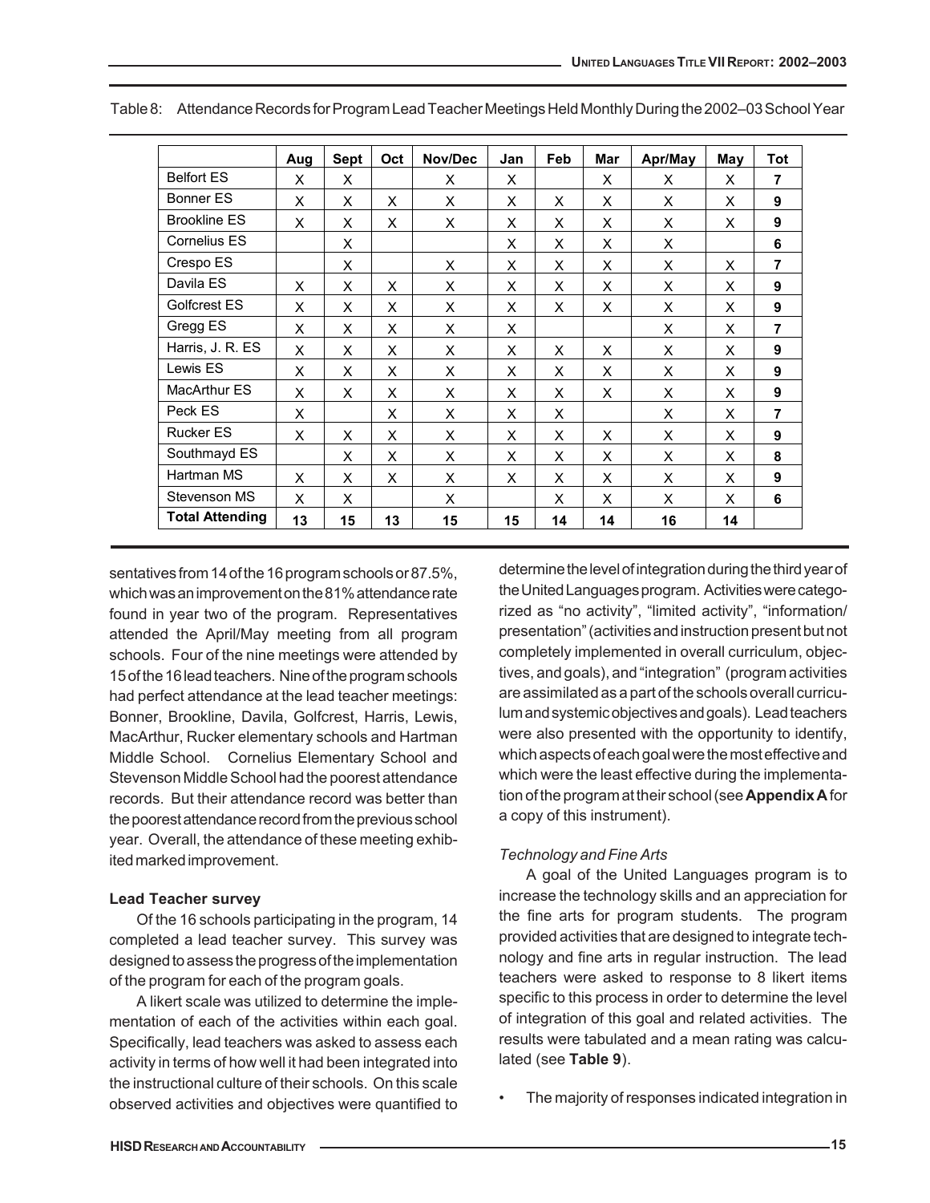Table 8: Attendance Records for Program Lead Teacher Meetings Held Monthly During the 2002–03 School Year

| | Aug | Sept | Oct | Nov/Dec | Jan | Feb | Mar | Apr/May | May | Tot |
|---|---|---|---|---|---|---|---|---|---|---|
| Belfort ES | X | X | | X | X | | X | X | X | **7** |
| Bonner ES | X | X | X | X | X | X | X | X | X | **9** |
| Brookline ES | X | X | X | X | X | X | X | X | X | **9** |
| Cornelius ES | | X | | | X | X | X | X | | **6** |
| Crespo ES | | X | | X | X | X | X | X | X | **7** |
| Davila ES | X | X | X | X | X | X | X | X | X | **9** |
| Golfcrest ES | X | X | X | X | X | X | X | X | X | **9** |
| Gregg ES | X | X | X | X | X | | | X | X | **7** |
| Harris, J. R. ES | X | X | X | X | X | X | X | X | X | **9** |
| Lewis ES | X | X | X | X | X | X | X | X | X | **9** |
| MacArthur ES | X | X | X | X | X | X | X | X | X | **9** |
| Peck ES | X | | X | X | X | X | | X | X | **7** |
| Rucker ES | X | X | X | X | X | X | X | X | X | **9** |
| Southmayd ES | | X | X | X | X | X | X | X | X | **8** |
| Hartman MS | X | X | X | X | X | X | X | X | X | **9** |
| Stevenson MS | X | X | | X | | X | X | X | X | **6** |
| **Total Attending** | **13** | **15** | **13** | **15** | **15** | **14** | **14** | **16** | **14** | |

sentatives from 14 of the 16 program schools or 87.5%, which was an improvement on the 81% attendance rate found in year two of the program. Representatives attended the April/May meeting from all program schools. Four of the nine meetings were attended by 15 of the 16 lead teachers. Nine of the program schools had perfect attendance at the lead teacher meetings: Bonner, Brookline, Davila, Golfcrest, Harris, Lewis, MacArthur, Rucker elementary schools and Hartman Middle School. Cornelius Elementary School and Stevenson Middle School had the poorest attendance records. But their attendance record was better than the poorest attendance record from the previous school year. Overall, the attendance of these meeting exhibited marked improvement.

**Lead Teacher survey**

Of the 16 schools participating in the program, 14 completed a lead teacher survey. This survey was designed to assess the progress of the implementation of the program for each of the program goals.

A likert scale was utilized to determine the implementation of each of the activities within each goal. Specifically, lead teachers was asked to assess each activity in terms of how well it had been integrated into the instructional culture of their schools. On this scale observed activities and objectives were quantified to determine the level of integration during the third year of the United Languages program. Activities were categorized as "no activity", "limited activity", "information/ presentation" (activities and instruction present but not completely implemented in overall curriculum, objectives, and goals), and "integration" (program activities are assimilated as a part of the schools overall curriculum and systemic objectives and goals). Lead teachers were also presented with the opportunity to identify, which aspects of each goal were the most effective and which were the least effective during the implementation of the program at their school (see **Appendix A** for a copy of this instrument).

*Technology and Fine Arts*

A goal of the United Languages program is to increase the technology skills and an appreciation for the fine arts for program students. The program provided activities that are designed to integrate technology and fine arts in regular instruction. The lead teachers were asked to response to 8 likert items specific to this process in order to determine the level of integration of this goal and related activities. The results were tabulated and a mean rating was calculated (see **Table 9**).

- The majority of responses indicated integration in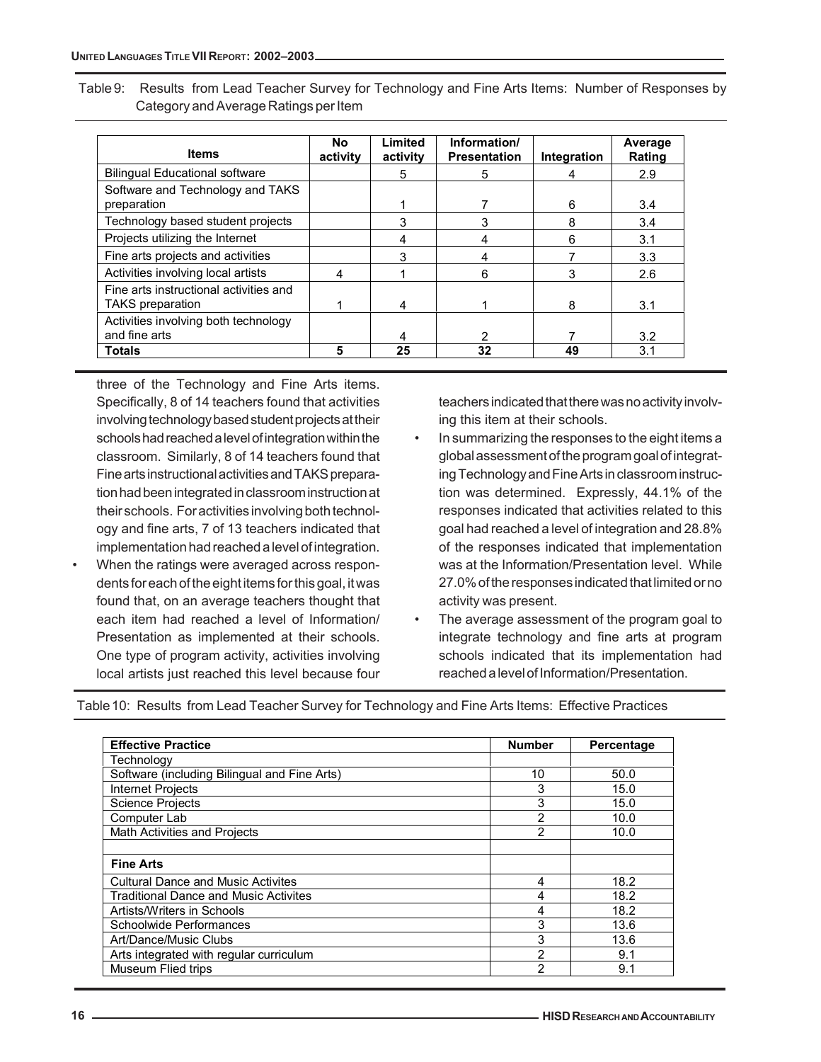Table 9: Results from Lead Teacher Survey for Technology and Fine Arts Items: Number of Responses by Category and Average Ratings per Item

| Items | No activity | Limited activity | Information/ Presentation | Integration | Average Rating |
|---|---|---|---|---|---|
| Bilingual Educational software | | 5 | 5 | 4 | 2.9 |
| Software and Technology and TAKS preparation | | 1 | 7 | 6 | 3.4 |
| Technology based student projects | | 3 | 3 | 8 | 3.4 |
| Projects utilizing the Internet | | 4 | 4 | 6 | 3.1 |
| Fine arts projects and activities | | 3 | 4 | 7 | 3.3 |
| Activities involving local artists | 4 | 1 | 6 | 3 | 2.6 |
| Fine arts instructional activities and TAKS preparation | 1 | 4 | 1 | 8 | 3.1 |
| Activities involving both technology and fine arts | | 4 | 2 | 7 | 3.2 |
| **Totals** | **5** | **25** | **32** | **49** | 3.1 |

three of the Technology and Fine Arts items. Specifically, 8 of 14 teachers found that activities involving technology based student projects at their schools had reached a level of integration within the classroom. Similarly, 8 of 14 teachers found that Fine arts instructional activities and TAKS preparation had been integrated in classroom instruction at their schools. For activities involving both technology and fine arts, 7 of 13 teachers indicated that implementation had reached a level of integration.

- When the ratings were averaged across respondents for each of the eight items for this goal, it was found that, on an average teachers thought that each item had reached a level of Information/ Presentation as implemented at their schools. One type of program activity, activities involving local artists just reached this level because four teachers indicated that there was no activity involving this item at their schools.
- In summarizing the responses to the eight items a global assessment of the program goal of integrating Technology and Fine Arts in classroom instruction was determined. Expressly, 44.1% of the responses indicated that activities related to this goal had reached a level of integration and 28.8% of the responses indicated that implementation was at the Information/Presentation level. While 27.0% of the responses indicated that limited or no activity was present.
- The average assessment of the program goal to integrate technology and fine arts at program schools indicated that its implementation had reached a level of Information/Presentation.

Table 10: Results from Lead Teacher Survey for Technology and Fine Arts Items: Effective Practices

| Effective Practice | Number | Percentage |
|---|---|---|
| Technology | | |
| Software (including Bilingual and Fine Arts) | 10 | 50.0 |
| Internet Projects | 3 | 15.0 |
| Science Projects | 3 | 15.0 |
| Computer Lab | 2 | 10.0 |
| Math Activities and Projects | 2 | 10.0 |
| | | |
| **Fine Arts** | | |
| Cultural Dance and Music Activites | 4 | 18.2 |
| Traditional Dance and Music Activites | 4 | 18.2 |
| Artists/Writers in Schools | 4 | 18.2 |
| Schoolwide Performances | 3 | 13.6 |
| Art/Dance/Music Clubs | 3 | 13.6 |
| Arts integrated with regular curriculum | 2 | 9.1 |
| Museum Flied trips | 2 | 9.1 |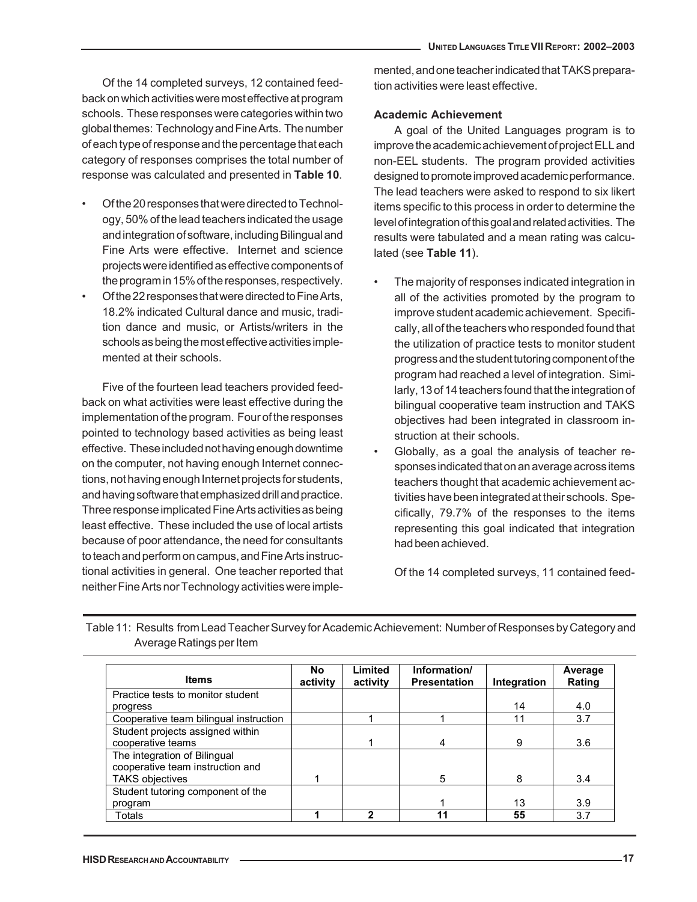Of the 14 completed surveys, 12 contained feedback on which activities were most effective at program schools. These responses were categories within two global themes: Technology and Fine Arts. The number of each type of response and the percentage that each category of responses comprises the total number of response was calculated and presented in **Table 10**.

- Of the 20 responses that were directed to Technology, 50% of the lead teachers indicated the usage and integration of software, including Bilingual and Fine Arts were effective. Internet and science projects were identified as effective components of the program in 15% of the responses, respectively.
- Of the 22 responses that were directed to Fine Arts, 18.2% indicated Cultural dance and music, tradition dance and music, or Artists/writers in the schools as being the most effective activities implemented at their schools.

Five of the fourteen lead teachers provided feedback on what activities were least effective during the implementation of the program. Four of the responses pointed to technology based activities as being least effective. These included not having enough downtime on the computer, not having enough Internet connections, not having enough Internet projects for students, and having software that emphasized drill and practice. Three response implicated Fine Arts activities as being least effective. These included the use of local artists because of poor attendance, the need for consultants to teach and perform on campus, and Fine Arts instructional activities in general. One teacher reported that neither Fine Arts nor Technology activities were implemented, and one teacher indicated that TAKS preparation activities were least effective.

### Academic Achievement

A goal of the United Languages program is to improve the academic achievement of project ELL and non-EEL students. The program provided activities designed to promote improved academic performance. The lead teachers were asked to respond to six likert items specific to this process in order to determine the level of integration of this goal and related activities. The results were tabulated and a mean rating was calculated (see **Table 11**).

- The majority of responses indicated integration in all of the activities promoted by the program to improve student academic achievement. Specifically, all of the teachers who responded found that the utilization of practice tests to monitor student progress and the student tutoring component of the program had reached a level of integration. Similarly, 13 of 14 teachers found that the integration of bilingual cooperative team instruction and TAKS objectives had been integrated in classroom instruction at their schools.
- Globally, as a goal the analysis of teacher responses indicated that on an average across items teachers thought that academic achievement activities have been integrated at their schools. Specifically, 79.7% of the responses to the items representing this goal indicated that integration had been achieved.

Of the 14 completed surveys, 11 contained feed-

Table 11: Results from Lead Teacher Survey for Academic Achievement: Number of Responses by Category and Average Ratings per Item

| Items | No activity | Limited activity | Information/ Presentation | Integration | Average Rating |
|---|---|---|---|---|---|
| Practice tests to monitor student progress | | | | 14 | 4.0 |
| Cooperative team bilingual instruction | | 1 | 1 | 11 | 3.7 |
| Student projects assigned within cooperative teams | | 1 | 4 | 9 | 3.6 |
| The integration of Bilingual cooperative team instruction and TAKS objectives | 1 | | 5 | 8 | 3.4 |
| Student tutoring component of the program | | | 1 | 13 | 3.9 |
| Totals | **1** | **2** | **11** | **55** | 3.7 |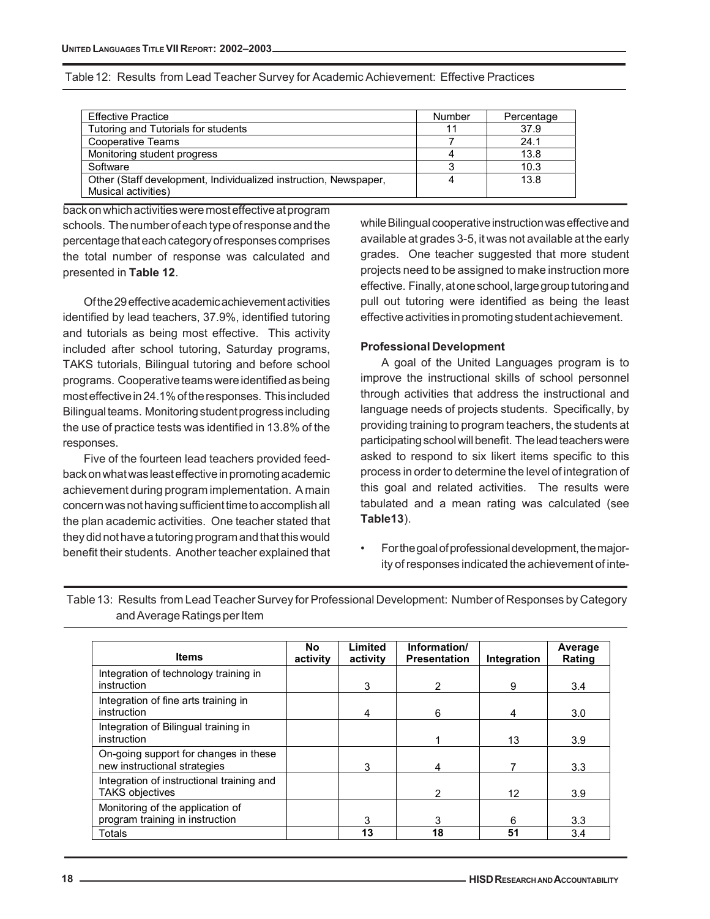Table 12: Results from Lead Teacher Survey for Academic Achievement: Effective Practices

| Effective Practice | Number | Percentage |
|---|---|---|
| Tutoring and Tutorials for students | 11 | 37.9 |
| Cooperative Teams | 7 | 24.1 |
| Monitoring student progress | 4 | 13.8 |
| Software | 3 | 10.3 |
| Other (Staff development, Individualized instruction, Newspaper, Musical activities) | 4 | 13.8 |

back on which activities were most effective at program schools. The number of each type of response and the percentage that each category of responses comprises the total number of response was calculated and presented in **Table 12**.

Of the 29 effective academic achievement activities identified by lead teachers, 37.9%, identified tutoring and tutorials as being most effective. This activity included after school tutoring, Saturday programs, TAKS tutorials, Bilingual tutoring and before school programs. Cooperative teams were identified as being most effective in 24.1% of the responses. This included Bilingual teams. Monitoring student progress including the use of practice tests was identified in 13.8% of the responses.

Five of the fourteen lead teachers provided feedback on what was least effective in promoting academic achievement during program implementation. A main concern was not having sufficient time to accomplish all the plan academic activities. One teacher stated that they did not have a tutoring program and that this would benefit their students. Another teacher explained that while Bilingual cooperative instruction was effective and available at grades 3-5, it was not available at the early grades. One teacher suggested that more student projects need to be assigned to make instruction more effective. Finally, at one school, large group tutoring and pull out tutoring were identified as being the least effective activities in promoting student achievement.

### Professional Development

A goal of the United Languages program is to improve the instructional skills of school personnel through activities that address the instructional and language needs of projects students. Specifically, by providing training to program teachers, the students at participating school will benefit. The lead teachers were asked to respond to six likert items specific to this process in order to determine the level of integration of this goal and related activities. The results were tabulated and a mean rating was calculated (see **Table13**).

- For the goal of professional development, the majority of responses indicated the achievement of inte-

Table 13: Results from Lead Teacher Survey for Professional Development: Number of Responses by Category and Average Ratings per Item

| Items | No activity | Limited activity | Information/ Presentation | Integration | Average Rating |
|---|---|---|---|---|---|
| Integration of technology training in instruction | | 3 | 2 | 9 | 3.4 |
| Integration of fine arts training in instruction | | 4 | 6 | 4 | 3.0 |
| Integration of Bilingual training in instruction | | | 1 | 13 | 3.9 |
| On-going support for changes in these new instructional strategies | | 3 | 4 | 7 | 3.3 |
| Integration of instructional training and TAKS objectives | | | 2 | 12 | 3.9 |
| Monitoring of the application of program training in instruction | | 3 | 3 | 6 | 3.3 |
| Totals | | **13** | **18** | **51** | 3.4 |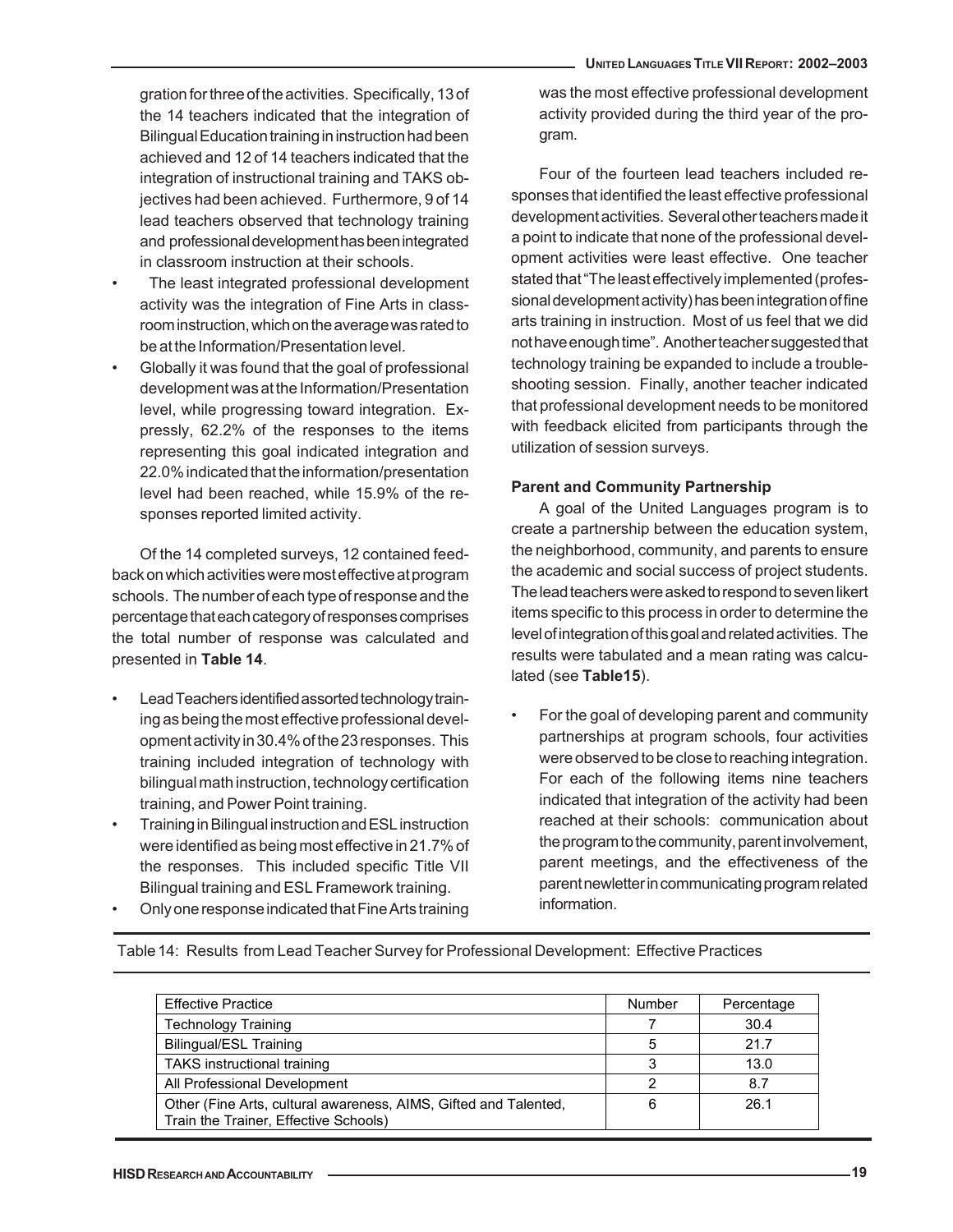gration for three of the activities. Specifically, 13 of the 14 teachers indicated that the integration of Bilingual Education training in instruction had been achieved and 12 of 14 teachers indicated that the integration of instructional training and TAKS objectives had been achieved. Furthermore, 9 of 14 lead teachers observed that technology training and professional development has been integrated in classroom instruction at their schools.

- The least integrated professional development activity was the integration of Fine Arts in classroom instruction, which on the average was rated to be at the Information/Presentation level.
- Globally it was found that the goal of professional development was at the Information/Presentation level, while progressing toward integration. Expressly, 62.2% of the responses to the items representing this goal indicated integration and 22.0% indicated that the information/presentation level had been reached, while 15.9% of the responses reported limited activity.

Of the 14 completed surveys, 12 contained feedback on which activities were most effective at program schools. The number of each type of response and the percentage that each category of responses comprises the total number of response was calculated and presented in **Table 14**.

- Lead Teachers identified assorted technology training as being the most effective professional development activity in 30.4% of the 23 responses. This training included integration of technology with bilingual math instruction, technology certification training, and Power Point training.
- Training in Bilingual instruction and ESL instruction were identified as being most effective in 21.7% of the responses. This included specific Title VII Bilingual training and ESL Framework training.
- Only one response indicated that Fine Arts training was the most effective professional development activity provided during the third year of the program.

Four of the fourteen lead teachers included responses that identified the least effective professional development activities. Several other teachers made it a point to indicate that none of the professional development activities were least effective. One teacher stated that "The least effectively implemented (professional development activity) has been integration of fine arts training in instruction. Most of us feel that we did not have enough time". Another teacher suggested that technology training be expanded to include a troubleshooting session. Finally, another teacher indicated that professional development needs to be monitored with feedback elicited from participants through the utilization of session surveys.

**Parent and Community Partnership**

A goal of the United Languages program is to create a partnership between the education system, the neighborhood, community, and parents to ensure the academic and social success of project students. The lead teachers were asked to respond to seven likert items specific to this process in order to determine the level of integration of this goal and related activities. The results were tabulated and a mean rating was calculated (see **Table15**).

- For the goal of developing parent and community partnerships at program schools, four activities were observed to be close to reaching integration. For each of the following items nine teachers indicated that integration of the activity had been reached at their schools: communication about the program to the community, parent involvement, parent meetings, and the effectiveness of the parent newletter in communicating program related information.

Table 14: Results from Lead Teacher Survey for Professional Development: Effective Practices

| Effective Practice | Number | Percentage |
|---|---|---|
| Technology Training | 7 | 30.4 |
| Bilingual/ESL Training | 5 | 21.7 |
| TAKS instructional training | 3 | 13.0 |
| All Professional Development | 2 | 8.7 |
| Other (Fine Arts, cultural awareness, AIMS, Gifted and Talented, Train the Trainer, Effective Schools) | 6 | 26.1 |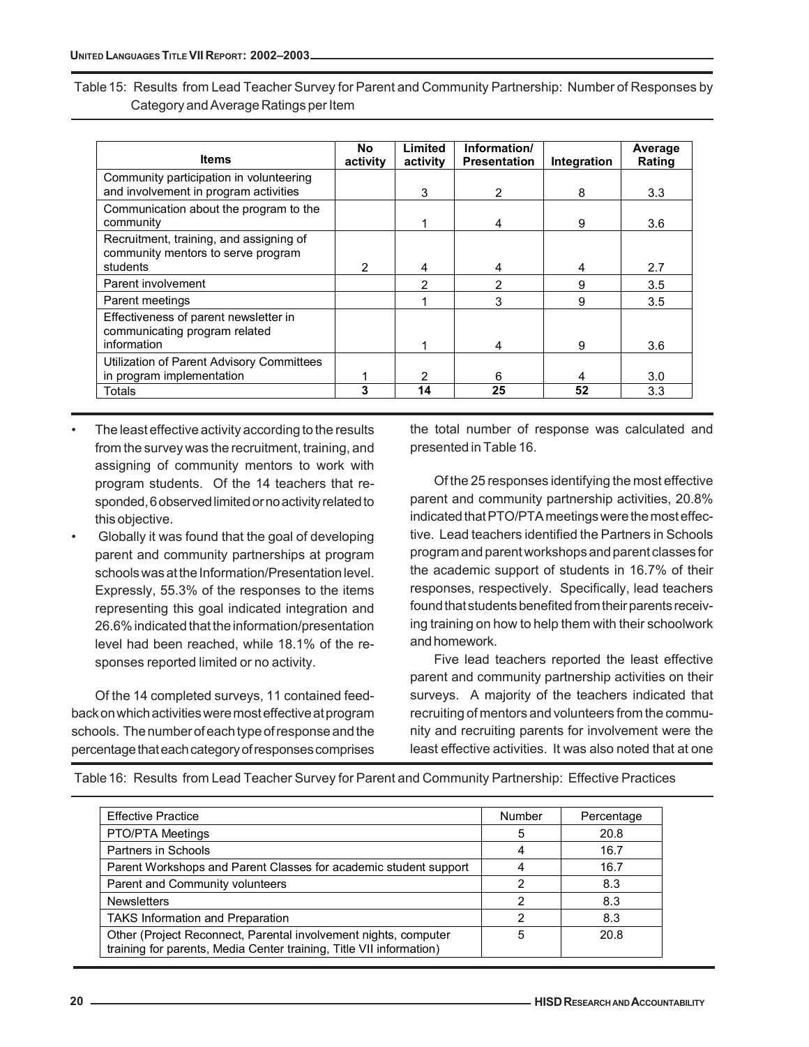Table 15: Results from Lead Teacher Survey for Parent and Community Partnership: Number of Responses by Category and Average Ratings per Item

| Items | No activity | Limited activity | Information/ Presentation | Integration | Average Rating |
|---|---|---|---|---|---|
| Community participation in volunteering and involvement in program activities | | 3 | 2 | 8 | 3.3 |
| Communication about the program to the community | | 1 | 4 | 9 | 3.6 |
| Recruitment, training, and assigning of community mentors to serve program students | 2 | 4 | 4 | 4 | 2.7 |
| Parent involvement | | 2 | 2 | 9 | 3.5 |
| Parent meetings | | 1 | 3 | 9 | 3.5 |
| Effectiveness of parent newsletter in communicating program related information | | 1 | 4 | 9 | 3.6 |
| Utilization of Parent Advisory Committees in program implementation | 1 | 2 | 6 | 4 | 3.0 |
| Totals | **3** | **14** | **25** | **52** | 3.3 |

- The least effective activity according to the results from the survey was the recruitment, training, and assigning of community mentors to work with program students. Of the 14 teachers that responded, 6 observed limited or no activity related to this objective.
- Globally it was found that the goal of developing parent and community partnerships at program schools was at the Information/Presentation level. Expressly, 55.3% of the responses to the items representing this goal indicated integration and 26.6% indicated that the information/presentation level had been reached, while 18.1% of the responses reported limited or no activity.

Of the 14 completed surveys, 11 contained feedback on which activities were most effective at program schools. The number of each type of response and the percentage that each category of responses comprises the total number of response was calculated and presented in Table 16.

Of the 25 responses identifying the most effective parent and community partnership activities, 20.8% indicated that PTO/PTA meetings were the most effective. Lead teachers identified the Partners in Schools program and parent workshops and parent classes for the academic support of students in 16.7% of their responses, respectively. Specifically, lead teachers found that students benefited from their parents receiving training on how to help them with their schoolwork and homework.

Five lead teachers reported the least effective parent and community partnership activities on their surveys. A majority of the teachers indicated that recruiting of mentors and volunteers from the community and recruiting parents for involvement were the least effective activities. It was also noted that at one

Table 16: Results from Lead Teacher Survey for Parent and Community Partnership: Effective Practices

| Effective Practice | Number | Percentage |
|---|---|---|
| PTO/PTA Meetings | 5 | 20.8 |
| Partners in Schools | 4 | 16.7 |
| Parent Workshops and Parent Classes for academic student support | 4 | 16.7 |
| Parent and Community volunteers | 2 | 8.3 |
| Newsletters | 2 | 8.3 |
| TAKS Information and Preparation | 2 | 8.3 |
| Other (Project Reconnect, Parental involvement nights, computer training for parents, Media Center training, Title VII information) | 5 | 20.8 |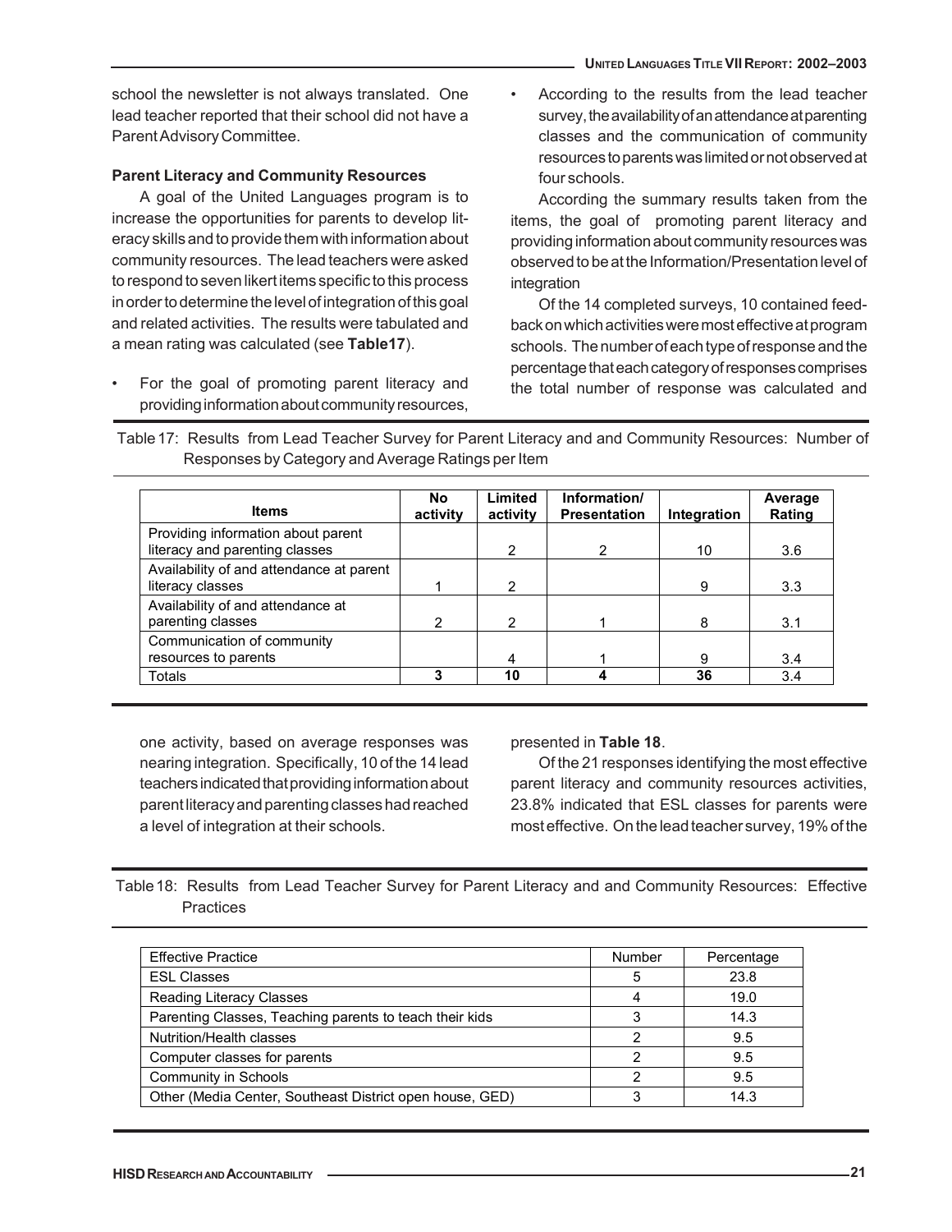school the newsletter is not always translated. One lead teacher reported that their school did not have a Parent Advisory Committee.

**Parent Literacy and Community Resources**

A goal of the United Languages program is to increase the opportunities for parents to develop literacy skills and to provide them with information about community resources. The lead teachers were asked to respond to seven likert items specific to this process in order to determine the level of integration of this goal and related activities. The results were tabulated and a mean rating was calculated (see **Table17**).

- For the goal of promoting parent literacy and providing information about community resources, one activity, based on average responses was nearing integration. Specifically, 10 of the 14 lead teachers indicated that providing information about parent literacy and parenting classes had reached a level of integration at their schools.
- According to the results from the lead teacher survey, the availability of an attendance at parenting classes and the communication of community resources to parents was limited or not observed at four schools.

According the summary results taken from the items, the goal of promoting parent literacy and providing information about community resources was observed to be at the Information/Presentation level of integration

Of the 14 completed surveys, 10 contained feedback on which activities were most effective at program schools. The number of each type of response and the percentage that each category of responses comprises the total number of response was calculated and presented in **Table 18**.

Of the 21 responses identifying the most effective parent literacy and community resources activities, 23.8% indicated that ESL classes for parents were most effective. On the lead teacher survey, 19% of the

Table 17: Results from Lead Teacher Survey for Parent Literacy and and Community Resources: Number of Responses by Category and Average Ratings per Item

| Items | No activity | Limited activity | Information/ Presentation | Integration | Average Rating |
|---|---|---|---|---|---|
| Providing information about parent literacy and parenting classes | | 2 | 2 | 10 | 3.6 |
| Availability of and attendance at parent literacy classes | 1 | 2 | | 9 | 3.3 |
| Availability of and attendance at parenting classes | 2 | 2 | 1 | 8 | 3.1 |
| Communication of community resources to parents | | 4 | 1 | 9 | 3.4 |
| Totals | **3** | **10** | **4** | **36** | 3.4 |

Table 18: Results from Lead Teacher Survey for Parent Literacy and and Community Resources: Effective Practices

| Effective Practice | Number | Percentage |
|---|---|---|
| ESL Classes | 5 | 23.8 |
| Reading Literacy Classes | 4 | 19.0 |
| Parenting Classes, Teaching parents to teach their kids | 3 | 14.3 |
| Nutrition/Health classes | 2 | 9.5 |
| Computer classes for parents | 2 | 9.5 |
| Community in Schools | 2 | 9.5 |
| Other (Media Center, Southeast District open house, GED) | 3 | 14.3 |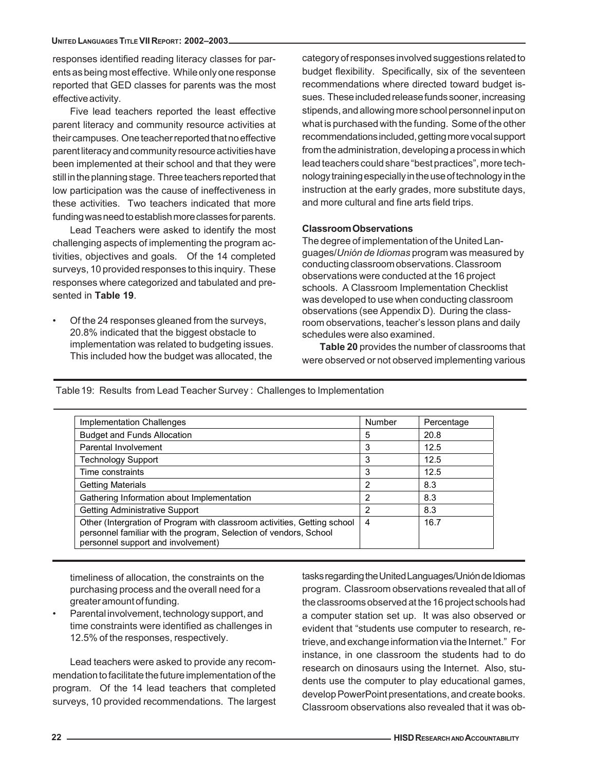responses identified reading literacy classes for parents as being most effective. While only one response reported that GED classes for parents was the most effective activity.

Five lead teachers reported the least effective parent literacy and community resource activities at their campuses. One teacher reported that no effective parent literacy and community resource activities have been implemented at their school and that they were still in the planning stage. Three teachers reported that low participation was the cause of ineffectiveness in these activities. Two teachers indicated that more funding was need to establish more classes for parents.

Lead Teachers were asked to identify the most challenging aspects of implementing the program activities, objectives and goals. Of the 14 completed surveys, 10 provided responses to this inquiry. These responses where categorized and tabulated and presented in **Table 19**.

- Of the 24 responses gleaned from the surveys, 20.8% indicated that the biggest obstacle to implementation was related to budgeting issues. This included how the budget was allocated, the timeliness of allocation, the constraints on the purchasing process and the overall need for a greater amount of funding.
- Parental involvement, technology support, and time constraints were identified as challenges in 12.5% of the responses, respectively.

Table 19: Results from Lead Teacher Survey : Challenges to Implementation

| Implementation Challenges | Number | Percentage |
|---|---|---|
| Budget and Funds Allocation | 5 | 20.8 |
| Parental Involvement | 3 | 12.5 |
| Technology Support | 3 | 12.5 |
| Time constraints | 3 | 12.5 |
| Getting Materials | 2 | 8.3 |
| Gathering Information about Implementation | 2 | 8.3 |
| Getting Administrative Support | 2 | 8.3 |
| Other (Intergration of Program with classroom activities, Getting school personnel familiar with the program, Selection of vendors, School personnel support and involvement) | 4 | 16.7 |

Lead teachers were asked to provide any recommendation to facilitate the future implementation of the program. Of the 14 lead teachers that completed surveys, 10 provided recommendations. The largest category of responses involved suggestions related to budget flexibility. Specifically, six of the seventeen recommendations where directed toward budget issues. These included release funds sooner, increasing stipends, and allowing more school personnel input on what is purchased with the funding. Some of the other recommendations included, getting more vocal support from the administration, developing a process in which lead teachers could share "best practices", more technology training especially in the use of technology in the instruction at the early grades, more substitute days, and more cultural and fine arts field trips.

### Classroom Observations

The degree of implementation of the United Languages/*Unión de Idiomas* program was measured by conducting classroom observations. Classroom observations were conducted at the 16 project schools. A Classroom Implementation Checklist was developed to use when conducting classroom observations (see Appendix D). During the classroom observations, teacher's lesson plans and daily schedules were also examined.

**Table 20** provides the number of classrooms that were observed or not observed implementing various tasks regarding the United Languages/Unión de Idiomas program. Classroom observations revealed that all of the classrooms observed at the 16 project schools had a computer station set up. It was also observed or evident that "students use computer to research, retrieve, and exchange information via the Internet." For instance, in one classroom the students had to do research on dinosaurs using the Internet. Also, students use the computer to play educational games, develop PowerPoint presentations, and create books. Classroom observations also revealed that it was ob-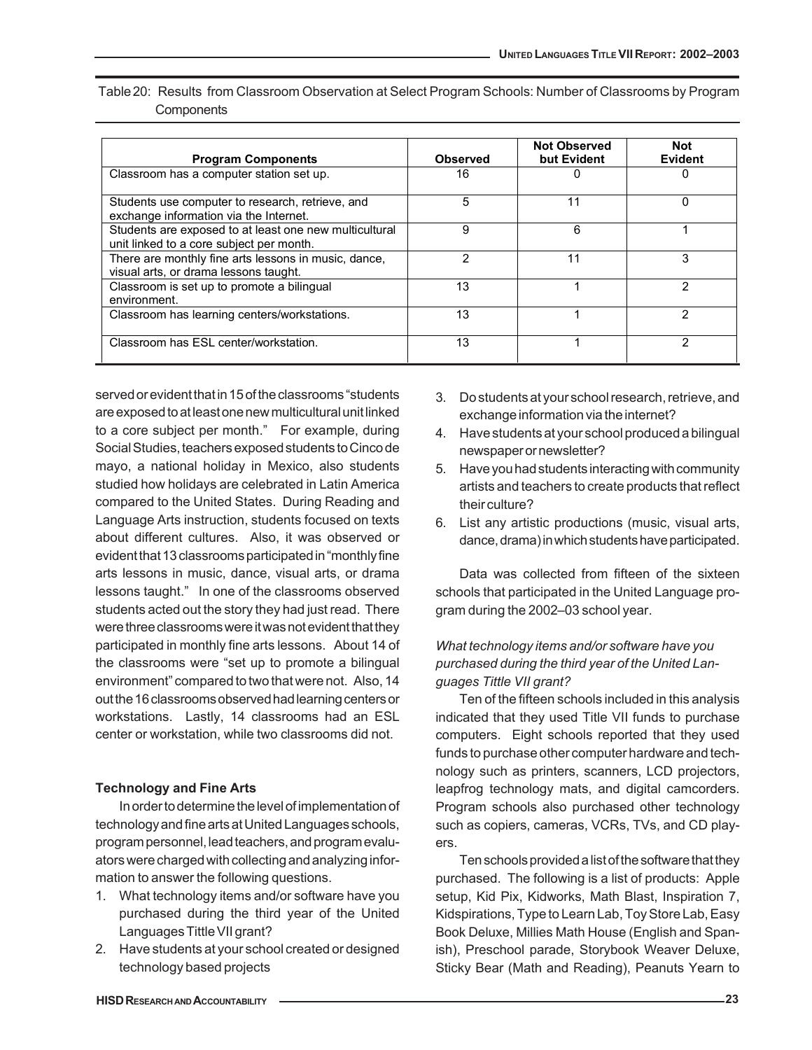Table 20: Results from Classroom Observation at Select Program Schools: Number of Classrooms by Program Components

| Program Components | Observed | Not Observed but Evident | Not Evident |
|---|---|---|---|
| Classroom has a computer station set up. | 16 | 0 | 0 |
| Students use computer to research, retrieve, and exchange information via the Internet. | 5 | 11 | 0 |
| Students are exposed to at least one new multicultural unit linked to a core subject per month. | 9 | 6 | 1 |
| There are monthly fine arts lessons in music, dance, visual arts, or drama lessons taught. | 2 | 11 | 3 |
| Classroom is set up to promote a bilingual environment. | 13 | 1 | 2 |
| Classroom has learning centers/workstations. | 13 | 1 | 2 |
| Classroom has ESL center/workstation. | 13 | 1 | 2 |

served or evident that in 15 of the classrooms "students are exposed to at least one new multicultural unit linked to a core subject per month." For example, during Social Studies, teachers exposed students to Cinco de mayo, a national holiday in Mexico, also students studied how holidays are celebrated in Latin America compared to the United States. During Reading and Language Arts instruction, students focused on texts about different cultures. Also, it was observed or evident that 13 classrooms participated in "monthly fine arts lessons in music, dance, visual arts, or drama lessons taught." In one of the classrooms observed students acted out the story they had just read. There were three classrooms were it was not evident that they participated in monthly fine arts lessons. About 14 of the classrooms were "set up to promote a bilingual environment" compared to two that were not. Also, 14 out the 16 classrooms observed had learning centers or workstations. Lastly, 14 classrooms had an ESL center or workstation, while two classrooms did not.

**Technology and Fine Arts**

In order to determine the level of implementation of technology and fine arts at United Languages schools, program personnel, lead teachers, and program evaluators were charged with collecting and analyzing information to answer the following questions.

1. What technology items and/or software have you purchased during the third year of the United Languages Tittle VII grant?
2. Have students at your school created or designed technology based projects
3. Do students at your school research, retrieve, and exchange information via the internet?
4. Have students at your school produced a bilingual newspaper or newsletter?
5. Have you had students interacting with community artists and teachers to create products that reflect their culture?
6. List any artistic productions (music, visual arts, dance, drama) in which students have participated.

Data was collected from fifteen of the sixteen schools that participated in the United Language program during the 2002–03 school year.

*What technology items and/or software have you purchased during the third year of the United Languages Tittle VII grant?*

Ten of the fifteen schools included in this analysis indicated that they used Title VII funds to purchase computers. Eight schools reported that they used funds to purchase other computer hardware and technology such as printers, scanners, LCD projectors, leapfrog technology mats, and digital camcorders. Program schools also purchased other technology such as copiers, cameras, VCRs, TVs, and CD players.

Ten schools provided a list of the software that they purchased. The following is a list of products: Apple setup, Kid Pix, Kidworks, Math Blast, Inspiration 7, Kidspirations, Type to Learn Lab, Toy Store Lab, Easy Book Deluxe, Millies Math House (English and Spanish), Preschool parade, Storybook Weaver Deluxe, Sticky Bear (Math and Reading), Peanuts Yearn to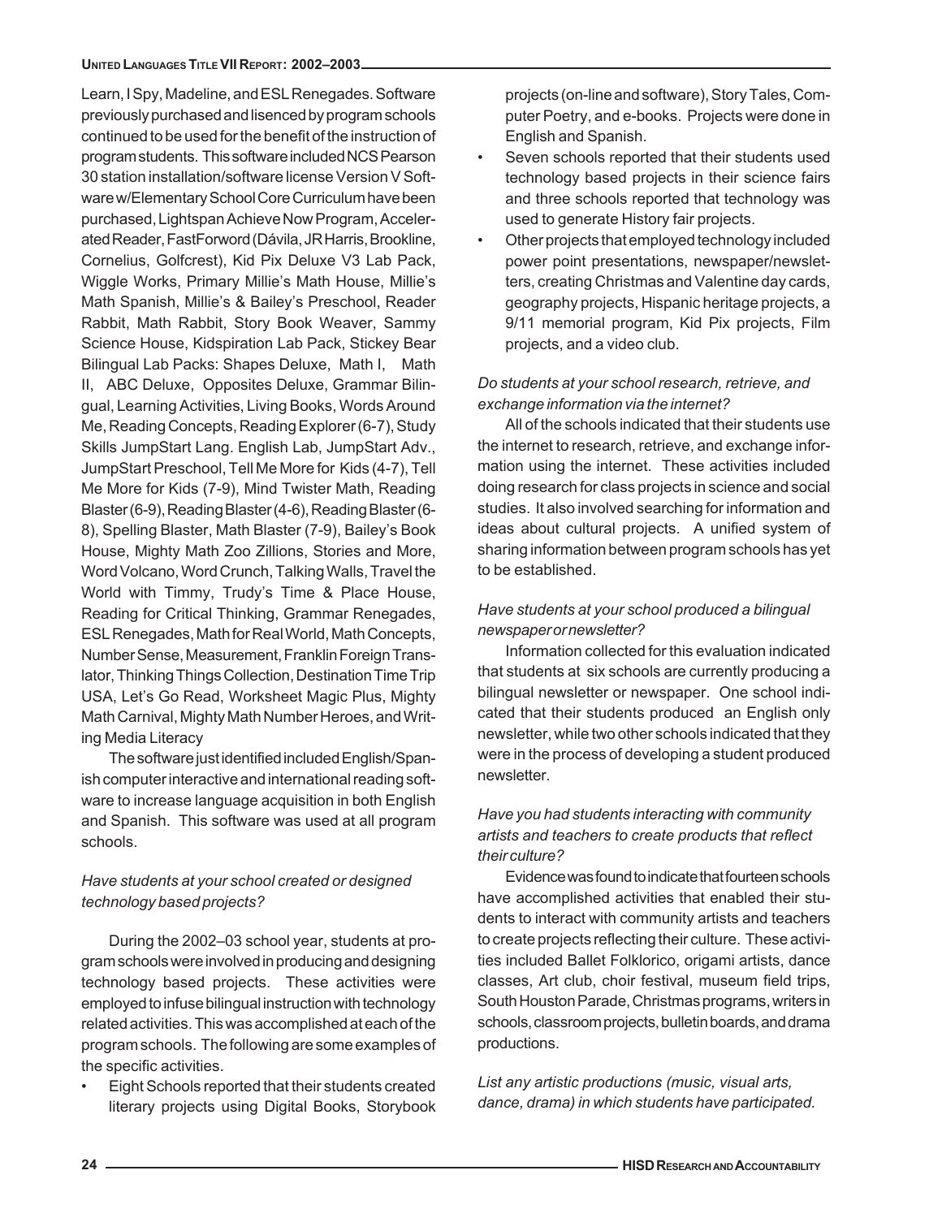Learn, I Spy, Madeline, and ESL Renegades. Software previously purchased and lisenced by program schools continued to be used for the benefit of the instruction of program students. This software included NCS Pearson 30 station installation/software license Version V Software w/Elementary School Core Curriculum have been purchased, Lightspan Achieve Now Program, Accelerated Reader, FastForword (Dávila, JR Harris, Brookline, Cornelius, Golfcrest), Kid Pix Deluxe V3 Lab Pack, Wiggle Works, Primary Millie's Math House, Millie's Math Spanish, Millie's & Bailey's Preschool, Reader Rabbit, Math Rabbit, Story Book Weaver, Sammy Science House, Kidspiration Lab Pack, Stickey Bear Bilingual Lab Packs: Shapes Deluxe, Math I, Math II, ABC Deluxe, Opposites Deluxe, Grammar Bilingual, Learning Activities, Living Books, Words Around Me, Reading Concepts, Reading Explorer (6-7), Study Skills JumpStart Lang. English Lab, JumpStart Adv., JumpStart Preschool, Tell Me More for Kids (4-7), Tell Me More for Kids (7-9), Mind Twister Math, Reading Blaster (6-9), Reading Blaster (4-6), Reading Blaster (6-8), Spelling Blaster, Math Blaster (7-9), Bailey's Book House, Mighty Math Zoo Zillions, Stories and More, Word Volcano, Word Crunch, Talking Walls, Travel the World with Timmy, Trudy's Time & Place House, Reading for Critical Thinking, Grammar Renegades, ESL Renegades, Math for Real World, Math Concepts, Number Sense, Measurement, Franklin Foreign Translator, Thinking Things Collection, Destination Time Trip USA, Let's Go Read, Worksheet Magic Plus, Mighty Math Carnival, Mighty Math Number Heroes, and Writing Media Literacy

The software just identified included English/Spanish computer interactive and international reading software to increase language acquisition in both English and Spanish. This software was used at all program schools.

*Have students at your school created or designed technology based projects?*

During the 2002–03 school year, students at program schools were involved in producing and designing technology based projects. These activities were employed to infuse bilingual instruction with technology related activities. This was accomplished at each of the program schools. The following are some examples of the specific activities.

- Eight Schools reported that their students created literary projects using Digital Books, Storybook projects (on-line and software), Story Tales, Computer Poetry, and e-books. Projects were done in English and Spanish.
- Seven schools reported that their students used technology based projects in their science fairs and three schools reported that technology was used to generate History fair projects.
- Other projects that employed technology included power point presentations, newspaper/newsletters, creating Christmas and Valentine day cards, geography projects, Hispanic heritage projects, a 9/11 memorial program, Kid Pix projects, Film projects, and a video club.

*Do students at your school research, retrieve, and exchange information via the internet?*

All of the schools indicated that their students use the internet to research, retrieve, and exchange information using the internet. These activities included doing research for class projects in science and social studies. It also involved searching for information and ideas about cultural projects. A unified system of sharing information between program schools has yet to be established.

*Have students at your school produced a bilingual newspaper or newsletter?*

Information collected for this evaluation indicated that students at six schools are currently producing a bilingual newsletter or newspaper. One school indicated that their students produced an English only newsletter, while two other schools indicated that they were in the process of developing a student produced newsletter.

*Have you had students interacting with community artists and teachers to create products that reflect their culture?*

Evidence was found to indicate that fourteen schools have accomplished activities that enabled their students to interact with community artists and teachers to create projects reflecting their culture. These activities included Ballet Folklorico, origami artists, dance classes, Art club, choir festival, museum field trips, South Houston Parade, Christmas programs, writers in schools, classroom projects, bulletin boards, and drama productions.

*List any artistic productions (music, visual arts, dance, drama) in which students have participated.*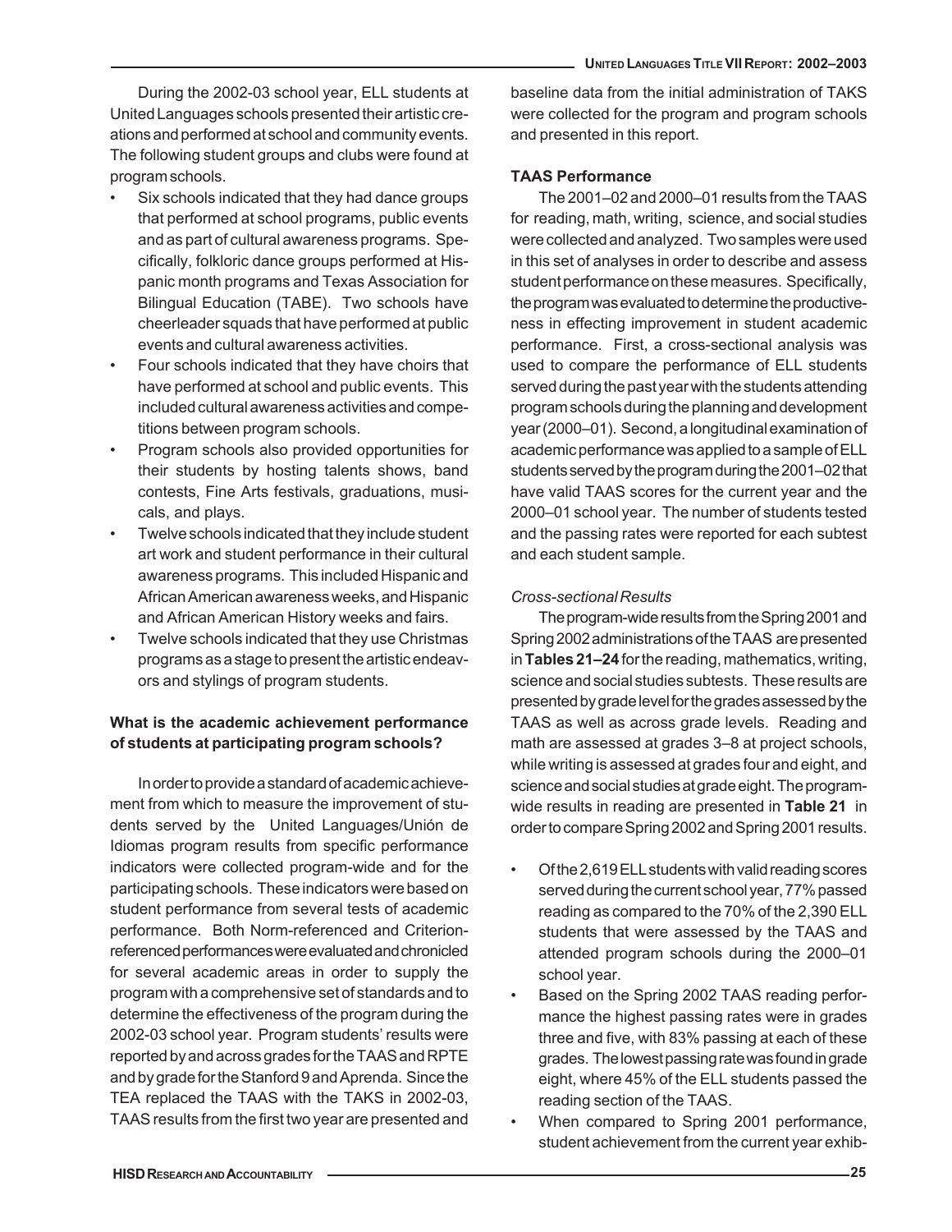During the 2002-03 school year, ELL students at United Languages schools presented their artistic creations and performed at school and community events. The following student groups and clubs were found at program schools.

- Six schools indicated that they had dance groups that performed at school programs, public events and as part of cultural awareness programs. Specifically, folkloric dance groups performed at Hispanic month programs and Texas Association for Bilingual Education (TABE). Two schools have cheerleader squads that have performed at public events and cultural awareness activities.
- Four schools indicated that they have choirs that have performed at school and public events. This included cultural awareness activities and competitions between program schools.
- Program schools also provided opportunities for their students by hosting talents shows, band contests, Fine Arts festivals, graduations, musicals, and plays.
- Twelve schools indicated that they include student art work and student performance in their cultural awareness programs. This included Hispanic and African American awareness weeks, and Hispanic and African American History weeks and fairs.
- Twelve schools indicated that they use Christmas programs as a stage to present the artistic endeavors and stylings of program students.

**What is the academic achievement performance of students at participating program schools?**

In order to provide a standard of academic achievement from which to measure the improvement of students served by the United Languages/Unión de Idiomas program results from specific performance indicators were collected program-wide and for the participating schools. These indicators were based on student performance from several tests of academic performance. Both Norm-referenced and Criterion-referenced performances were evaluated and chronicled for several academic areas in order to supply the program with a comprehensive set of standards and to determine the effectiveness of the program during the 2002-03 school year. Program students' results were reported by and across grades for the TAAS and RPTE and by grade for the Stanford 9 and Aprenda. Since the TEA replaced the TAAS with the TAKS in 2002-03, TAAS results from the first two year are presented and baseline data from the initial administration of TAKS were collected for the program and program schools and presented in this report.

**TAAS Performance**

The 2001–02 and 2000–01 results from the TAAS for reading, math, writing, science, and social studies were collected and analyzed. Two samples were used in this set of analyses in order to describe and assess student performance on these measures. Specifically, the program was evaluated to determine the productiveness in effecting improvement in student academic performance. First, a cross-sectional analysis was used to compare the performance of ELL students served during the past year with the students attending program schools during the planning and development year (2000–01). Second, a longitudinal examination of academic performance was applied to a sample of ELL students served by the program during the 2001–02 that have valid TAAS scores for the current year and the 2000–01 school year. The number of students tested and the passing rates were reported for each subtest and each student sample.

*Cross-sectional Results*

The program-wide results from the Spring 2001 and Spring 2002 administrations of the TAAS are presented in **Tables 21–24** for the reading, mathematics, writing, science and social studies subtests. These results are presented by grade level for the grades assessed by the TAAS as well as across grade levels. Reading and math are assessed at grades 3–8 at project schools, while writing is assessed at grades four and eight, and science and social studies at grade eight. The program-wide results in reading are presented in **Table 21** in order to compare Spring 2002 and Spring 2001 results.

- Of the 2,619 ELL students with valid reading scores served during the current school year, 77% passed reading as compared to the 70% of the 2,390 ELL students that were assessed by the TAAS and attended program schools during the 2000–01 school year.
- Based on the Spring 2002 TAAS reading performance the highest passing rates were in grades three and five, with 83% passing at each of these grades. The lowest passing rate was found in grade eight, where 45% of the ELL students passed the reading section of the TAAS.
- When compared to Spring 2001 performance, student achievement from the current year exhib-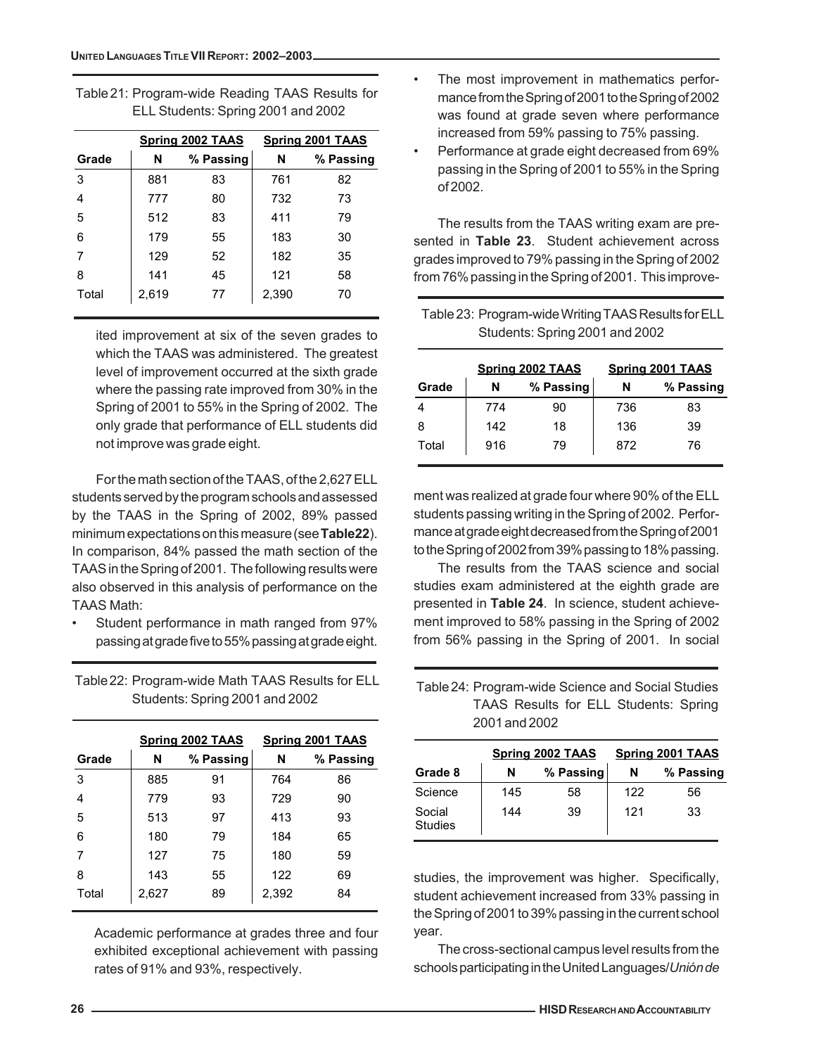Table 21: Program-wide Reading TAAS Results for ELL Students: Spring 2001 and 2002

| | Spring 2002 TAAS | | Spring 2001 TAAS | |
|---|---|---|---|---|
| Grade | N | % Passing | N | % Passing |
| 3 | 881 | 83 | 761 | 82 |
| 4 | 777 | 80 | 732 | 73 |
| 5 | 512 | 83 | 411 | 79 |
| 6 | 179 | 55 | 183 | 30 |
| 7 | 129 | 52 | 182 | 35 |
| 8 | 141 | 45 | 121 | 58 |
| Total | 2,619 | 77 | 2,390 | 70 |

ited improvement at six of the seven grades to which the TAAS was administered. The greatest level of improvement occurred at the sixth grade where the passing rate improved from 30% in the Spring of 2001 to 55% in the Spring of 2002. The only grade that performance of ELL students did not improve was grade eight.

For the math section of the TAAS, of the 2,627 ELL students served by the program schools and assessed by the TAAS in the Spring of 2002, 89% passed minimum expectations on this measure (see **Table22**). In comparison, 84% passed the math section of the TAAS in the Spring of 2001. The following results were also observed in this analysis of performance on the TAAS Math:

- Student performance in math ranged from 97% passing at grade five to 55% passing at grade eight.

Table 22: Program-wide Math TAAS Results for ELL Students: Spring 2001 and 2002

| | Spring 2002 TAAS | | Spring 2001 TAAS | |
|---|---|---|---|---|
| Grade | N | % Passing | N | % Passing |
| 3 | 885 | 91 | 764 | 86 |
| 4 | 779 | 93 | 729 | 90 |
| 5 | 513 | 97 | 413 | 93 |
| 6 | 180 | 79 | 184 | 65 |
| 7 | 127 | 75 | 180 | 59 |
| 8 | 143 | 55 | 122 | 69 |
| Total | 2,627 | 89 | 2,392 | 84 |

Academic performance at grades three and four exhibited exceptional achievement with passing rates of 91% and 93%, respectively.

- The most improvement in mathematics performance from the Spring of 2001 to the Spring of 2002 was found at grade seven where performance increased from 59% passing to 75% passing.
- Performance at grade eight decreased from 69% passing in the Spring of 2001 to 55% in the Spring of 2002.

The results from the TAAS writing exam are presented in **Table 23**. Student achievement across grades improved to 79% passing in the Spring of 2002 from 76% passing in the Spring of 2001. This improvement was realized at grade four where 90% of the ELL students passing writing in the Spring of 2002. Performance at grade eight decreased from the Spring of 2001 to the Spring of 2002 from 39% passing to 18% passing.

Table 23: Program-wide Writing TAAS Results for ELL Students: Spring 2001 and 2002

| | Spring 2002 TAAS | | Spring 2001 TAAS | |
|---|---|---|---|---|
| Grade | N | % Passing | N | % Passing |
| 4 | 774 | 90 | 736 | 83 |
| 8 | 142 | 18 | 136 | 39 |
| Total | 916 | 79 | 872 | 76 |

The results from the TAAS science and social studies exam administered at the eighth grade are presented in **Table 24**. In science, student achievement improved to 58% passing in the Spring of 2002 from 56% passing in the Spring of 2001. In social studies, the improvement was higher. Specifically, student achievement increased from 33% passing in the Spring of 2001 to 39% passing in the current school year.

Table 24: Program-wide Science and Social Studies TAAS Results for ELL Students: Spring 2001 and 2002

| | Spring 2002 TAAS | | Spring 2001 TAAS | |
|---|---|---|---|---|
| Grade 8 | N | % Passing | N | % Passing |
| Science | 145 | 58 | 122 | 56 |
| Social Studies | 144 | 39 | 121 | 33 |

The cross-sectional campus level results from the schools participating in the United Languages/*Unión de*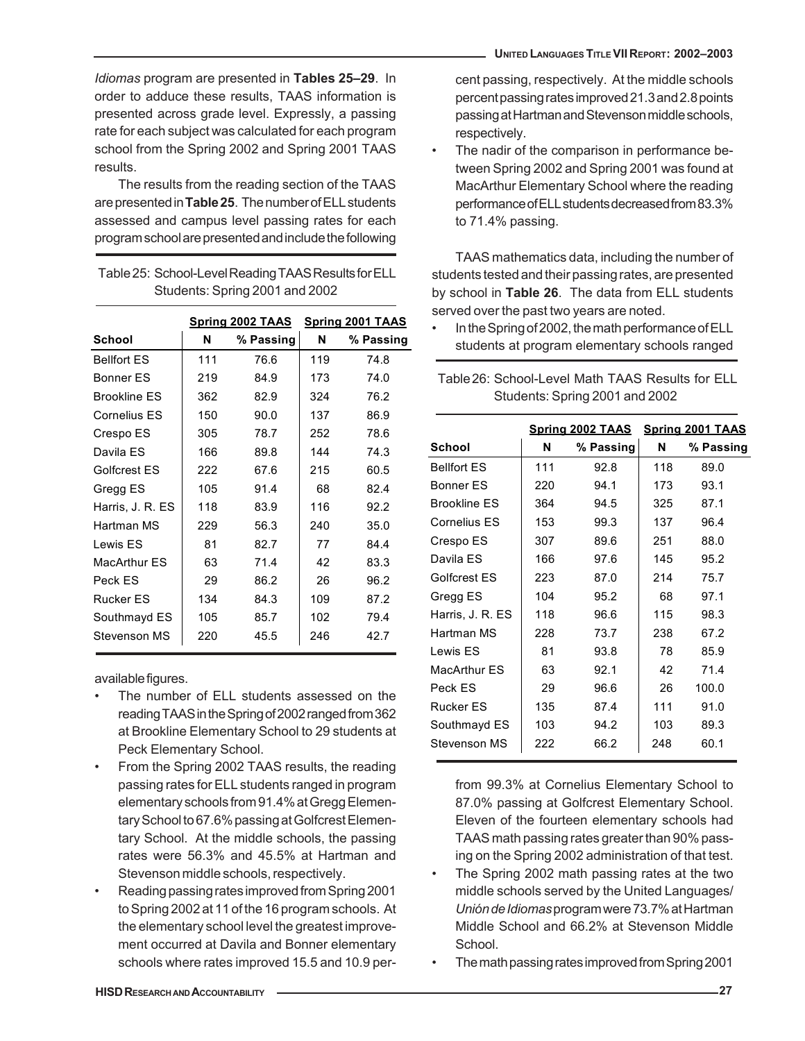*Idiomas* program are presented in **Tables 25–29**. In order to adduce these results, TAAS information is presented across grade level. Expressly, a passing rate for each subject was calculated for each program school from the Spring 2002 and Spring 2001 TAAS results.

The results from the reading section of the TAAS are presented in **Table 25**. The number of ELL students assessed and campus level passing rates for each program school are presented and include the following available figures.

Table 25: School-Level Reading TAAS Results for ELL Students: Spring 2001 and 2002

| School | Spring 2002 TAAS | | Spring 2001 TAAS | |
|---|---|---|---|---|
| | N | % Passing | N | % Passing |
| Bellfort ES | 111 | 76.6 | 119 | 74.8 |
| Bonner ES | 219 | 84.9 | 173 | 74.0 |
| Brookline ES | 362 | 82.9 | 324 | 76.2 |
| Cornelius ES | 150 | 90.0 | 137 | 86.9 |
| Crespo ES | 305 | 78.7 | 252 | 78.6 |
| Davila ES | 166 | 89.8 | 144 | 74.3 |
| Golfcrest ES | 222 | 67.6 | 215 | 60.5 |
| Gregg ES | 105 | 91.4 | 68 | 82.4 |
| Harris, J. R. ES | 118 | 83.9 | 116 | 92.2 |
| Hartman MS | 229 | 56.3 | 240 | 35.0 |
| Lewis ES | 81 | 82.7 | 77 | 84.4 |
| MacArthur ES | 63 | 71.4 | 42 | 83.3 |
| Peck ES | 29 | 86.2 | 26 | 96.2 |
| Rucker ES | 134 | 84.3 | 109 | 87.2 |
| Southmayd ES | 105 | 85.7 | 102 | 79.4 |
| Stevenson MS | 220 | 45.5 | 246 | 42.7 |

- The number of ELL students assessed on the reading TAAS in the Spring of 2002 ranged from 362 at Brookline Elementary School to 29 students at Peck Elementary School.
- From the Spring 2002 TAAS results, the reading passing rates for ELL students ranged in program elementary schools from 91.4% at Gregg Elementary School to 67.6% passing at Golfcrest Elementary School. At the middle schools, the passing rates were 56.3% and 45.5% at Hartman and Stevenson middle schools, respectively.
- Reading passing rates improved from Spring 2001 to Spring 2002 at 11 of the 16 program schools. At the elementary school level the greatest improvement occurred at Davila and Bonner elementary schools where rates improved 15.5 and 10.9 percent passing, respectively. At the middle schools percent passing rates improved 21.3 and 2.8 points passing at Hartman and Stevenson middle schools, respectively.
- The nadir of the comparison in performance between Spring 2002 and Spring 2001 was found at MacArthur Elementary School where the reading performance of ELL students decreased from 83.3% to 71.4% passing.

TAAS mathematics data, including the number of students tested and their passing rates, are presented by school in **Table 26**. The data from ELL students served over the past two years are noted.

- In the Spring of 2002, the math performance of ELL students at program elementary schools ranged from 99.3% at Cornelius Elementary School to 87.0% passing at Golfcrest Elementary School. Eleven of the fourteen elementary schools had TAAS math passing rates greater than 90% passing on the Spring 2002 administration of that test.
- The Spring 2002 math passing rates at the two middle schools served by the United Languages/*Unión de Idiomas* program were 73.7% at Hartman Middle School and 66.2% at Stevenson Middle School.
- The math passing rates improved from Spring 2001

Table 26: School-Level Math TAAS Results for ELL Students: Spring 2001 and 2002

| School | Spring 2002 TAAS | | Spring 2001 TAAS | |
|---|---|---|---|---|
| | N | % Passing | N | % Passing |
| Bellfort ES | 111 | 92.8 | 118 | 89.0 |
| Bonner ES | 220 | 94.1 | 173 | 93.1 |
| Brookline ES | 364 | 94.5 | 325 | 87.1 |
| Cornelius ES | 153 | 99.3 | 137 | 96.4 |
| Crespo ES | 307 | 89.6 | 251 | 88.0 |
| Davila ES | 166 | 97.6 | 145 | 95.2 |
| Golfcrest ES | 223 | 87.0 | 214 | 75.7 |
| Gregg ES | 104 | 95.2 | 68 | 97.1 |
| Harris, J. R. ES | 118 | 96.6 | 115 | 98.3 |
| Hartman MS | 228 | 73.7 | 238 | 67.2 |
| Lewis ES | 81 | 93.8 | 78 | 85.9 |
| MacArthur ES | 63 | 92.1 | 42 | 71.4 |
| Peck ES | 29 | 96.6 | 26 | 100.0 |
| Rucker ES | 135 | 87.4 | 111 | 91.0 |
| Southmayd ES | 103 | 94.2 | 103 | 89.3 |
| Stevenson MS | 222 | 66.2 | 248 | 60.1 |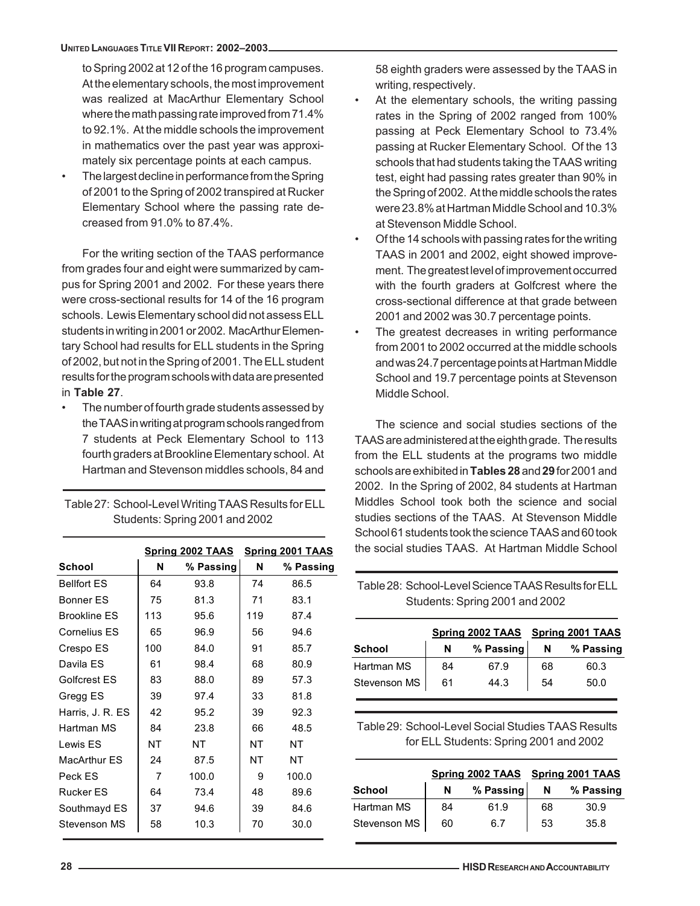to Spring 2002 at 12 of the 16 program campuses. At the elementary schools, the most improvement was realized at MacArthur Elementary School where the math passing rate improved from 71.4% to 92.1%. At the middle schools the improvement in mathematics over the past year was approximately six percentage points at each campus.

- The largest decline in performance from the Spring of 2001 to the Spring of 2002 transpired at Rucker Elementary School where the passing rate decreased from 91.0% to 87.4%.

For the writing section of the TAAS performance from grades four and eight were summarized by campus for Spring 2001 and 2002. For these years there were cross-sectional results for 14 of the 16 program schools. Lewis Elementary school did not assess ELL students in writing in 2001 or 2002. MacArthur Elementary School had results for ELL students in the Spring of 2002, but not in the Spring of 2001. The ELL student results for the program schools with data are presented in **Table 27**.

- The number of fourth grade students assessed by the TAAS in writing at program schools ranged from 7 students at Peck Elementary School to 113 fourth graders at Brookline Elementary school. At Hartman and Stevenson middles schools, 84 and 58 eighth graders were assessed by the TAAS in writing, respectively.
- At the elementary schools, the writing passing rates in the Spring of 2002 ranged from 100% passing at Peck Elementary School to 73.4% passing at Rucker Elementary School. Of the 13 schools that had students taking the TAAS writing test, eight had passing rates greater than 90% in the Spring of 2002. At the middle schools the rates were 23.8% at Hartman Middle School and 10.3% at Stevenson Middle School.
- Of the 14 schools with passing rates for the writing TAAS in 2001 and 2002, eight showed improvement. The greatest level of improvement occurred with the fourth graders at Golfcrest where the cross-sectional difference at that grade between 2001 and 2002 was 30.7 percentage points.
- The greatest decreases in writing performance from 2001 to 2002 occurred at the middle schools and was 24.7 percentage points at Hartman Middle School and 19.7 percentage points at Stevenson Middle School.

Table 27: School-Level Writing TAAS Results for ELL Students: Spring 2001 and 2002

| | Spring 2002 TAAS | | Spring 2001 TAAS | |
|---|---|---|---|---|
| **School** | **N** | **% Passing** | **N** | **% Passing** |
| Bellfort ES | 64 | 93.8 | 74 | 86.5 |
| Bonner ES | 75 | 81.3 | 71 | 83.1 |
| Brookline ES | 113 | 95.6 | 119 | 87.4 |
| Cornelius ES | 65 | 96.9 | 56 | 94.6 |
| Crespo ES | 100 | 84.0 | 91 | 85.7 |
| Davila ES | 61 | 98.4 | 68 | 80.9 |
| Golfcrest ES | 83 | 88.0 | 89 | 57.3 |
| Gregg ES | 39 | 97.4 | 33 | 81.8 |
| Harris, J. R. ES | 42 | 95.2 | 39 | 92.3 |
| Hartman MS | 84 | 23.8 | 66 | 48.5 |
| Lewis ES | NT | NT | NT | NT |
| MacArthur ES | 24 | 87.5 | NT | NT |
| Peck ES | 7 | 100.0 | 9 | 100.0 |
| Rucker ES | 64 | 73.4 | 48 | 89.6 |
| Southmayd ES | 37 | 94.6 | 39 | 84.6 |
| Stevenson MS | 58 | 10.3 | 70 | 30.0 |

The science and social studies sections of the TAAS are administered at the eighth grade. The results from the ELL students at the programs two middle schools are exhibited in **Tables 28** and **29** for 2001 and 2002. In the Spring of 2002, 84 students at Hartman Middles School took both the science and social studies sections of the TAAS. At Stevenson Middle School 61 students took the science TAAS and 60 took the social studies TAAS. At Hartman Middle School

Table 28: School-Level Science TAAS Results for ELL Students: Spring 2001 and 2002

| | Spring 2002 TAAS | | Spring 2001 TAAS | |
|---|---|---|---|---|
| **School** | **N** | **% Passing** | **N** | **% Passing** |
| Hartman MS | 84 | 67.9 | 68 | 60.3 |
| Stevenson MS | 61 | 44.3 | 54 | 50.0 |

Table 29: School-Level Social Studies TAAS Results for ELL Students: Spring 2001 and 2002

| | Spring 2002 TAAS | | Spring 2001 TAAS | |
|---|---|---|---|---|
| **School** | **N** | **% Passing** | **N** | **% Passing** |
| Hartman MS | 84 | 61.9 | 68 | 30.9 |
| Stevenson MS | 60 | 6.7 | 53 | 35.8 |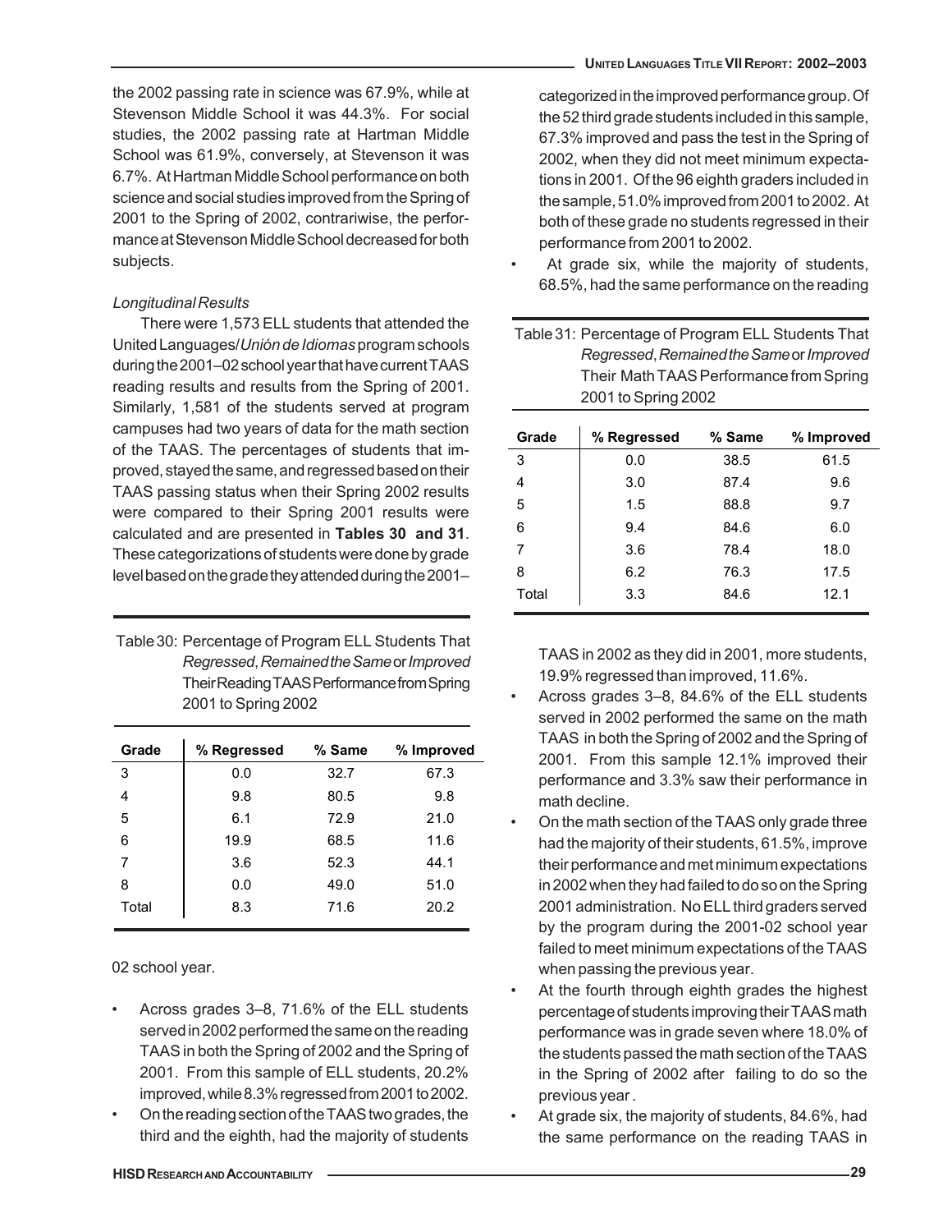the 2002 passing rate in science was 67.9%, while at Stevenson Middle School it was 44.3%. For social studies, the 2002 passing rate at Hartman Middle School was 61.9%, conversely, at Stevenson it was 6.7%. At Hartman Middle School performance on both science and social studies improved from the Spring of 2001 to the Spring of 2002, contrariwise, the performance at Stevenson Middle School decreased for both subjects.

*Longitudinal Results*

There were 1,573 ELL students that attended the United Languages/*Unión de Idiomas* program schools during the 2001–02 school year that have current TAAS reading results and results from the Spring of 2001. Similarly, 1,581 of the students served at program campuses had two years of data for the math section of the TAAS. The percentages of students that improved, stayed the same, and regressed based on their TAAS passing status when their Spring 2002 results were compared to their Spring 2001 results were calculated and are presented in **Tables 30 and 31**. These categorizations of students were done by grade level based on the grade they attended during the 2001–02 school year.

Table 30: Percentage of Program ELL Students That *Regressed*, *Remained the Same* or *Improved* Their Reading TAAS Performance from Spring 2001 to Spring 2002

| Grade | % Regressed | % Same | % Improved |
|---|---|---|---|
| 3 | 0.0 | 32.7 | 67.3 |
| 4 | 9.8 | 80.5 | 9.8 |
| 5 | 6.1 | 72.9 | 21.0 |
| 6 | 19.9 | 68.5 | 11.6 |
| 7 | 3.6 | 52.3 | 44.1 |
| 8 | 0.0 | 49.0 | 51.0 |
| Total | 8.3 | 71.6 | 20.2 |

- Across grades 3–8, 71.6% of the ELL students served in 2002 performed the same on the reading TAAS in both the Spring of 2002 and the Spring of 2001. From this sample of ELL students, 20.2% improved, while 8.3% regressed from 2001 to 2002.
- On the reading section of the TAAS two grades, the third and the eighth, had the majority of students categorized in the improved performance group. Of the 52 third grade students included in this sample, 67.3% improved and pass the test in the Spring of 2002, when they did not meet minimum expectations in 2001. Of the 96 eighth graders included in the sample, 51.0% improved from 2001 to 2002. At both of these grade no students regressed in their performance from 2001 to 2002.
- At grade six, while the majority of students, 68.5%, had the same performance on the reading TAAS in 2002 as they did in 2001, more students, 19.9% regressed than improved, 11.6%.

Table 31: Percentage of Program ELL Students That *Regressed*, *Remained the Same* or *Improved* Their Math TAAS Performance from Spring 2001 to Spring 2002

| Grade | % Regressed | % Same | % Improved |
|---|---|---|---|
| 3 | 0.0 | 38.5 | 61.5 |
| 4 | 3.0 | 87.4 | 9.6 |
| 5 | 1.5 | 88.8 | 9.7 |
| 6 | 9.4 | 84.6 | 6.0 |
| 7 | 3.6 | 78.4 | 18.0 |
| 8 | 6.2 | 76.3 | 17.5 |
| Total | 3.3 | 84.6 | 12.1 |

- Across grades 3–8, 84.6% of the ELL students served in 2002 performed the same on the math TAAS in both the Spring of 2002 and the Spring of 2001. From this sample 12.1% improved their performance and 3.3% saw their performance in math decline.
- On the math section of the TAAS only grade three had the majority of their students, 61.5%, improve their performance and met minimum expectations in 2002 when they had failed to do so on the Spring 2001 administration. No ELL third graders served by the program during the 2001-02 school year failed to meet minimum expectations of the TAAS when passing the previous year.
- At the fourth through eighth grades the highest percentage of students improving their TAAS math performance was in grade seven where 18.0% of the students passed the math section of the TAAS in the Spring of 2002 after failing to do so the previous year.
- At grade six, the majority of students, 84.6%, had the same performance on the reading TAAS in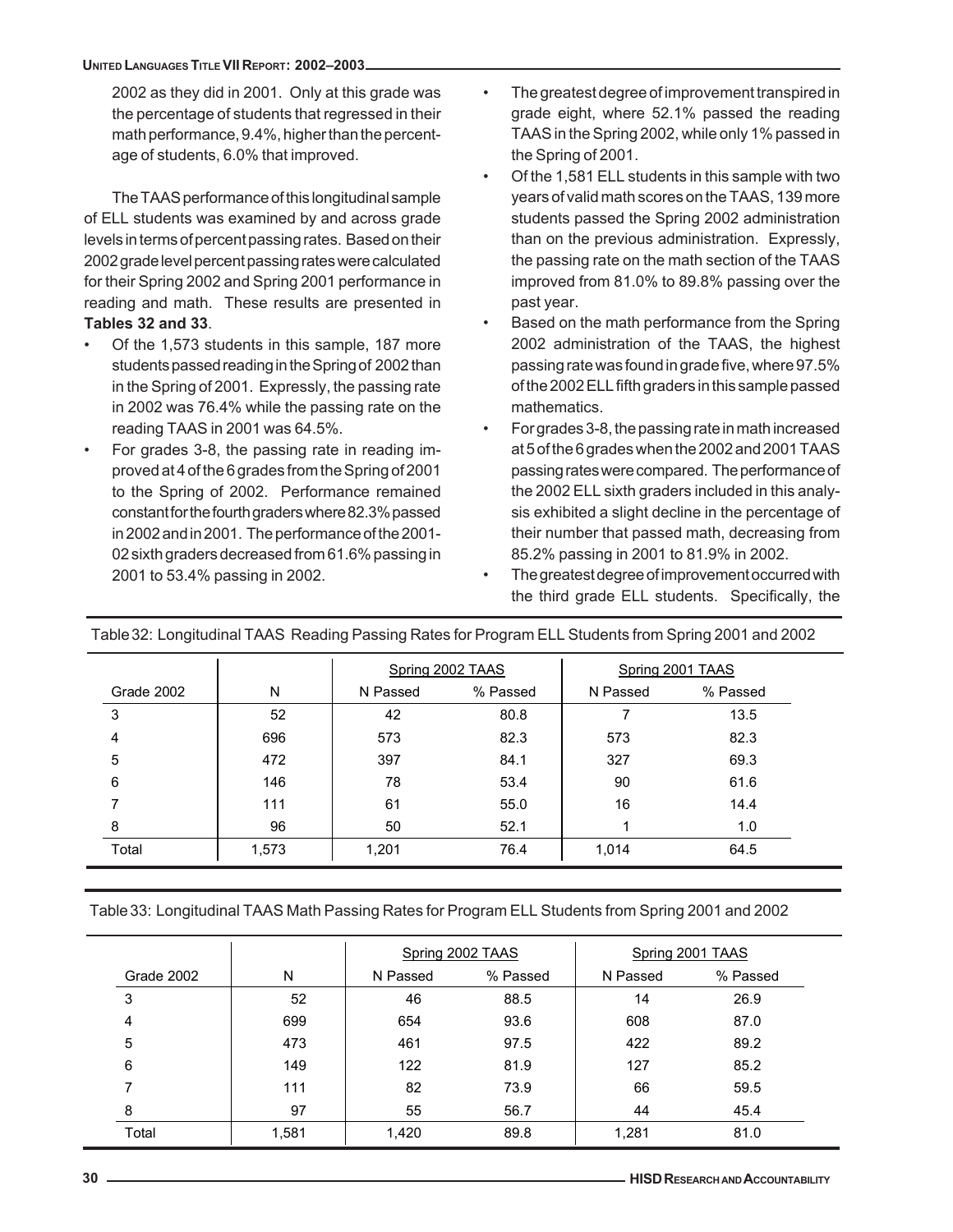2002 as they did in 2001. Only at this grade was the percentage of students that regressed in their math performance, 9.4%, higher than the percentage of students, 6.0% that improved.

The TAAS performance of this longitudinal sample of ELL students was examined by and across grade levels in terms of percent passing rates. Based on their 2002 grade level percent passing rates were calculated for their Spring 2002 and Spring 2001 performance in reading and math. These results are presented in **Tables 32 and 33**.

- Of the 1,573 students in this sample, 187 more students passed reading in the Spring of 2002 than in the Spring of 2001. Expressly, the passing rate in 2002 was 76.4% while the passing rate on the reading TAAS in 2001 was 64.5%.
- For grades 3-8, the passing rate in reading improved at 4 of the 6 grades from the Spring of 2001 to the Spring of 2002. Performance remained constant for the fourth graders where 82.3% passed in 2002 and in 2001. The performance of the 2001-02 sixth graders decreased from 61.6% passing in 2001 to 53.4% passing in 2002.
- The greatest degree of improvement transpired in grade eight, where 52.1% passed the reading TAAS in the Spring 2002, while only 1% passed in the Spring of 2001.
- Of the 1,581 ELL students in this sample with two years of valid math scores on the TAAS, 139 more students passed the Spring 2002 administration than on the previous administration. Expressly, the passing rate on the math section of the TAAS improved from 81.0% to 89.8% passing over the past year.
- Based on the math performance from the Spring 2002 administration of the TAAS, the highest passing rate was found in grade five, where 97.5% of the 2002 ELL fifth graders in this sample passed mathematics.
- For grades 3-8, the passing rate in math increased at 5 of the 6 grades when the 2002 and 2001 TAAS passing rates were compared. The performance of the 2002 ELL sixth graders included in this analysis exhibited a slight decline in the percentage of their number that passed math, decreasing from 85.2% passing in 2001 to 81.9% in 2002.
- The greatest degree of improvement occurred with the third grade ELL students. Specifically, the

Table 32: Longitudinal TAAS Reading Passing Rates for Program ELL Students from Spring 2001 and 2002

| | | Spring 2002 TAAS | | Spring 2001 TAAS | |
|---|---|---|---|---|---|
| Grade 2002 | N | N Passed | % Passed | N Passed | % Passed |
| 3 | 52 | 42 | 80.8 | 7 | 13.5 |
| 4 | 696 | 573 | 82.3 | 573 | 82.3 |
| 5 | 472 | 397 | 84.1 | 327 | 69.3 |
| 6 | 146 | 78 | 53.4 | 90 | 61.6 |
| 7 | 111 | 61 | 55.0 | 16 | 14.4 |
| 8 | 96 | 50 | 52.1 | 1 | 1.0 |
| Total | 1,573 | 1,201 | 76.4 | 1,014 | 64.5 |

Table 33: Longitudinal TAAS Math Passing Rates for Program ELL Students from Spring 2001 and 2002

| | | Spring 2002 TAAS | | Spring 2001 TAAS | |
|---|---|---|---|---|---|
| Grade 2002 | N | N Passed | % Passed | N Passed | % Passed |
| 3 | 52 | 46 | 88.5 | 14 | 26.9 |
| 4 | 699 | 654 | 93.6 | 608 | 87.0 |
| 5 | 473 | 461 | 97.5 | 422 | 89.2 |
| 6 | 149 | 122 | 81.9 | 127 | 85.2 |
| 7 | 111 | 82 | 73.9 | 66 | 59.5 |
| 8 | 97 | 55 | 56.7 | 44 | 45.4 |
| Total | 1,581 | 1,420 | 89.8 | 1,281 | 81.0 |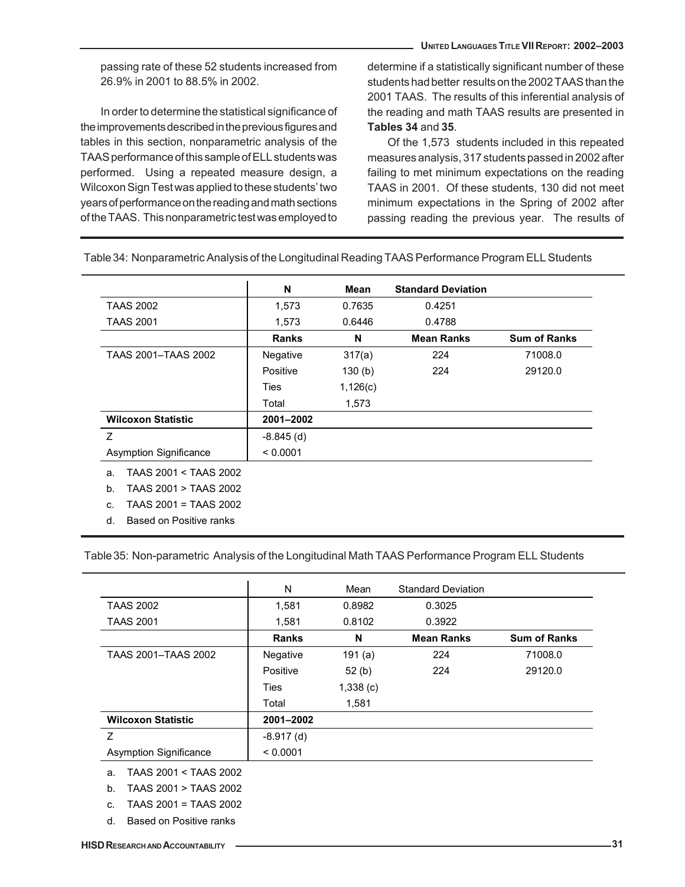passing rate of these 52 students increased from 26.9% in 2001 to 88.5% in 2002.

In order to determine the statistical significance of the improvements described in the previous figures and tables in this section, nonparametric analysis of the TAAS performance of this sample of ELL students was performed. Using a repeated measure design, a Wilcoxon Sign Test was applied to these students' two years of performance on the reading and math sections of the TAAS. This nonparametric test was employed to determine if a statistically significant number of these students had better results on the 2002 TAAS than the 2001 TAAS. The results of this inferential analysis of the reading and math TAAS results are presented in **Tables 34** and **35**.

Of the 1,573 students included in this repeated measures analysis, 317 students passed in 2002 after failing to met minimum expectations on the reading TAAS in 2001. Of these students, 130 did not meet minimum expectations in the Spring of 2002 after passing reading the previous year. The results of

Table 34: Nonparametric Analysis of the Longitudinal Reading TAAS Performance Program ELL Students

| | **N** | **Mean** | **Standard Deviation** | |
|---|---|---|---|---|
| TAAS 2002 | 1,573 | 0.7635 | 0.4251 | |
| TAAS 2001 | 1,573 | 0.6446 | 0.4788 | |
| | **Ranks** | **N** | **Mean Ranks** | **Sum of Ranks** |
| TAAS 2001–TAAS 2002 | Negative | 317(a) | 224 | 71008.0 |
| | Positive | 130 (b) | 224 | 29120.0 |
| | Ties | 1,126(c) | | |
| | Total | 1,573 | | |
| **Wilcoxon Statistic** | **2001–2002** | | | |
| Z | -8.845 (d) | | | |
| Asymption Significance | < 0.0001 | | | |

a. TAAS 2001 < TAAS 2002
b. TAAS 2001 > TAAS 2002
c. TAAS 2001 = TAAS 2002
d. Based on Positive ranks

Table 35: Non-parametric Analysis of the Longitudinal Math TAAS Performance Program ELL Students

| | N | Mean | Standard Deviation | |
|---|---|---|---|---|
| TAAS 2002 | 1,581 | 0.8982 | 0.3025 | |
| TAAS 2001 | 1,581 | 0.8102 | 0.3922 | |
| | **Ranks** | **N** | **Mean Ranks** | **Sum of Ranks** |
| TAAS 2001–TAAS 2002 | Negative | 191 (a) | 224 | 71008.0 |
| | Positive | 52 (b) | 224 | 29120.0 |
| | Ties | 1,338 (c) | | |
| | Total | 1,581 | | |
| **Wilcoxon Statistic** | **2001–2002** | | | |
| Z | -8.917 (d) | | | |
| Asymption Significance | < 0.0001 | | | |

a. TAAS 2001 < TAAS 2002
b. TAAS 2001 > TAAS 2002
c. TAAS 2001 = TAAS 2002
d. Based on Positive ranks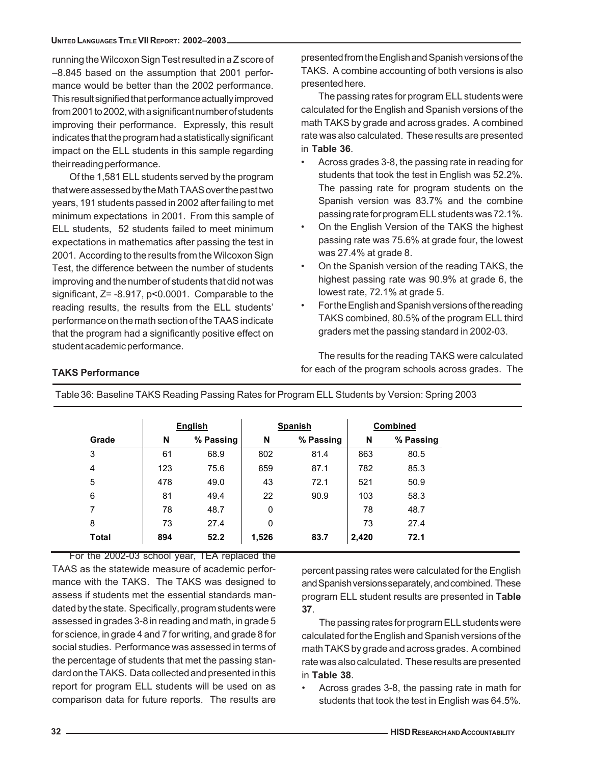running the Wilcoxon Sign Test resulted in a Z score of –8.845 based on the assumption that 2001 performance would be better than the 2002 performance. This result signified that performance actually improved from 2001 to 2002, with a significant number of students improving their performance. Expressly, this result indicates that the program had a statistically significant impact on the ELL students in this sample regarding their reading performance.

Of the 1,581 ELL students served by the program that were assessed by the Math TAAS over the past two years, 191 students passed in 2002 after failing to met minimum expectations in 2001. From this sample of ELL students, 52 students failed to meet minimum expectations in mathematics after passing the test in 2001. According to the results from the Wilcoxon Sign Test, the difference between the number of students improving and the number of students that did not was significant, Z= -8.917, p<0.0001. Comparable to the reading results, the results from the ELL students' performance on the math section of the TAAS indicate that the program had a significantly positive effect on student academic performance.

### TAKS Performance

For the 2002-03 school year, TEA replaced the TAAS as the statewide measure of academic performance with the TAKS. The TAKS was designed to assess if students met the essential standards mandated by the state. Specifically, program students were assessed in grades 3-8 in reading and math, in grade 5 for science, in grade 4 and 7 for writing, and grade 8 for social studies. Performance was assessed in terms of the percentage of students that met the passing standard on the TAKS. Data collected and presented in this report for program ELL students will be used on as comparison data for future reports. The results are presented from the English and Spanish versions of the TAKS. A combine accounting of both versions is also presented here.

The passing rates for program ELL students were calculated for the English and Spanish versions of the math TAKS by grade and across grades. A combined rate was also calculated. These results are presented in **Table 36**.

- Across grades 3-8, the passing rate in reading for students that took the test in English was 52.2%. The passing rate for program students on the Spanish version was 83.7% and the combine passing rate for program ELL students was 72.1%.
- On the English Version of the TAKS the highest passing rate was 75.6% at grade four, the lowest was 27.4% at grade 8.
- On the Spanish version of the reading TAKS, the highest passing rate was 90.9% at grade 6, the lowest rate, 72.1% at grade 5.
- For the English and Spanish versions of the reading TAKS combined, 80.5% of the program ELL third graders met the passing standard in 2002-03.

The results for the reading TAKS were calculated for each of the program schools across grades. The percent passing rates were calculated for the English and Spanish versions separately, and combined. These program ELL student results are presented in **Table 37**.

The passing rates for program ELL students were calculated for the English and Spanish versions of the math TAKS by grade and across grades. A combined rate was also calculated. These results are presented in **Table 38**.

- Across grades 3-8, the passing rate in math for students that took the test in English was 64.5%.

Table 36: Baseline TAKS Reading Passing Rates for Program ELL Students by Version: Spring 2003

| | English | | Spanish | | Combined | |
|---|---|---|---|---|---|---|
| Grade | N | % Passing | N | % Passing | N | % Passing |
| 3 | 61 | 68.9 | 802 | 81.4 | 863 | 80.5 |
| 4 | 123 | 75.6 | 659 | 87.1 | 782 | 85.3 |
| 5 | 478 | 49.0 | 43 | 72.1 | 521 | 50.9 |
| 6 | 81 | 49.4 | 22 | 90.9 | 103 | 58.3 |
| 7 | 78 | 48.7 | 0 | | 78 | 48.7 |
| 8 | 73 | 27.4 | 0 | | 73 | 27.4 |
| **Total** | **894** | **52.2** | **1,526** | **83.7** | **2,420** | **72.1** |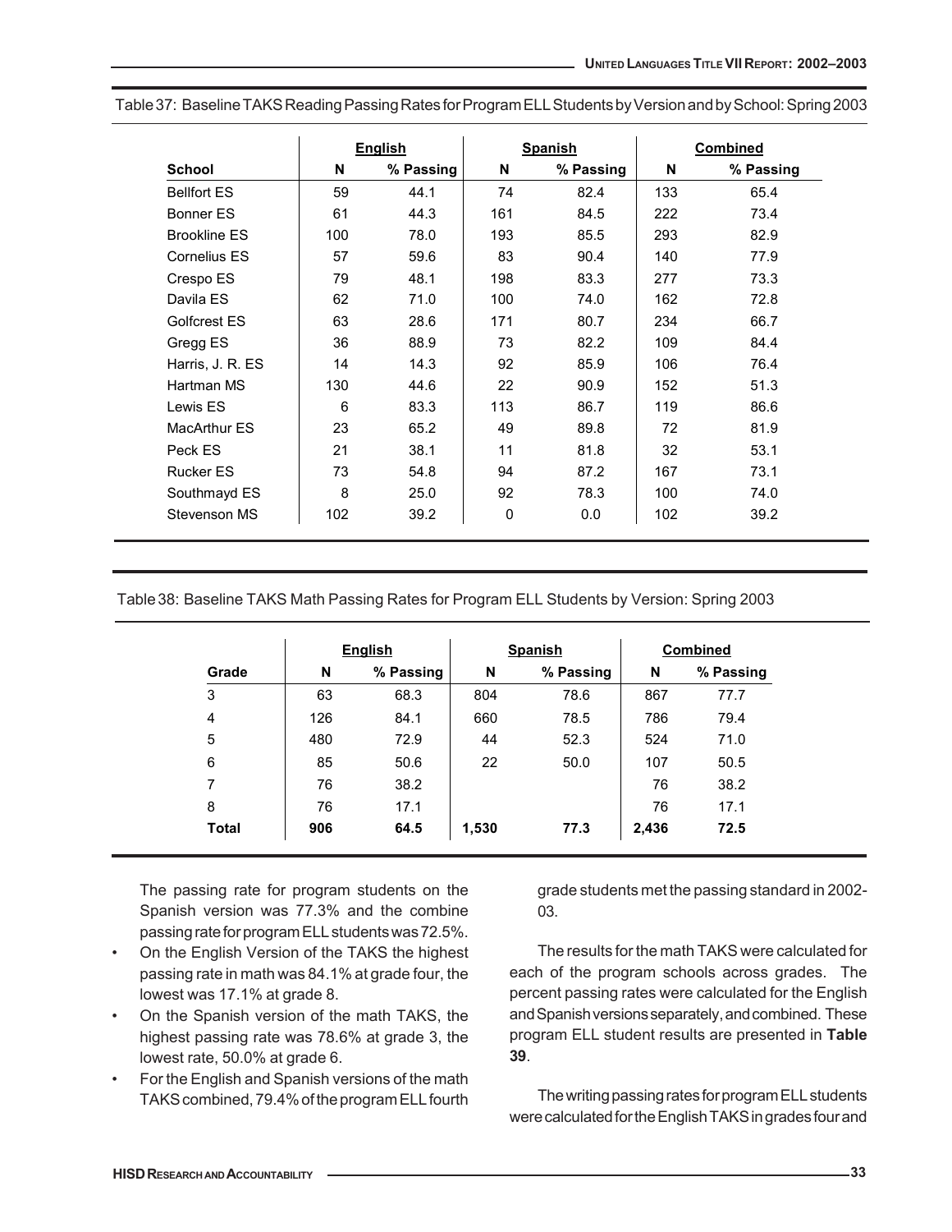Table 37: Baseline TAKS Reading Passing Rates for Program ELL Students by Version and by School: Spring 2003

| | English | | Spanish | | Combined | |
|---|---|---|---|---|---|---|
| **School** | **N** | **% Passing** | **N** | **% Passing** | **N** | **% Passing** |
| Bellfort ES | 59 | 44.1 | 74 | 82.4 | 133 | 65.4 |
| Bonner ES | 61 | 44.3 | 161 | 84.5 | 222 | 73.4 |
| Brookline ES | 100 | 78.0 | 193 | 85.5 | 293 | 82.9 |
| Cornelius ES | 57 | 59.6 | 83 | 90.4 | 140 | 77.9 |
| Crespo ES | 79 | 48.1 | 198 | 83.3 | 277 | 73.3 |
| Davila ES | 62 | 71.0 | 100 | 74.0 | 162 | 72.8 |
| Golfcrest ES | 63 | 28.6 | 171 | 80.7 | 234 | 66.7 |
| Gregg ES | 36 | 88.9 | 73 | 82.2 | 109 | 84.4 |
| Harris, J. R. ES | 14 | 14.3 | 92 | 85.9 | 106 | 76.4 |
| Hartman MS | 130 | 44.6 | 22 | 90.9 | 152 | 51.3 |
| Lewis ES | 6 | 83.3 | 113 | 86.7 | 119 | 86.6 |
| MacArthur ES | 23 | 65.2 | 49 | 89.8 | 72 | 81.9 |
| Peck ES | 21 | 38.1 | 11 | 81.8 | 32 | 53.1 |
| Rucker ES | 73 | 54.8 | 94 | 87.2 | 167 | 73.1 |
| Southmayd ES | 8 | 25.0 | 92 | 78.3 | 100 | 74.0 |
| Stevenson MS | 102 | 39.2 | 0 | 0.0 | 102 | 39.2 |

Table 38: Baseline TAKS Math Passing Rates for Program ELL Students by Version: Spring 2003

| | English | | Spanish | | Combined | |
|---|---|---|---|---|---|---|
| **Grade** | **N** | **% Passing** | **N** | **% Passing** | **N** | **% Passing** |
| 3 | 63 | 68.3 | 804 | 78.6 | 867 | 77.7 |
| 4 | 126 | 84.1 | 660 | 78.5 | 786 | 79.4 |
| 5 | 480 | 72.9 | 44 | 52.3 | 524 | 71.0 |
| 6 | 85 | 50.6 | 22 | 50.0 | 107 | 50.5 |
| 7 | 76 | 38.2 | | | 76 | 38.2 |
| 8 | 76 | 17.1 | | | 76 | 17.1 |
| **Total** | **906** | **64.5** | **1,530** | **77.3** | **2,436** | **72.5** |

The passing rate for program students on the Spanish version was 77.3% and the combine passing rate for program ELL students was 72.5%.

- On the English Version of the TAKS the highest passing rate in math was 84.1% at grade four, the lowest was 17.1% at grade 8.
- On the Spanish version of the math TAKS, the highest passing rate was 78.6% at grade 3, the lowest rate, 50.0% at grade 6.
- For the English and Spanish versions of the math TAKS combined, 79.4% of the program ELL fourth grade students met the passing standard in 2002-03.

The results for the math TAKS were calculated for each of the program schools across grades. The percent passing rates were calculated for the English and Spanish versions separately, and combined. These program ELL student results are presented in **Table 39**.

The writing passing rates for program ELL students were calculated for the English TAKS in grades four and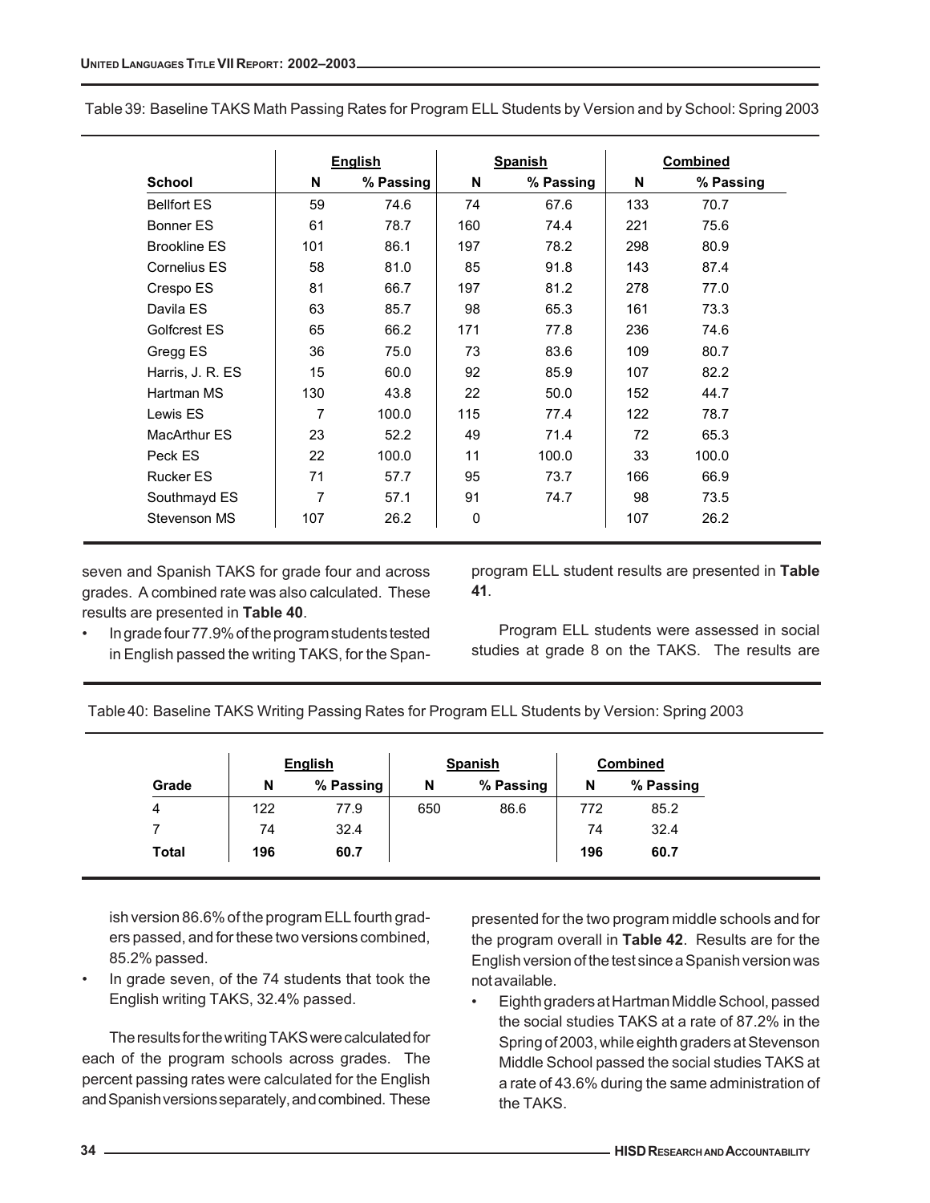Table 39: Baseline TAKS Math Passing Rates for Program ELL Students by Version and by School: Spring 2003

| | English | | Spanish | | Combined | |
|---|---|---|---|---|---|---|
| School | N | % Passing | N | % Passing | N | % Passing |
| Bellfort ES | 59 | 74.6 | 74 | 67.6 | 133 | 70.7 |
| Bonner ES | 61 | 78.7 | 160 | 74.4 | 221 | 75.6 |
| Brookline ES | 101 | 86.1 | 197 | 78.2 | 298 | 80.9 |
| Cornelius ES | 58 | 81.0 | 85 | 91.8 | 143 | 87.4 |
| Crespo ES | 81 | 66.7 | 197 | 81.2 | 278 | 77.0 |
| Davila ES | 63 | 85.7 | 98 | 65.3 | 161 | 73.3 |
| Golfcrest ES | 65 | 66.2 | 171 | 77.8 | 236 | 74.6 |
| Gregg ES | 36 | 75.0 | 73 | 83.6 | 109 | 80.7 |
| Harris, J. R. ES | 15 | 60.0 | 92 | 85.9 | 107 | 82.2 |
| Hartman MS | 130 | 43.8 | 22 | 50.0 | 152 | 44.7 |
| Lewis ES | 7 | 100.0 | 115 | 77.4 | 122 | 78.7 |
| MacArthur ES | 23 | 52.2 | 49 | 71.4 | 72 | 65.3 |
| Peck ES | 22 | 100.0 | 11 | 100.0 | 33 | 100.0 |
| Rucker ES | 71 | 57.7 | 95 | 73.7 | 166 | 66.9 |
| Southmayd ES | 7 | 57.1 | 91 | 74.7 | 98 | 73.5 |
| Stevenson MS | 107 | 26.2 | 0 | | 107 | 26.2 |

seven and Spanish TAKS for grade four and across grades. A combined rate was also calculated. These results are presented in **Table 40**.

- In grade four 77.9% of the program students tested in English passed the writing TAKS, for the Spanish version 86.6% of the program ELL fourth graders passed, and for these two versions combined, 85.2% passed.
- In grade seven, of the 74 students that took the English writing TAKS, 32.4% passed.

Table 40: Baseline TAKS Writing Passing Rates for Program ELL Students by Version: Spring 2003

| | English | | Spanish | | Combined | |
|---|---|---|---|---|---|---|
| Grade | N | % Passing | N | % Passing | N | % Passing |
| 4 | 122 | 77.9 | 650 | 86.6 | 772 | 85.2 |
| 7 | 74 | 32.4 | | | 74 | 32.4 |
| **Total** | **196** | **60.7** | | | **196** | **60.7** |

The results for the writing TAKS were calculated for each of the program schools across grades. The percent passing rates were calculated for the English and Spanish versions separately, and combined. These program ELL student results are presented in **Table 41**.

Program ELL students were assessed in social studies at grade 8 on the TAKS. The results are presented for the two program middle schools and for the program overall in **Table 42**. Results are for the English version of the test since a Spanish version was not available.

- Eighth graders at Hartman Middle School, passed the social studies TAKS at a rate of 87.2% in the Spring of 2003, while eighth graders at Stevenson Middle School passed the social studies TAKS at a rate of 43.6% during the same administration of the TAKS.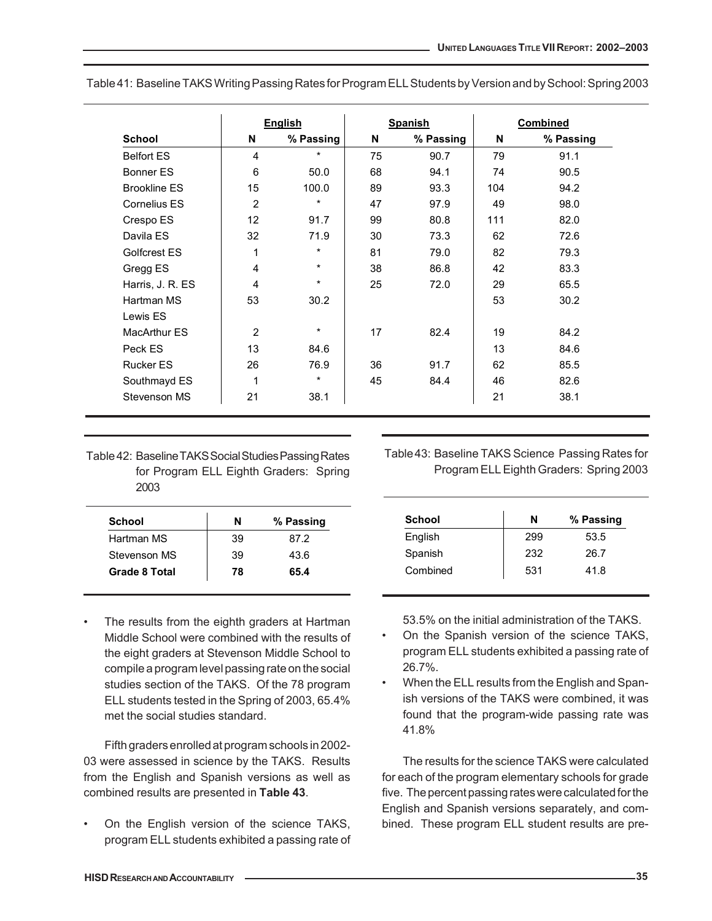Table 41: Baseline TAKS Writing Passing Rates for Program ELL Students by Version and by School: Spring 2003

| | English | | Spanish | | Combined | |
|---|---|---|---|---|---|---|
| **School** | **N** | **% Passing** | **N** | **% Passing** | **N** | **% Passing** |
| Belfort ES | 4 | * | 75 | 90.7 | 79 | 91.1 |
| Bonner ES | 6 | 50.0 | 68 | 94.1 | 74 | 90.5 |
| Brookline ES | 15 | 100.0 | 89 | 93.3 | 104 | 94.2 |
| Cornelius ES | 2 | * | 47 | 97.9 | 49 | 98.0 |
| Crespo ES | 12 | 91.7 | 99 | 80.8 | 111 | 82.0 |
| Davila ES | 32 | 71.9 | 30 | 73.3 | 62 | 72.6 |
| Golfcrest ES | 1 | * | 81 | 79.0 | 82 | 79.3 |
| Gregg ES | 4 | * | 38 | 86.8 | 42 | 83.3 |
| Harris, J. R. ES | 4 | * | 25 | 72.0 | 29 | 65.5 |
| Hartman MS | 53 | 30.2 | | | 53 | 30.2 |
| Lewis ES | | | | | | |
| MacArthur ES | 2 | * | 17 | 82.4 | 19 | 84.2 |
| Peck ES | 13 | 84.6 | | | 13 | 84.6 |
| Rucker ES | 26 | 76.9 | 36 | 91.7 | 62 | 85.5 |
| Southmayd ES | 1 | * | 45 | 84.4 | 46 | 82.6 |
| Stevenson MS | 21 | 38.1 | | | 21 | 38.1 |

Table 42: Baseline TAKS Social Studies Passing Rates for Program ELL Eighth Graders: Spring 2003

| School | N | % Passing |
|---|---|---|
| Hartman MS | 39 | 87.2 |
| Stevenson MS | 39 | 43.6 |
| **Grade 8 Total** | **78** | **65.4** |

- The results from the eighth graders at Hartman Middle School were combined with the results of the eight graders at Stevenson Middle School to compile a program level passing rate on the social studies section of the TAKS. Of the 78 program ELL students tested in the Spring of 2003, 65.4% met the social studies standard.

Fifth graders enrolled at program schools in 2002-03 were assessed in science by the TAKS. Results from the English and Spanish versions as well as combined results are presented in **Table 43**.

- On the English version of the science TAKS, program ELL students exhibited a passing rate of 53.5% on the initial administration of the TAKS.
- On the Spanish version of the science TAKS, program ELL students exhibited a passing rate of 26.7%.
- When the ELL results from the English and Spanish versions of the TAKS were combined, it was found that the program-wide passing rate was 41.8%

Table 43: Baseline TAKS Science Passing Rates for Program ELL Eighth Graders: Spring 2003

| School | N | % Passing |
|---|---|---|
| English | 299 | 53.5 |
| Spanish | 232 | 26.7 |
| Combined | 531 | 41.8 |

The results for the science TAKS were calculated for each of the program elementary schools for grade five. The percent passing rates were calculated for the English and Spanish versions separately, and combined. These program ELL student results are pre-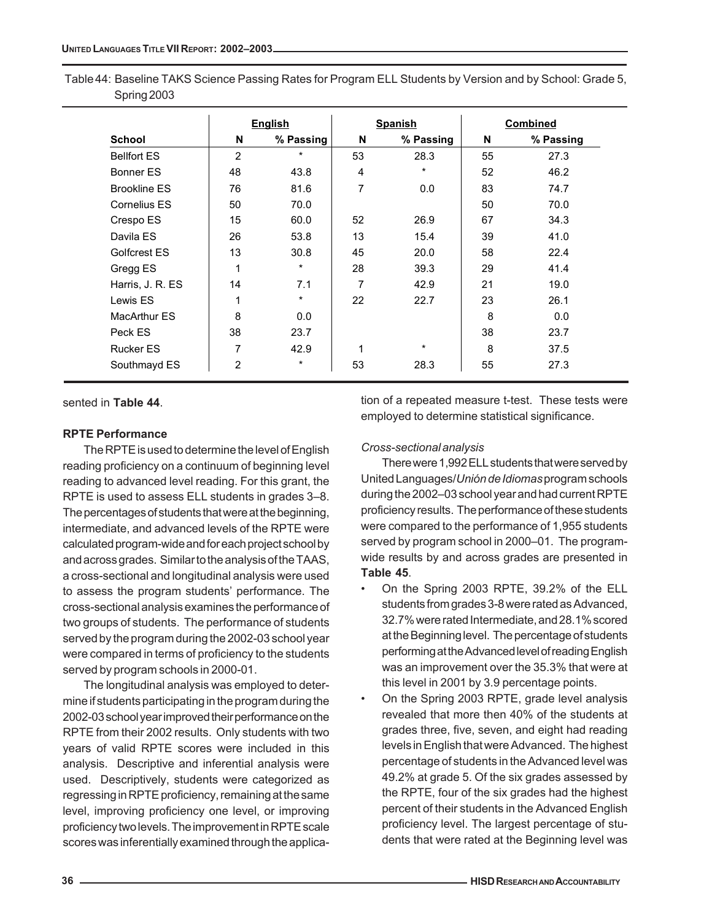Table 44: Baseline TAKS Science Passing Rates for Program ELL Students by Version and by School: Grade 5, Spring 2003

| | English | | Spanish | | Combined | |
|---|---|---|---|---|---|---|
| **School** | **N** | **% Passing** | **N** | **% Passing** | **N** | **% Passing** |
| Bellfort ES | 2 | * | 53 | 28.3 | 55 | 27.3 |
| Bonner ES | 48 | 43.8 | 4 | * | 52 | 46.2 |
| Brookline ES | 76 | 81.6 | 7 | 0.0 | 83 | 74.7 |
| Cornelius ES | 50 | 70.0 | | | 50 | 70.0 |
| Crespo ES | 15 | 60.0 | 52 | 26.9 | 67 | 34.3 |
| Davila ES | 26 | 53.8 | 13 | 15.4 | 39 | 41.0 |
| Golfcrest ES | 13 | 30.8 | 45 | 20.0 | 58 | 22.4 |
| Gregg ES | 1 | * | 28 | 39.3 | 29 | 41.4 |
| Harris, J. R. ES | 14 | 7.1 | 7 | 42.9 | 21 | 19.0 |
| Lewis ES | 1 | * | 22 | 22.7 | 23 | 26.1 |
| MacArthur ES | 8 | 0.0 | | | 8 | 0.0 |
| Peck ES | 38 | 23.7 | | | 38 | 23.7 |
| Rucker ES | 7 | 42.9 | 1 | * | 8 | 37.5 |
| Southmayd ES | 2 | * | 53 | 28.3 | 55 | 27.3 |

sented in **Table 44**.

**RPTE Performance**

The RPTE is used to determine the level of English reading proficiency on a continuum of beginning level reading to advanced level reading. For this grant, the RPTE is used to assess ELL students in grades 3–8. The percentages of students that were at the beginning, intermediate, and advanced levels of the RPTE were calculated program-wide and for each project school by and across grades. Similar to the analysis of the TAAS, a cross-sectional and longitudinal analysis were used to assess the program students' performance. The cross-sectional analysis examines the performance of two groups of students. The performance of students served by the program during the 2002-03 school year were compared in terms of proficiency to the students served by program schools in 2000-01.

The longitudinal analysis was employed to determine if students participating in the program during the 2002-03 school year improved their performance on the RPTE from their 2002 results. Only students with two years of valid RPTE scores were included in this analysis. Descriptive and inferential analysis were used. Descriptively, students were categorized as regressing in RPTE proficiency, remaining at the same level, improving proficiency one level, or improving proficiency two levels. The improvement in RPTE scale scores was inferentially examined through the application of a repeated measure t-test. These tests were employed to determine statistical significance.

*Cross-sectional analysis*

There were 1,992 ELL students that were served by United Languages/*Unión de Idiomas* program schools during the 2002–03 school year and had current RPTE proficiency results. The performance of these students were compared to the performance of 1,955 students served by program school in 2000–01. The program-wide results by and across grades are presented in **Table 45**.

- On the Spring 2003 RPTE, 39.2% of the ELL students from grades 3-8 were rated as Advanced, 32.7% were rated Intermediate, and 28.1% scored at the Beginning level. The percentage of students performing at the Advanced level of reading English was an improvement over the 35.3% that were at this level in 2001 by 3.9 percentage points.
- On the Spring 2003 RPTE, grade level analysis revealed that more then 40% of the students at grades three, five, seven, and eight had reading levels in English that were Advanced. The highest percentage of students in the Advanced level was 49.2% at grade 5. Of the six grades assessed by the RPTE, four of the six grades had the highest percent of their students in the Advanced English proficiency level. The largest percentage of students that were rated at the Beginning level was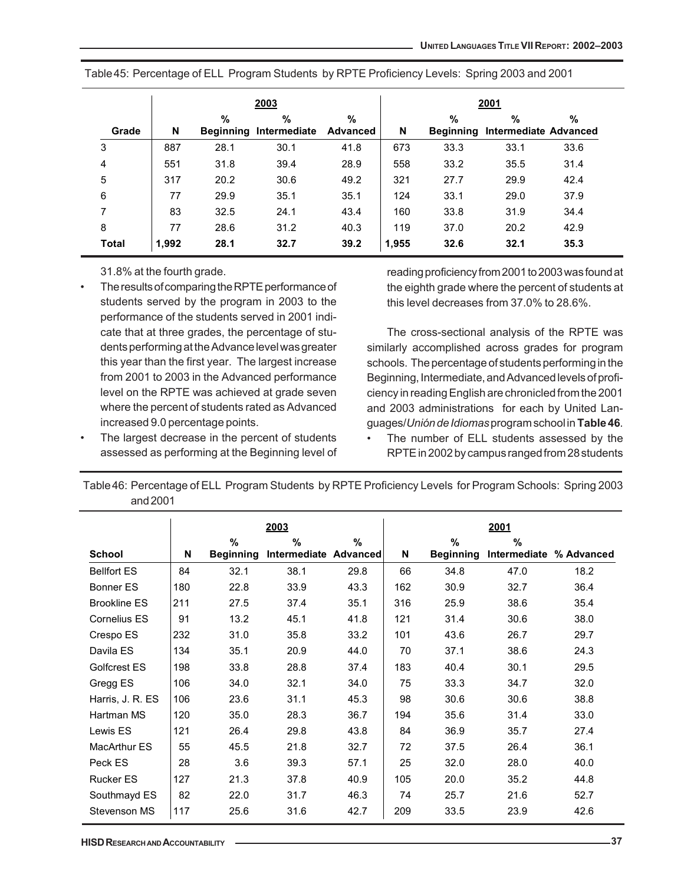Table 45: Percentage of ELL Program Students by RPTE Proficiency Levels: Spring 2003 and 2001

| | 2003 | | | | 2001 | | | |
|---|---|---|---|---|---|---|---|---|
| Grade | N | % Beginning | % Intermediate | % Advanced | N | % Beginning | % Intermediate | % Advanced |
| 3 | 887 | 28.1 | 30.1 | 41.8 | 673 | 33.3 | 33.1 | 33.6 |
| 4 | 551 | 31.8 | 39.4 | 28.9 | 558 | 33.2 | 35.5 | 31.4 |
| 5 | 317 | 20.2 | 30.6 | 49.2 | 321 | 27.7 | 29.9 | 42.4 |
| 6 | 77 | 29.9 | 35.1 | 35.1 | 124 | 33.1 | 29.0 | 37.9 |
| 7 | 83 | 32.5 | 24.1 | 43.4 | 160 | 33.8 | 31.9 | 34.4 |
| 8 | 77 | 28.6 | 31.2 | 40.3 | 119 | 37.0 | 20.2 | 42.9 |
| **Total** | **1,992** | **28.1** | **32.7** | **39.2** | **1,955** | **32.6** | **32.1** | **35.3** |

31.8% at the fourth grade.

- The results of comparing the RPTE performance of students served by the program in 2003 to the performance of the students served in 2001 indicate that at three grades, the percentage of students performing at the Advance level was greater this year than the first year. The largest increase from 2001 to 2003 in the Advanced performance level on the RPTE was achieved at grade seven where the percent of students rated as Advanced increased 9.0 percentage points.
- The largest decrease in the percent of students assessed as performing at the Beginning level of reading proficiency from 2001 to 2003 was found at the eighth grade where the percent of students at this level decreases from 37.0% to 28.6%.

The cross-sectional analysis of the RPTE was similarly accomplished across grades for program schools. The percentage of students performing in the Beginning, Intermediate, and Advanced levels of proficiency in reading English are chronicled from the 2001 and 2003 administrations for each by United Languages/*Unión de Idiomas* program school in **Table 46**.

- The number of ELL students assessed by the RPTE in 2002 by campus ranged from 28 students

Table 46: Percentage of ELL Program Students by RPTE Proficiency Levels for Program Schools: Spring 2003 and 2001

| | 2003 | | | | 2001 | | | |
|---|---|---|---|---|---|---|---|---|
| School | N | % Beginning | % Intermediate | % Advanced | N | % Beginning | % Intermediate | % Advanced |
| Bellfort ES | 84 | 32.1 | 38.1 | 29.8 | 66 | 34.8 | 47.0 | 18.2 |
| Bonner ES | 180 | 22.8 | 33.9 | 43.3 | 162 | 30.9 | 32.7 | 36.4 |
| Brookline ES | 211 | 27.5 | 37.4 | 35.1 | 316 | 25.9 | 38.6 | 35.4 |
| Cornelius ES | 91 | 13.2 | 45.1 | 41.8 | 121 | 31.4 | 30.6 | 38.0 |
| Crespo ES | 232 | 31.0 | 35.8 | 33.2 | 101 | 43.6 | 26.7 | 29.7 |
| Davila ES | 134 | 35.1 | 20.9 | 44.0 | 70 | 37.1 | 38.6 | 24.3 |
| Golfcrest ES | 198 | 33.8 | 28.8 | 37.4 | 183 | 40.4 | 30.1 | 29.5 |
| Gregg ES | 106 | 34.0 | 32.1 | 34.0 | 75 | 33.3 | 34.7 | 32.0 |
| Harris, J. R. ES | 106 | 23.6 | 31.1 | 45.3 | 98 | 30.6 | 30.6 | 38.8 |
| Hartman MS | 120 | 35.0 | 28.3 | 36.7 | 194 | 35.6 | 31.4 | 33.0 |
| Lewis ES | 121 | 26.4 | 29.8 | 43.8 | 84 | 36.9 | 35.7 | 27.4 |
| MacArthur ES | 55 | 45.5 | 21.8 | 32.7 | 72 | 37.5 | 26.4 | 36.1 |
| Peck ES | 28 | 3.6 | 39.3 | 57.1 | 25 | 32.0 | 28.0 | 40.0 |
| Rucker ES | 127 | 21.3 | 37.8 | 40.9 | 105 | 20.0 | 35.2 | 44.8 |
| Southmayd ES | 82 | 22.0 | 31.7 | 46.3 | 74 | 25.7 | 21.6 | 52.7 |
| Stevenson MS | 117 | 25.6 | 31.6 | 42.7 | 209 | 33.5 | 23.9 | 42.6 |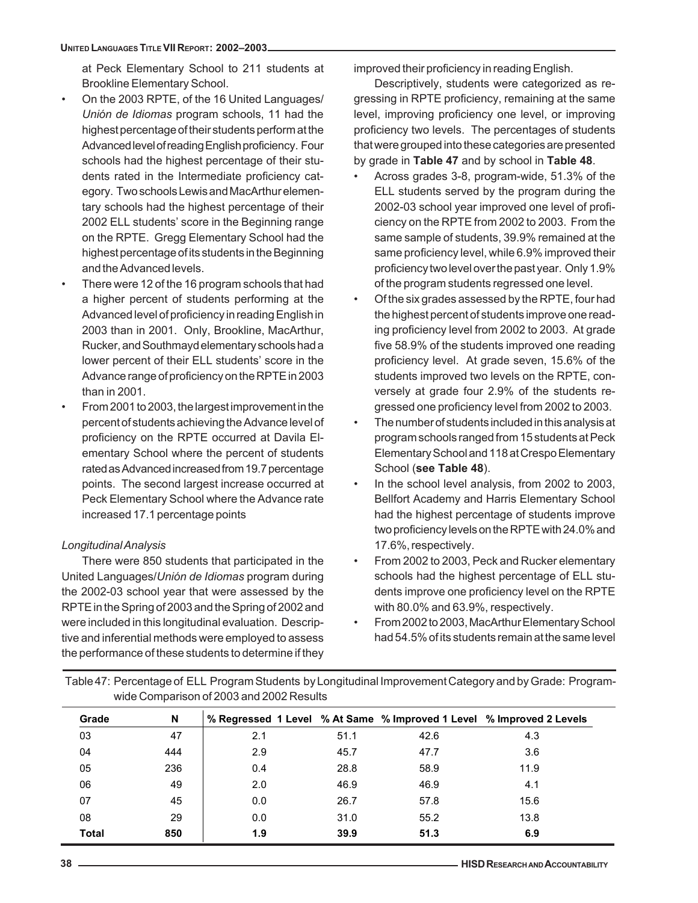at Peck Elementary School to 211 students at Brookline Elementary School.

- On the 2003 RPTE, of the 16 United Languages/ *Unión de Idiomas* program schools, 11 had the highest percentage of their students perform at the Advanced level of reading English proficiency. Four schools had the highest percentage of their students rated in the Intermediate proficiency category. Two schools Lewis and MacArthur elementary schools had the highest percentage of their 2002 ELL students' score in the Beginning range on the RPTE. Gregg Elementary School had the highest percentage of its students in the Beginning and the Advanced levels.
- There were 12 of the 16 program schools that had a higher percent of students performing at the Advanced level of proficiency in reading English in 2003 than in 2001. Only, Brookline, MacArthur, Rucker, and Southmayd elementary schools had a lower percent of their ELL students' score in the Advance range of proficiency on the RPTE in 2003 than in 2001.
- From 2001 to 2003, the largest improvement in the percent of students achieving the Advance level of proficiency on the RPTE occurred at Davila Elementary School where the percent of students rated as Advanced increased from 19.7 percentage points. The second largest increase occurred at Peck Elementary School where the Advance rate increased 17.1 percentage points

*Longitudinal Analysis*

There were 850 students that participated in the United Languages/*Unión de Idiomas* program during the 2002-03 school year that were assessed by the RPTE in the Spring of 2003 and the Spring of 2002 and were included in this longitudinal evaluation. Descriptive and inferential methods were employed to assess the performance of these students to determine if they improved their proficiency in reading English.

Descriptively, students were categorized as regressing in RPTE proficiency, remaining at the same level, improving proficiency one level, or improving proficiency two levels. The percentages of students that were grouped into these categories are presented by grade in **Table 47** and by school in **Table 48**.

- Across grades 3-8, program-wide, 51.3% of the ELL students served by the program during the 2002-03 school year improved one level of proficiency on the RPTE from 2002 to 2003. From the same sample of students, 39.9% remained at the same proficiency level, while 6.9% improved their proficiency two level over the past year. Only 1.9% of the program students regressed one level.
- Of the six grades assessed by the RPTE, four had the highest percent of students improve one reading proficiency level from 2002 to 2003. At grade five 58.9% of the students improved one reading proficiency level. At grade seven, 15.6% of the students improved two levels on the RPTE, conversely at grade four 2.9% of the students regressed one proficiency level from 2002 to 2003.
- The number of students included in this analysis at program schools ranged from 15 students at Peck Elementary School and 118 at Crespo Elementary School (**see Table 48**).
- In the school level analysis, from 2002 to 2003, Bellfort Academy and Harris Elementary School had the highest percentage of students improve two proficiency levels on the RPTE with 24.0% and 17.6%, respectively.
- From 2002 to 2003, Peck and Rucker elementary schools had the highest percentage of ELL students improve one proficiency level on the RPTE with 80.0% and 63.9%, respectively.
- From 2002 to 2003, MacArthur Elementary School had 54.5% of its students remain at the same level

Table 47: Percentage of ELL Program Students by Longitudinal Improvement Category and by Grade: Program-wide Comparison of 2003 and 2002 Results

| Grade | N | % Regressed 1 Level | % At Same | % Improved 1 Level | % Improved 2 Levels |
|---|---|---|---|---|---|
| 03 | 47 | 2.1 | 51.1 | 42.6 | 4.3 |
| 04 | 444 | 2.9 | 45.7 | 47.7 | 3.6 |
| 05 | 236 | 0.4 | 28.8 | 58.9 | 11.9 |
| 06 | 49 | 2.0 | 46.9 | 46.9 | 4.1 |
| 07 | 45 | 0.0 | 26.7 | 57.8 | 15.6 |
| 08 | 29 | 0.0 | 31.0 | 55.2 | 13.8 |
| **Total** | **850** | **1.9** | **39.9** | **51.3** | **6.9** |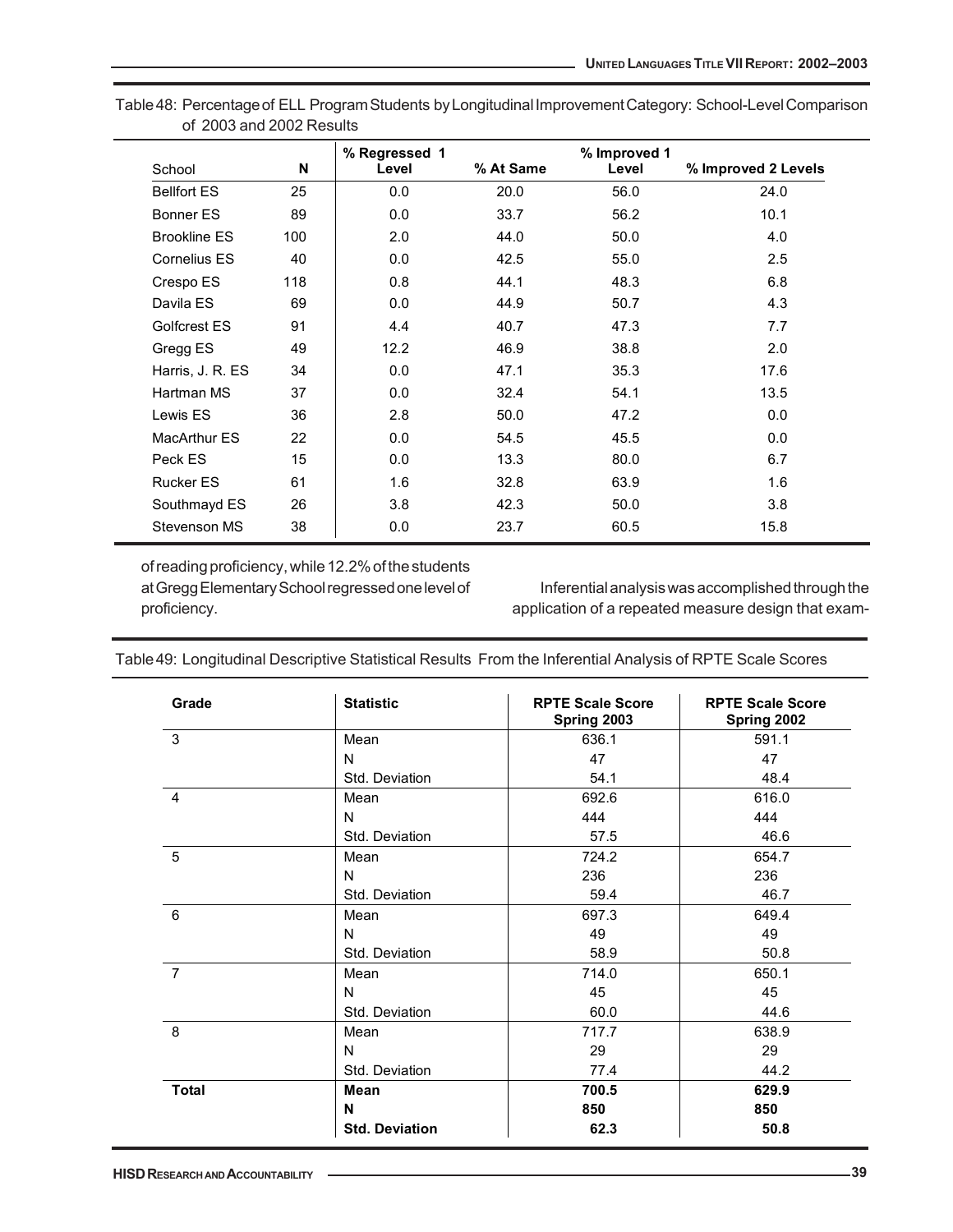Table 48: Percentage of ELL Program Students by Longitudinal Improvement Category: School-Level Comparison of 2003 and 2002 Results

| School | N | % Regressed 1 Level | % At Same | % Improved 1 Level | % Improved 2 Levels |
|---|---|---|---|---|---|
| Bellfort ES | 25 | 0.0 | 20.0 | 56.0 | 24.0 |
| Bonner ES | 89 | 0.0 | 33.7 | 56.2 | 10.1 |
| Brookline ES | 100 | 2.0 | 44.0 | 50.0 | 4.0 |
| Cornelius ES | 40 | 0.0 | 42.5 | 55.0 | 2.5 |
| Crespo ES | 118 | 0.8 | 44.1 | 48.3 | 6.8 |
| Davila ES | 69 | 0.0 | 44.9 | 50.7 | 4.3 |
| Golfcrest ES | 91 | 4.4 | 40.7 | 47.3 | 7.7 |
| Gregg ES | 49 | 12.2 | 46.9 | 38.8 | 2.0 |
| Harris, J. R. ES | 34 | 0.0 | 47.1 | 35.3 | 17.6 |
| Hartman MS | 37 | 0.0 | 32.4 | 54.1 | 13.5 |
| Lewis ES | 36 | 2.8 | 50.0 | 47.2 | 0.0 |
| MacArthur ES | 22 | 0.0 | 54.5 | 45.5 | 0.0 |
| Peck ES | 15 | 0.0 | 13.3 | 80.0 | 6.7 |
| Rucker ES | 61 | 1.6 | 32.8 | 63.9 | 1.6 |
| Southmayd ES | 26 | 3.8 | 42.3 | 50.0 | 3.8 |
| Stevenson MS | 38 | 0.0 | 23.7 | 60.5 | 15.8 |

of reading proficiency, while 12.2% of the students at Gregg Elementary School regressed one level of proficiency.

Inferential analysis was accomplished through the application of a repeated measure design that exam-

Table 49: Longitudinal Descriptive Statistical Results From the Inferential Analysis of RPTE Scale Scores

| Grade | Statistic | RPTE Scale Score Spring 2003 | RPTE Scale Score Spring 2002 |
|---|---|---|---|
| 3 | Mean | 636.1 | 591.1 |
| | N | 47 | 47 |
| | Std. Deviation | 54.1 | 48.4 |
| 4 | Mean | 692.6 | 616.0 |
| | N | 444 | 444 |
| | Std. Deviation | 57.5 | 46.6 |
| 5 | Mean | 724.2 | 654.7 |
| | N | 236 | 236 |
| | Std. Deviation | 59.4 | 46.7 |
| 6 | Mean | 697.3 | 649.4 |
| | N | 49 | 49 |
| | Std. Deviation | 58.9 | 50.8 |
| 7 | Mean | 714.0 | 650.1 |
| | N | 45 | 45 |
| | Std. Deviation | 60.0 | 44.6 |
| 8 | Mean | 717.7 | 638.9 |
| | N | 29 | 29 |
| | Std. Deviation | 77.4 | 44.2 |
| **Total** | **Mean** | **700.5** | **629.9** |
| | **N** | **850** | **850** |
| | **Std. Deviation** | **62.3** | **50.8** |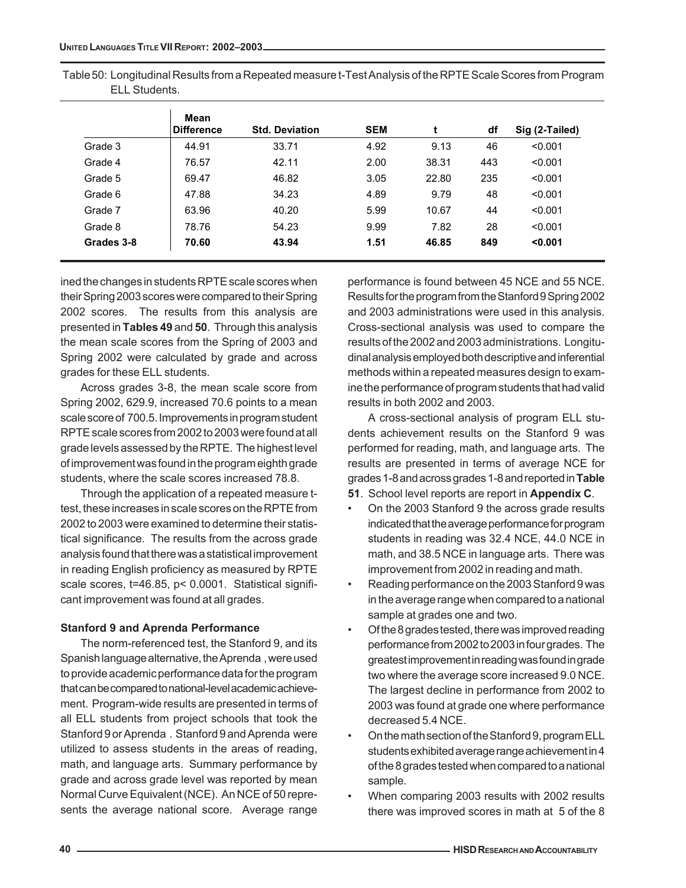Table 50: Longitudinal Results from a Repeated measure t-Test Analysis of the RPTE Scale Scores from Program ELL Students.

| | Mean Difference | Std. Deviation | SEM | t | df | Sig (2-Tailed) |
|---|---|---|---|---|---|---|
| Grade 3 | 44.91 | 33.71 | 4.92 | 9.13 | 46 | <0.001 |
| Grade 4 | 76.57 | 42.11 | 2.00 | 38.31 | 443 | <0.001 |
| Grade 5 | 69.47 | 46.82 | 3.05 | 22.80 | 235 | <0.001 |
| Grade 6 | 47.88 | 34.23 | 4.89 | 9.79 | 48 | <0.001 |
| Grade 7 | 63.96 | 40.20 | 5.99 | 10.67 | 44 | <0.001 |
| Grade 8 | 78.76 | 54.23 | 9.99 | 7.82 | 28 | <0.001 |
| **Grades 3-8** | **70.60** | **43.94** | **1.51** | **46.85** | **849** | **<0.001** |

ined the changes in students RPTE scale scores when their Spring 2003 scores were compared to their Spring 2002 scores. The results from this analysis are presented in **Tables 49** and **50**. Through this analysis the mean scale scores from the Spring of 2003 and Spring 2002 were calculated by grade and across grades for these ELL students.

Across grades 3-8, the mean scale score from Spring 2002, 629.9, increased 70.6 points to a mean scale score of 700.5. Improvements in program student RPTE scale scores from 2002 to 2003 were found at all grade levels assessed by the RPTE. The highest level of improvement was found in the program eighth grade students, where the scale scores increased 78.8.

Through the application of a repeated measure t-test, these increases in scale scores on the RPTE from 2002 to 2003 were examined to determine their statistical significance. The results from the across grade analysis found that there was a statistical improvement in reading English proficiency as measured by RPTE scale scores, $t=46.85$, $p< 0.0001$. Statistical significant improvement was found at all grades.

### Stanford 9 and Aprenda Performance

The norm-referenced test, the Stanford 9, and its Spanish language alternative, the Aprenda , were used to provide academic performance data for the program that can be compared to national-level academic achievement. Program-wide results are presented in terms of all ELL students from project schools that took the Stanford 9 or Aprenda . Stanford 9 and Aprenda were utilized to assess students in the areas of reading, math, and language arts. Summary performance by grade and across grade level was reported by mean Normal Curve Equivalent (NCE). An NCE of 50 represents the average national score. Average range performance is found between 45 NCE and 55 NCE. Results for the program from the Stanford 9 Spring 2002 and 2003 administrations were used in this analysis. Cross-sectional analysis was used to compare the results of the 2002 and 2003 administrations. Longitudinal analysis employed both descriptive and inferential methods within a repeated measures design to examine the performance of program students that had valid results in both 2002 and 2003.

A cross-sectional analysis of program ELL students achievement results on the Stanford 9 was performed for reading, math, and language arts. The results are presented in terms of average NCE for grades 1-8 and across grades 1-8 and reported in **Table 51**. School level reports are report in **Appendix C**.

- On the 2003 Stanford 9 the across grade results indicated that the average performance for program students in reading was 32.4 NCE, 44.0 NCE in math, and 38.5 NCE in language arts. There was improvement from 2002 in reading and math.
- Reading performance on the 2003 Stanford 9 was in the average range when compared to a national sample at grades one and two.
- Of the 8 grades tested, there was improved reading performance from 2002 to 2003 in four grades. The greatest improvement in reading was found in grade two where the average score increased 9.0 NCE. The largest decline in performance from 2002 to 2003 was found at grade one where performance decreased 5.4 NCE.
- On the math section of the Stanford 9, program ELL students exhibited average range achievement in 4 of the 8 grades tested when compared to a national sample.
- When comparing 2003 results with 2002 results there was improved scores in math at 5 of the 8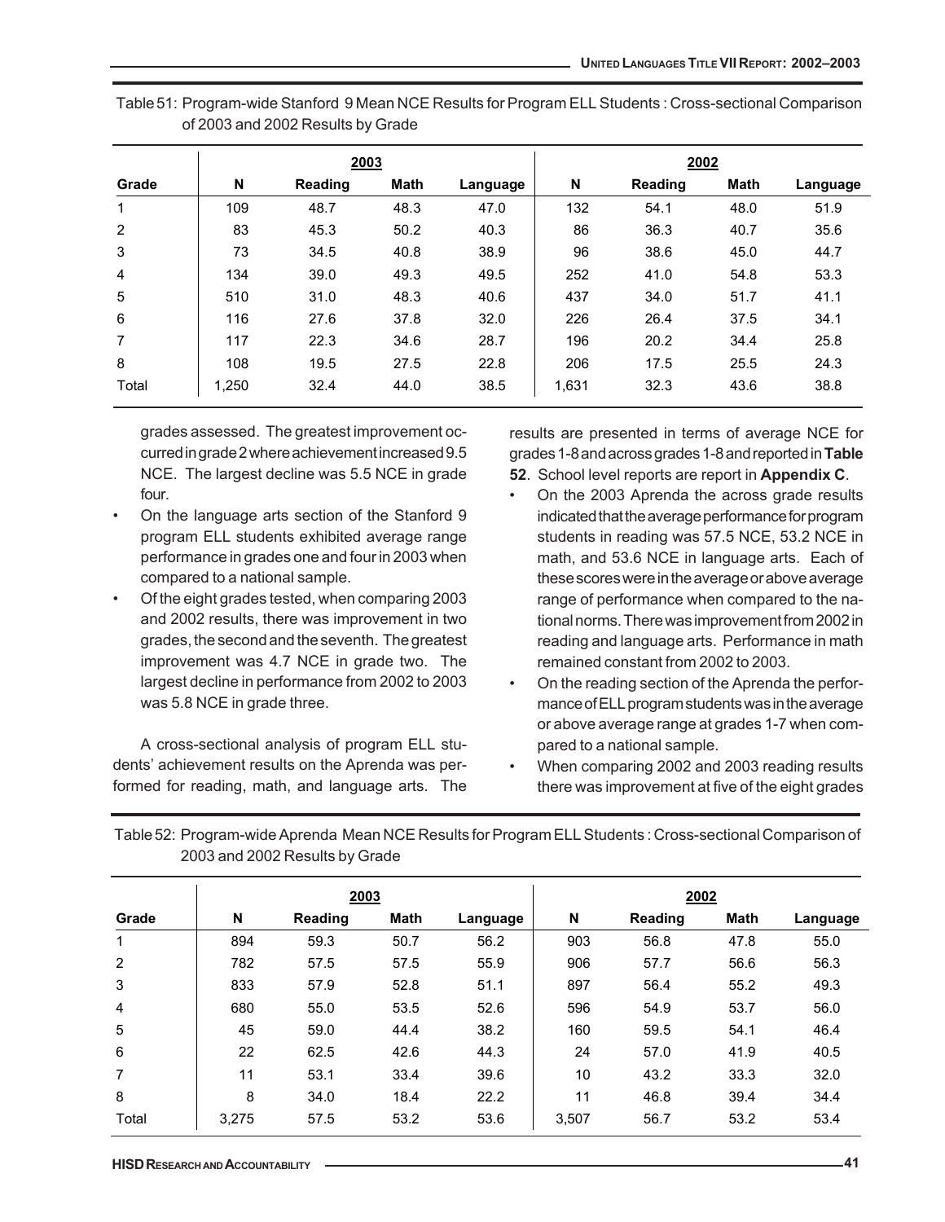Table 51: Program-wide Stanford 9 Mean NCE Results for Program ELL Students : Cross-sectional Comparison of 2003 and 2002 Results by Grade

| | 2003 | | | | 2002 | | | |
|---|---|---|---|---|---|---|---|---|
| Grade | N | Reading | Math | Language | N | Reading | Math | Language |
| 1 | 109 | 48.7 | 48.3 | 47.0 | 132 | 54.1 | 48.0 | 51.9 |
| 2 | 83 | 45.3 | 50.2 | 40.3 | 86 | 36.3 | 40.7 | 35.6 |
| 3 | 73 | 34.5 | 40.8 | 38.9 | 96 | 38.6 | 45.0 | 44.7 |
| 4 | 134 | 39.0 | 49.3 | 49.5 | 252 | 41.0 | 54.8 | 53.3 |
| 5 | 510 | 31.0 | 48.3 | 40.6 | 437 | 34.0 | 51.7 | 41.1 |
| 6 | 116 | 27.6 | 37.8 | 32.0 | 226 | 26.4 | 37.5 | 34.1 |
| 7 | 117 | 22.3 | 34.6 | 28.7 | 196 | 20.2 | 34.4 | 25.8 |
| 8 | 108 | 19.5 | 27.5 | 22.8 | 206 | 17.5 | 25.5 | 24.3 |
| Total | 1,250 | 32.4 | 44.0 | 38.5 | 1,631 | 32.3 | 43.6 | 38.8 |

grades assessed. The greatest improvement occurred in grade 2 where achievement increased 9.5 NCE. The largest decline was 5.5 NCE in grade four.

- On the language arts section of the Stanford 9 program ELL students exhibited average range performance in grades one and four in 2003 when compared to a national sample.
- Of the eight grades tested, when comparing 2003 and 2002 results, there was improvement in two grades, the second and the seventh. The greatest improvement was 4.7 NCE in grade two. The largest decline in performance from 2002 to 2003 was 5.8 NCE in grade three.

A cross-sectional analysis of program ELL students' achievement results on the Aprenda was performed for reading, math, and language arts. The results are presented in terms of average NCE for grades 1-8 and across grades 1-8 and reported in **Table 52**. School level reports are report in **Appendix C**.

- On the 2003 Aprenda the across grade results indicated that the average performance for program students in reading was 57.5 NCE, 53.2 NCE in math, and 53.6 NCE in language arts. Each of these scores were in the average or above average range of performance when compared to the national norms. There was improvement from 2002 in reading and language arts. Performance in math remained constant from 2002 to 2003.
- On the reading section of the Aprenda the performance of ELL program students was in the average or above average range at grades 1-7 when compared to a national sample.
- When comparing 2002 and 2003 reading results there was improvement at five of the eight grades

Table 52: Program-wide Aprenda Mean NCE Results for Program ELL Students : Cross-sectional Comparison of 2003 and 2002 Results by Grade

| | 2003 | | | | 2002 | | | |
|---|---|---|---|---|---|---|---|---|
| Grade | N | Reading | Math | Language | N | Reading | Math | Language |
| 1 | 894 | 59.3 | 50.7 | 56.2 | 903 | 56.8 | 47.8 | 55.0 |
| 2 | 782 | 57.5 | 57.5 | 55.9 | 906 | 57.7 | 56.6 | 56.3 |
| 3 | 833 | 57.9 | 52.8 | 51.1 | 897 | 56.4 | 55.2 | 49.3 |
| 4 | 680 | 55.0 | 53.5 | 52.6 | 596 | 54.9 | 53.7 | 56.0 |
| 5 | 45 | 59.0 | 44.4 | 38.2 | 160 | 59.5 | 54.1 | 46.4 |
| 6 | 22 | 62.5 | 42.6 | 44.3 | 24 | 57.0 | 41.9 | 40.5 |
| 7 | 11 | 53.1 | 33.4 | 39.6 | 10 | 43.2 | 33.3 | 32.0 |
| 8 | 8 | 34.0 | 18.4 | 22.2 | 11 | 46.8 | 39.4 | 34.4 |
| Total | 3,275 | 57.5 | 53.2 | 53.6 | 3,507 | 56.7 | 53.2 | 53.4 |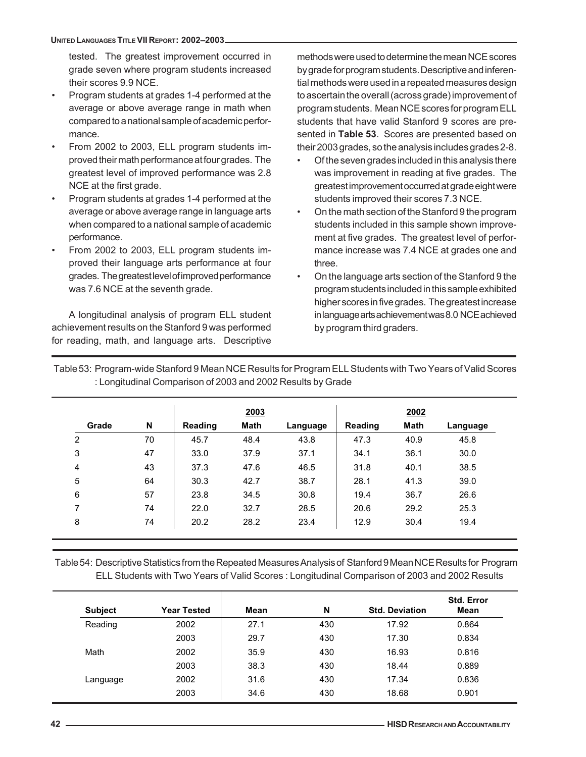tested. The greatest improvement occurred in grade seven where program students increased their scores 9.9 NCE.

- Program students at grades 1-4 performed at the average or above average range in math when compared to a national sample of academic performance.
- From 2002 to 2003, ELL program students improved their math performance at four grades. The greatest level of improved performance was 2.8 NCE at the first grade.
- Program students at grades 1-4 performed at the average or above average range in language arts when compared to a national sample of academic performance.
- From 2002 to 2003, ELL program students improved their language arts performance at four grades. The greatest level of improved performance was 7.6 NCE at the seventh grade.

A longitudinal analysis of program ELL student achievement results on the Stanford 9 was performed for reading, math, and language arts. Descriptive methods were used to determine the mean NCE scores by grade for program students. Descriptive and inferential methods were used in a repeated measures design to ascertain the overall (across grade) improvement of program students. Mean NCE scores for program ELL students that have valid Stanford 9 scores are presented in **Table 53**. Scores are presented based on their 2003 grades, so the analysis includes grades 2-8.

- Of the seven grades included in this analysis there was improvement in reading at five grades. The greatest improvement occurred at grade eight were students improved their scores 7.3 NCE.
- On the math section of the Stanford 9 the program students included in this sample shown improvement at five grades. The greatest level of performance increase was 7.4 NCE at grades one and three.
- On the language arts section of the Stanford 9 the program students included in this sample exhibited higher scores in five grades. The greatest increase in language arts achievement was 8.0 NCE achieved by program third graders.

Table 53: Program-wide Stanford 9 Mean NCE Results for Program ELL Students with Two Years of Valid Scores : Longitudinal Comparison of 2003 and 2002 Results by Grade

| | | 2003 | | | 2002 | | |
|---|---|---|---|---|---|---|---|
| Grade | N | Reading | Math | Language | Reading | Math | Language |
| 2 | 70 | 45.7 | 48.4 | 43.8 | 47.3 | 40.9 | 45.8 |
| 3 | 47 | 33.0 | 37.9 | 37.1 | 34.1 | 36.1 | 30.0 |
| 4 | 43 | 37.3 | 47.6 | 46.5 | 31.8 | 40.1 | 38.5 |
| 5 | 64 | 30.3 | 42.7 | 38.7 | 28.1 | 41.3 | 39.0 |
| 6 | 57 | 23.8 | 34.5 | 30.8 | 19.4 | 36.7 | 26.6 |
| 7 | 74 | 22.0 | 32.7 | 28.5 | 20.6 | 29.2 | 25.3 |
| 8 | 74 | 20.2 | 28.2 | 23.4 | 12.9 | 30.4 | 19.4 |

Table 54: Descriptive Statistics from the Repeated Measures Analysis of Stanford 9 Mean NCE Results for Program ELL Students with Two Years of Valid Scores : Longitudinal Comparison of 2003 and 2002 Results

| Subject | Year Tested | Mean | N | Std. Deviation | Std. Error Mean |
|---|---|---|---|---|---|
| Reading | 2002 | 27.1 | 430 | 17.92 | 0.864 |
| | 2003 | 29.7 | 430 | 17.30 | 0.834 |
| Math | 2002 | 35.9 | 430 | 16.93 | 0.816 |
| | 2003 | 38.3 | 430 | 18.44 | 0.889 |
| Language | 2002 | 31.6 | 430 | 17.34 | 0.836 |
| | 2003 | 34.6 | 430 | 18.68 | 0.901 |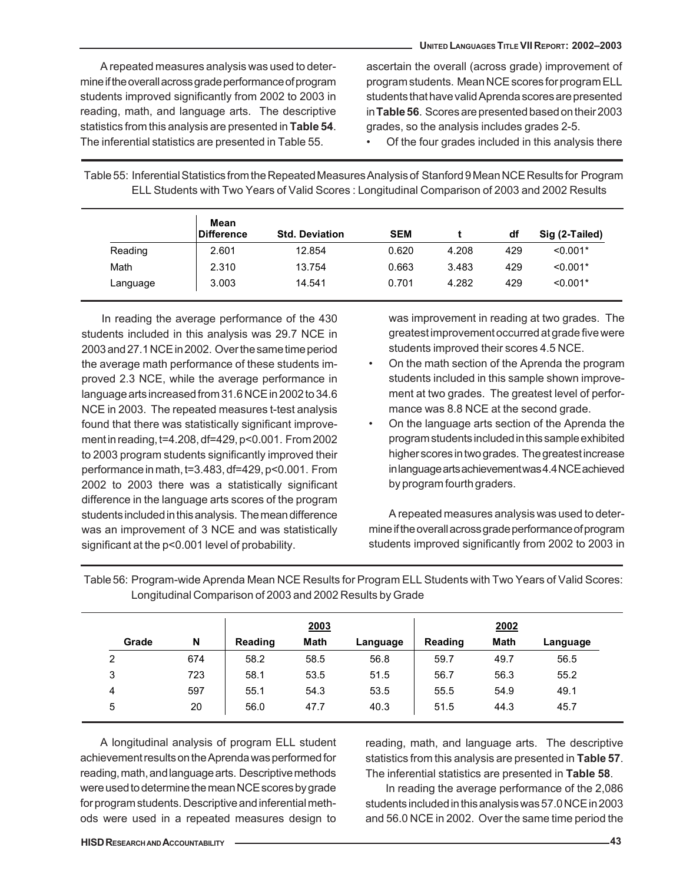A repeated measures analysis was used to determine if the overall across grade performance of program students improved significantly from 2002 to 2003 in reading, math, and language arts. The descriptive statistics from this analysis are presented in **Table 54**. The inferential statistics are presented in Table 55.

Table 55: Inferential Statistics from the Repeated Measures Analysis of Stanford 9 Mean NCE Results for Program ELL Students with Two Years of Valid Scores : Longitudinal Comparison of 2003 and 2002 Results

| | Mean Difference | Std. Deviation | SEM | t | df | Sig (2-Tailed) |
|---|---|---|---|---|---|---|
| Reading | 2.601 | 12.854 | 0.620 | 4.208 | 429 | <0.001* |
| Math | 2.310 | 13.754 | 0.663 | 3.483 | 429 | <0.001* |
| Language | 3.003 | 14.541 | 0.701 | 4.282 | 429 | <0.001* |

In reading the average performance of the 430 students included in this analysis was 29.7 NCE in 2003 and 27.1 NCE in 2002. Over the same time period the average math performance of these students improved 2.3 NCE, while the average performance in language arts increased from 31.6 NCE in 2002 to 34.6 NCE in 2003. The repeated measures t-test analysis found that there was statistically significant improvement in reading, t=4.208, df=429, p<0.001. From 2002 to 2003 program students significantly improved their performance in math, t=3.483, df=429, p<0.001. From 2002 to 2003 there was a statistically significant difference in the language arts scores of the program students included in this analysis. The mean difference was an improvement of 3 NCE and was statistically significant at the p<0.001 level of probability.

A longitudinal analysis of program ELL student achievement results on the Aprenda was performed for reading, math, and language arts. Descriptive methods were used to determine the mean NCE scores by grade for program students. Descriptive and inferential methods were used in a repeated measures design to ascertain the overall (across grade) improvement of program students. Mean NCE scores for program ELL students that have valid Aprenda scores are presented in **Table 56**. Scores are presented based on their 2003 grades, so the analysis includes grades 2-5.

- Of the four grades included in this analysis there was improvement in reading at two grades. The greatest improvement occurred at grade five were students improved their scores 4.5 NCE.
- On the math section of the Aprenda the program students included in this sample shown improvement at two grades. The greatest level of performance was 8.8 NCE at the second grade.
- On the language arts section of the Aprenda the program students included in this sample exhibited higher scores in two grades. The greatest increase in language arts achievement was 4.4 NCE achieved by program fourth graders.

A repeated measures analysis was used to determine if the overall across grade performance of program students improved significantly from 2002 to 2003 in reading, math, and language arts. The descriptive statistics from this analysis are presented in **Table 57**. The inferential statistics are presented in **Table 58**.

Table 56: Program-wide Aprenda Mean NCE Results for Program ELL Students with Two Years of Valid Scores: Longitudinal Comparison of 2003 and 2002 Results by Grade

| | | 2003 | | | 2002 | | |
|---|---|---|---|---|---|---|---|
| Grade | N | Reading | Math | Language | Reading | Math | Language |
| 2 | 674 | 58.2 | 58.5 | 56.8 | 59.7 | 49.7 | 56.5 |
| 3 | 723 | 58.1 | 53.5 | 51.5 | 56.7 | 56.3 | 55.2 |
| 4 | 597 | 55.1 | 54.3 | 53.5 | 55.5 | 54.9 | 49.1 |
| 5 | 20 | 56.0 | 47.7 | 40.3 | 51.5 | 44.3 | 45.7 |

In reading the average performance of the 2,086 students included in this analysis was 57.0 NCE in 2003 and 56.0 NCE in 2002. Over the same time period the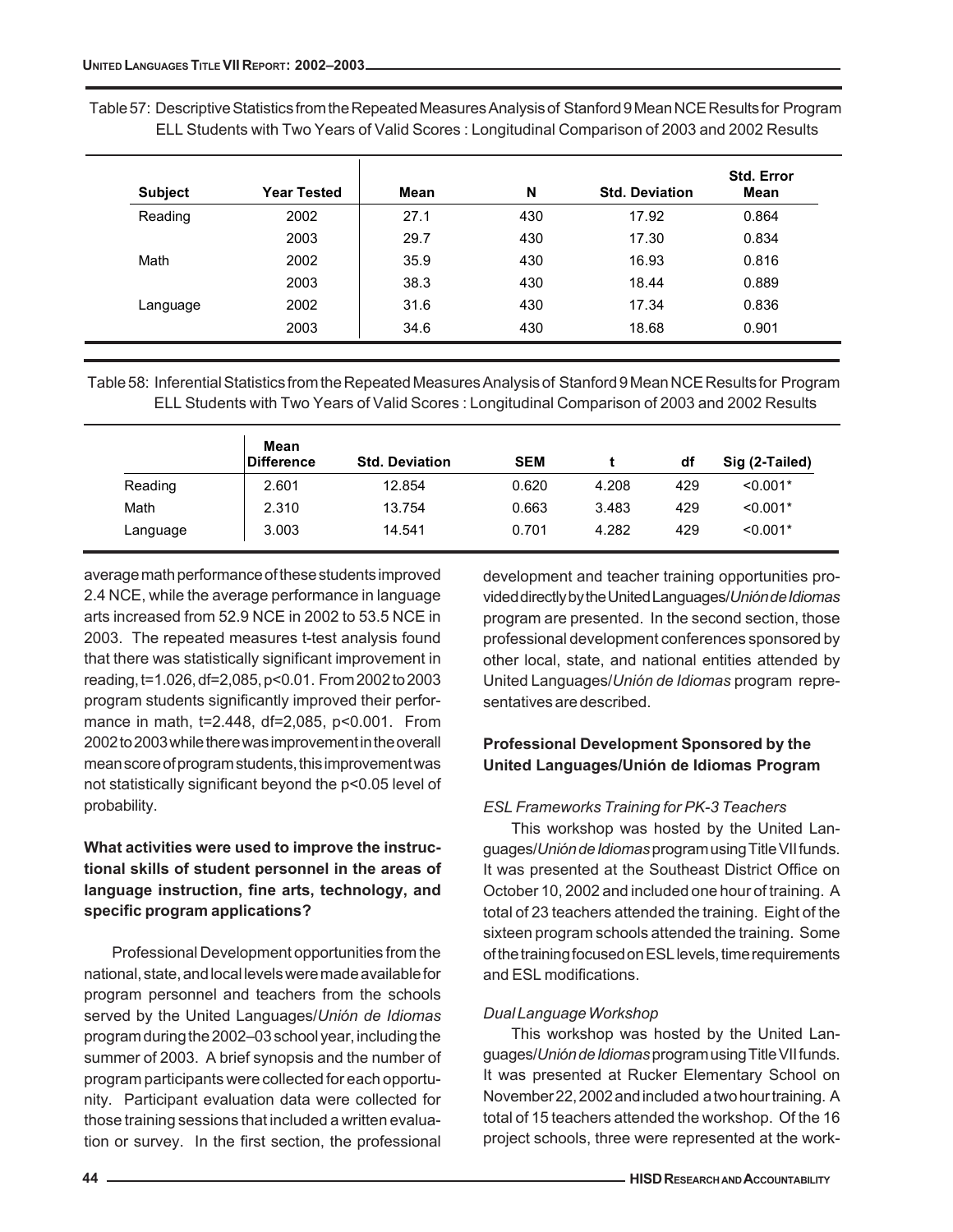Table 57: Descriptive Statistics from the Repeated Measures Analysis of Stanford 9 Mean NCE Results for Program ELL Students with Two Years of Valid Scores : Longitudinal Comparison of 2003 and 2002 Results

| Subject | Year Tested | Mean | N | Std. Deviation | Std. Error Mean |
|---|---|---|---|---|---|
| Reading | 2002 | 27.1 | 430 | 17.92 | 0.864 |
| | 2003 | 29.7 | 430 | 17.30 | 0.834 |
| Math | 2002 | 35.9 | 430 | 16.93 | 0.816 |
| | 2003 | 38.3 | 430 | 18.44 | 0.889 |
| Language | 2002 | 31.6 | 430 | 17.34 | 0.836 |
| | 2003 | 34.6 | 430 | 18.68 | 0.901 |

Table 58: Inferential Statistics from the Repeated Measures Analysis of Stanford 9 Mean NCE Results for Program ELL Students with Two Years of Valid Scores : Longitudinal Comparison of 2003 and 2002 Results

| | Mean Difference | Std. Deviation | SEM | t | df | Sig (2-Tailed) |
|---|---|---|---|---|---|---|
| Reading | 2.601 | 12.854 | 0.620 | 4.208 | 429 | <0.001* |
| Math | 2.310 | 13.754 | 0.663 | 3.483 | 429 | <0.001* |
| Language | 3.003 | 14.541 | 0.701 | 4.282 | 429 | <0.001* |

average math performance of these students improved 2.4 NCE, while the average performance in language arts increased from 52.9 NCE in 2002 to 53.5 NCE in 2003. The repeated measures t-test analysis found that there was statistically significant improvement in reading, $t=1.026$, $df=2,085$, $p<0.01$. From 2002 to 2003 program students significantly improved their performance in math, $t=2.448$, $df=2,085$, $p<0.001$. From 2002 to 2003 while there was improvement in the overall mean score of program students, this improvement was not statistically significant beyond the $p<0.05$ level of probability.

**What activities were used to improve the instructional skills of student personnel in the areas of language instruction, fine arts, technology, and specific program applications?**

Professional Development opportunities from the national, state, and local levels were made available for program personnel and teachers from the schools served by the United Languages/*Unión de Idiomas* program during the 2002–03 school year, including the summer of 2003. A brief synopsis and the number of program participants were collected for each opportunity. Participant evaluation data were collected for those training sessions that included a written evaluation or survey. In the first section, the professional development and teacher training opportunities provided directly by the United Languages/*Unión de Idiomas* program are presented. In the second section, those professional development conferences sponsored by other local, state, and national entities attended by United Languages/*Unión de Idiomas* program representatives are described.

**Professional Development Sponsored by the United Languages/Unión de Idiomas Program**

*ESL Frameworks Training for PK-3 Teachers*

This workshop was hosted by the United Languages/*Unión de Idiomas* program using Title VII funds. It was presented at the Southeast District Office on October 10, 2002 and included one hour of training. A total of 23 teachers attended the training. Eight of the sixteen program schools attended the training. Some of the training focused on ESL levels, time requirements and ESL modifications.

*Dual Language Workshop*

This workshop was hosted by the United Languages/*Unión de Idiomas* program using Title VII funds. It was presented at Rucker Elementary School on November 22, 2002 and included a two hour training. A total of 15 teachers attended the workshop. Of the 16 project schools, three were represented at the work-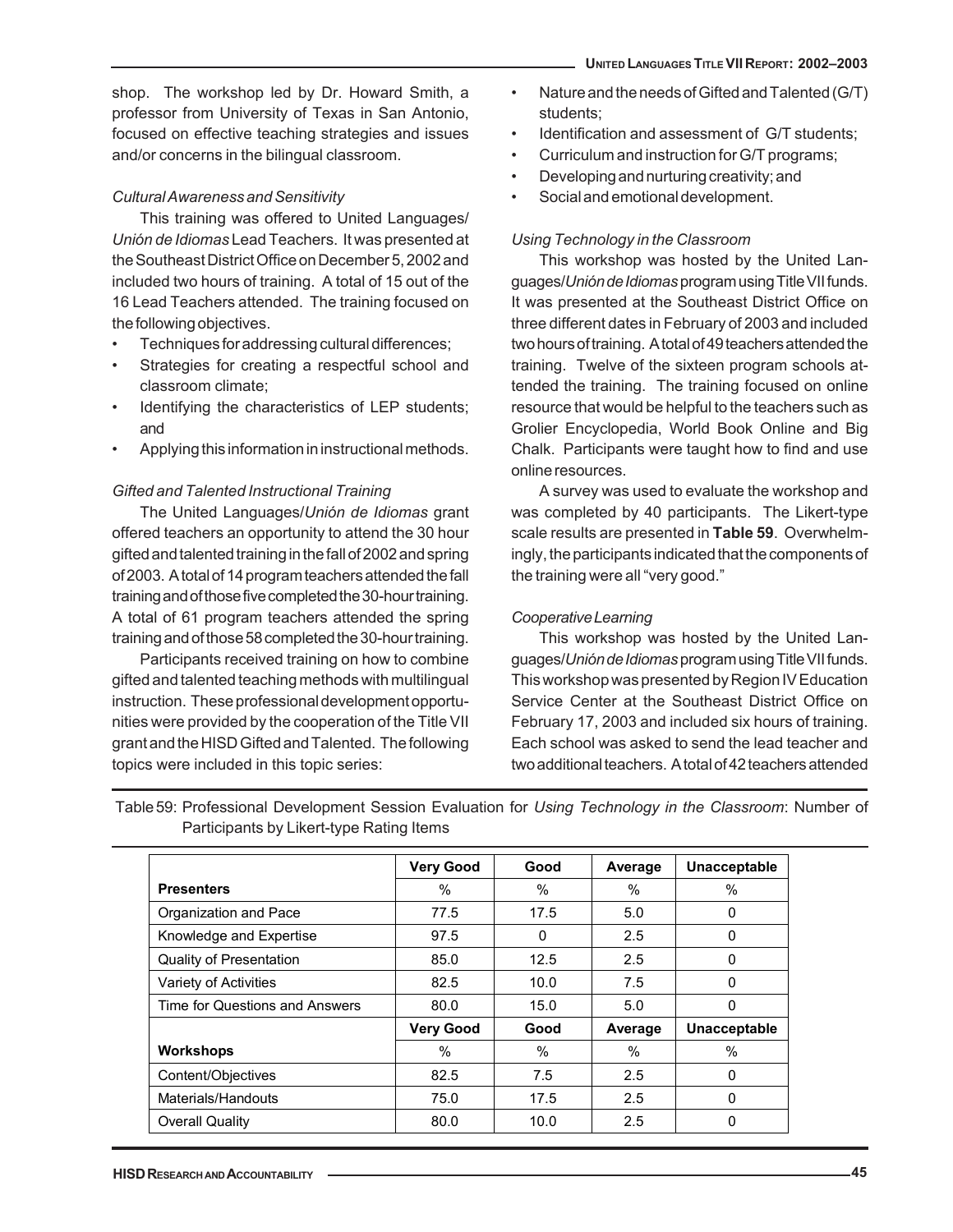shop. The workshop led by Dr. Howard Smith, a professor from University of Texas in San Antonio, focused on effective teaching strategies and issues and/or concerns in the bilingual classroom.

*Cultural Awareness and Sensitivity*

This training was offered to United Languages/ *Unión de Idiomas* Lead Teachers. It was presented at the Southeast District Office on December 5, 2002 and included two hours of training. A total of 15 out of the 16 Lead Teachers attended. The training focused on the following objectives.

- Techniques for addressing cultural differences;
- Strategies for creating a respectful school and classroom climate;
- Identifying the characteristics of LEP students; and
- Applying this information in instructional methods.

*Gifted and Talented Instructional Training*

The United Languages/*Unión de Idiomas* grant offered teachers an opportunity to attend the 30 hour gifted and talented training in the fall of 2002 and spring of 2003. A total of 14 program teachers attended the fall training and of those five completed the 30-hour training. A total of 61 program teachers attended the spring training and of those 58 completed the 30-hour training.

Participants received training on how to combine gifted and talented teaching methods with multilingual instruction. These professional development opportunities were provided by the cooperation of the Title VII grant and the HISD Gifted and Talented. The following topics were included in this topic series:

- Nature and the needs of Gifted and Talented (G/T) students;
- Identification and assessment of G/T students;
- Curriculum and instruction for G/T programs;
- Developing and nurturing creativity; and
- Social and emotional development.

*Using Technology in the Classroom*

This workshop was hosted by the United Languages/*Unión de Idiomas* program using Title VII funds. It was presented at the Southeast District Office on three different dates in February of 2003 and included two hours of training. A total of 49 teachers attended the training. Twelve of the sixteen program schools attended the training. The training focused on online resource that would be helpful to the teachers such as Grolier Encyclopedia, World Book Online and Big Chalk. Participants were taught how to find and use online resources.

A survey was used to evaluate the workshop and was completed by 40 participants. The Likert-type scale results are presented in **Table 59**. Overwhelmingly, the participants indicated that the components of the training were all "very good."

*Cooperative Learning*

This workshop was hosted by the United Languages/*Unión de Idiomas* program using Title VII funds. This workshop was presented by Region IV Education Service Center at the Southeast District Office on February 17, 2003 and included six hours of training. Each school was asked to send the lead teacher and two additional teachers. A total of 42 teachers attended

Table 59: Professional Development Session Evaluation for *Using Technology in the Classroom*: Number of Participants by Likert-type Rating Items

| | Very Good | Good | Average | Unacceptable |
|---|---|---|---|---|
| **Presenters** | % | % | % | % |
| Organization and Pace | 77.5 | 17.5 | 5.0 | 0 |
| Knowledge and Expertise | 97.5 | 0 | 2.5 | 0 |
| Quality of Presentation | 85.0 | 12.5 | 2.5 | 0 |
| Variety of Activities | 82.5 | 10.0 | 7.5 | 0 |
| Time for Questions and Answers | 80.0 | 15.0 | 5.0 | 0 |
| | **Very Good** | **Good** | **Average** | **Unacceptable** |
| **Workshops** | % | % | % | % |
| Content/Objectives | 82.5 | 7.5 | 2.5 | 0 |
| Materials/Handouts | 75.0 | 17.5 | 2.5 | 0 |
| Overall Quality | 80.0 | 10.0 | 2.5 | 0 |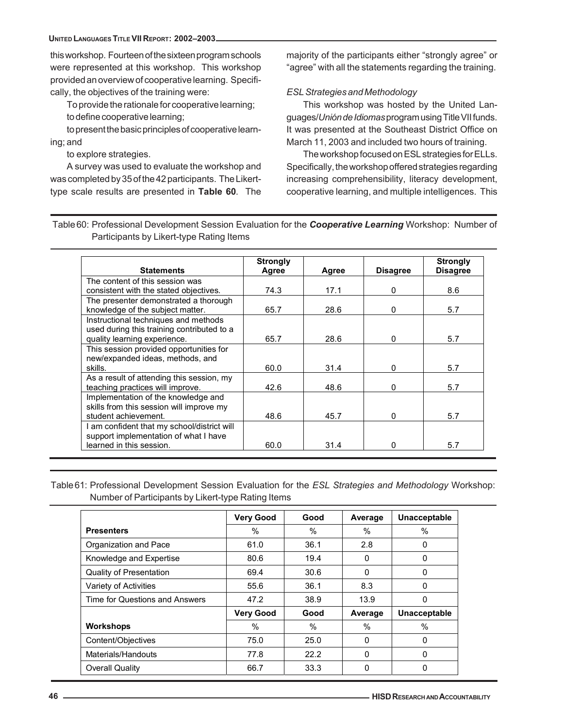this workshop. Fourteen of the sixteen program schools were represented at this workshop. This workshop provided an overview of cooperative learning. Specifically, the objectives of the training were:

To provide the rationale for cooperative learning;

to define cooperative learning;

to present the basic principles of cooperative learning; and

to explore strategies.

A survey was used to evaluate the workshop and was completed by 35 of the 42 participants. The Likert-type scale results are presented in **Table 60**. The majority of the participants either "strongly agree" or "agree" with all the statements regarding the training.

*ESL Strategies and Methodology*

This workshop was hosted by the United Languages/*Unión de Idiomas* program using Title VII funds. It was presented at the Southeast District Office on March 11, 2003 and included two hours of training.

The workshop focused on ESL strategies for ELLs. Specifically, the workshop offered strategies regarding increasing comprehensibility, literacy development, cooperative learning, and multiple intelligences. This

Table 60: Professional Development Session Evaluation for the ***Cooperative Learning*** Workshop: Number of Participants by Likert-type Rating Items

| Statements | Strongly Agree | Agree | Disagree | Strongly Disagree |
|---|---|---|---|---|
| The content of this session was consistent with the stated objectives. | 74.3 | 17.1 | 0 | 8.6 |
| The presenter demonstrated a thorough knowledge of the subject matter. | 65.7 | 28.6 | 0 | 5.7 |
| Instructional techniques and methods used during this training contributed to a quality learning experience. | 65.7 | 28.6 | 0 | 5.7 |
| This session provided opportunities for new/expanded ideas, methods, and skills. | 60.0 | 31.4 | 0 | 5.7 |
| As a result of attending this session, my teaching practices will improve. | 42.6 | 48.6 | 0 | 5.7 |
| Implementation of the knowledge and skills from this session will improve my student achievement. | 48.6 | 45.7 | 0 | 5.7 |
| I am confident that my school/district will support implementation of what I have learned in this session. | 60.0 | 31.4 | 0 | 5.7 |

Table 61: Professional Development Session Evaluation for the *ESL Strategies and Methodology* Workshop: Number of Participants by Likert-type Rating Items

| | Very Good | Good | Average | Unacceptable |
|---|---|---|---|---|
| **Presenters** | % | % | % | % |
| Organization and Pace | 61.0 | 36.1 | 2.8 | 0 |
| Knowledge and Expertise | 80.6 | 19.4 | 0 | 0 |
| Quality of Presentation | 69.4 | 30.6 | 0 | 0 |
| Variety of Activities | 55.6 | 36.1 | 8.3 | 0 |
| Time for Questions and Answers | 47.2 | 38.9 | 13.9 | 0 |
| | **Very Good** | **Good** | **Average** | **Unacceptable** |
| **Workshops** | % | % | % | % |
| Content/Objectives | 75.0 | 25.0 | 0 | 0 |
| Materials/Handouts | 77.8 | 22.2 | 0 | 0 |
| Overall Quality | 66.7 | 33.3 | 0 | 0 |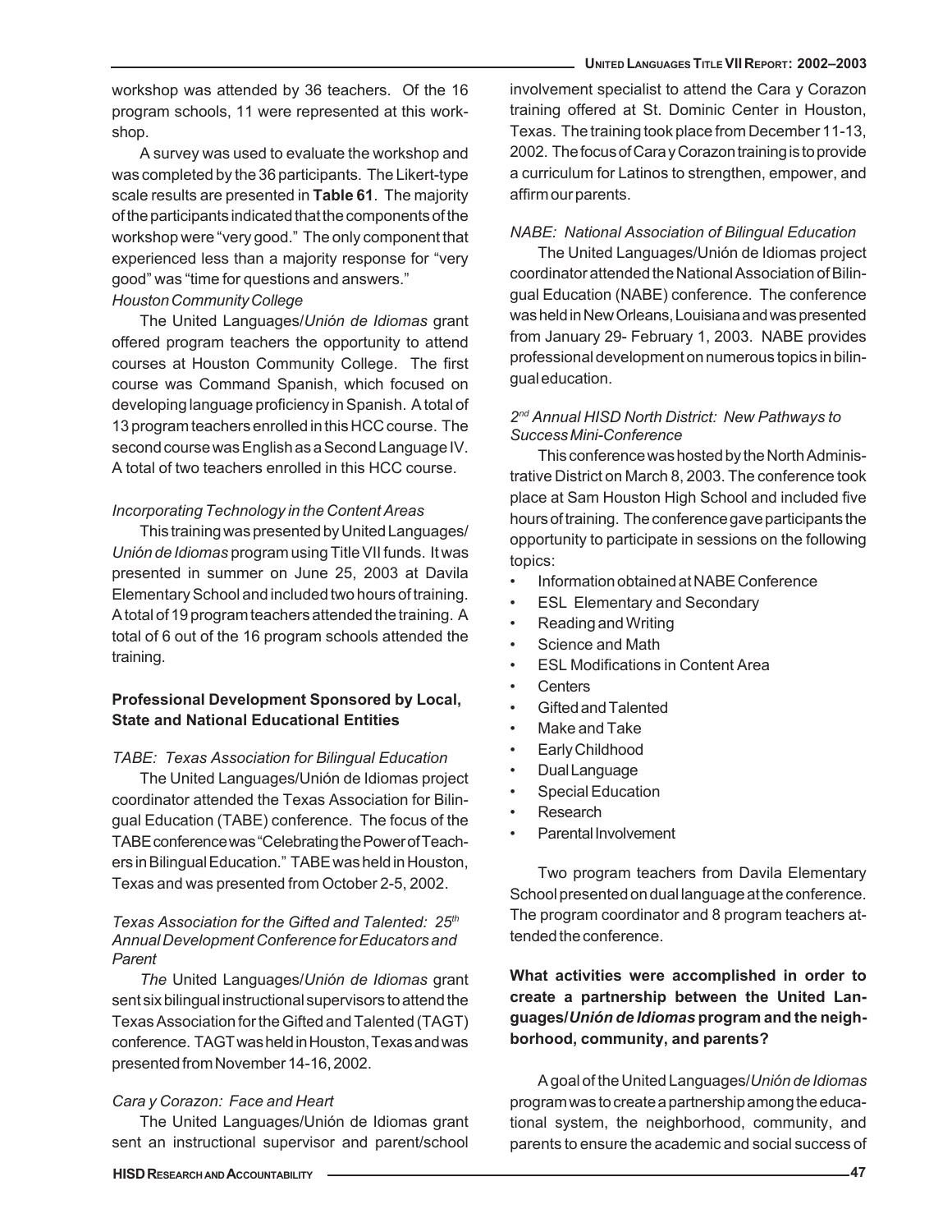workshop was attended by 36 teachers. Of the 16 program schools, 11 were represented at this workshop.

A survey was used to evaluate the workshop and was completed by the 36 participants. The Likert-type scale results are presented in **Table 61**. The majority of the participants indicated that the components of the workshop were "very good." The only component that experienced less than a majority response for "very good" was "time for questions and answers."

*Houston Community College*

The United Languages/*Unión de Idiomas* grant offered program teachers the opportunity to attend courses at Houston Community College. The first course was Command Spanish, which focused on developing language proficiency in Spanish. A total of 13 program teachers enrolled in this HCC course. The second course was English as a Second Language IV. A total of two teachers enrolled in this HCC course.

*Incorporating Technology in the Content Areas*

This training was presented by United Languages/*Unión de Idiomas* program using Title VII funds. It was presented in summer on June 25, 2003 at Davila Elementary School and included two hours of training. A total of 19 program teachers attended the training. A total of 6 out of the 16 program schools attended the training.

**Professional Development Sponsored by Local, State and National Educational Entities**

*TABE: Texas Association for Bilingual Education*

The United Languages/Unión de Idiomas project coordinator attended the Texas Association for Bilingual Education (TABE) conference. The focus of the TABE conference was "Celebrating the Power of Teachers in Bilingual Education." TABE was held in Houston, Texas and was presented from October 2-5, 2002.

*Texas Association for the Gifted and Talented: 25th Annual Development Conference for Educators and Parent*

*The* United Languages/*Unión de Idiomas* grant sent six bilingual instructional supervisors to attend the Texas Association for the Gifted and Talented (TAGT) conference. TAGT was held in Houston, Texas and was presented from November 14-16, 2002.

*Cara y Corazon: Face and Heart*

The United Languages/Unión de Idiomas grant sent an instructional supervisor and parent/school involvement specialist to attend the Cara y Corazon training offered at St. Dominic Center in Houston, Texas. The training took place from December 11-13, 2002. The focus of Cara y Corazon training is to provide a curriculum for Latinos to strengthen, empower, and affirm our parents.

*NABE: National Association of Bilingual Education*

The United Languages/Unión de Idiomas project coordinator attended the National Association of Bilingual Education (NABE) conference. The conference was held in New Orleans, Louisiana and was presented from January 29- February 1, 2003. NABE provides professional development on numerous topics in bilingual education.

*2nd Annual HISD North District: New Pathways to Success Mini-Conference*

This conference was hosted by the North Administrative District on March 8, 2003. The conference took place at Sam Houston High School and included five hours of training. The conference gave participants the opportunity to participate in sessions on the following topics:

- Information obtained at NABE Conference
- ESL Elementary and Secondary
- Reading and Writing
- Science and Math
- ESL Modifications in Content Area
- Centers
- Gifted and Talented
- Make and Take
- Early Childhood
- Dual Language
- Special Education
- Research
- Parental Involvement

Two program teachers from Davila Elementary School presented on dual language at the conference. The program coordinator and 8 program teachers attended the conference.

**What activities were accomplished in order to create a partnership between the United Languages/*Unión de Idiomas* program and the neighborhood, community, and parents?**

A goal of the United Languages/*Unión de Idiomas* program was to create a partnership among the educational system, the neighborhood, community, and parents to ensure the academic and social success of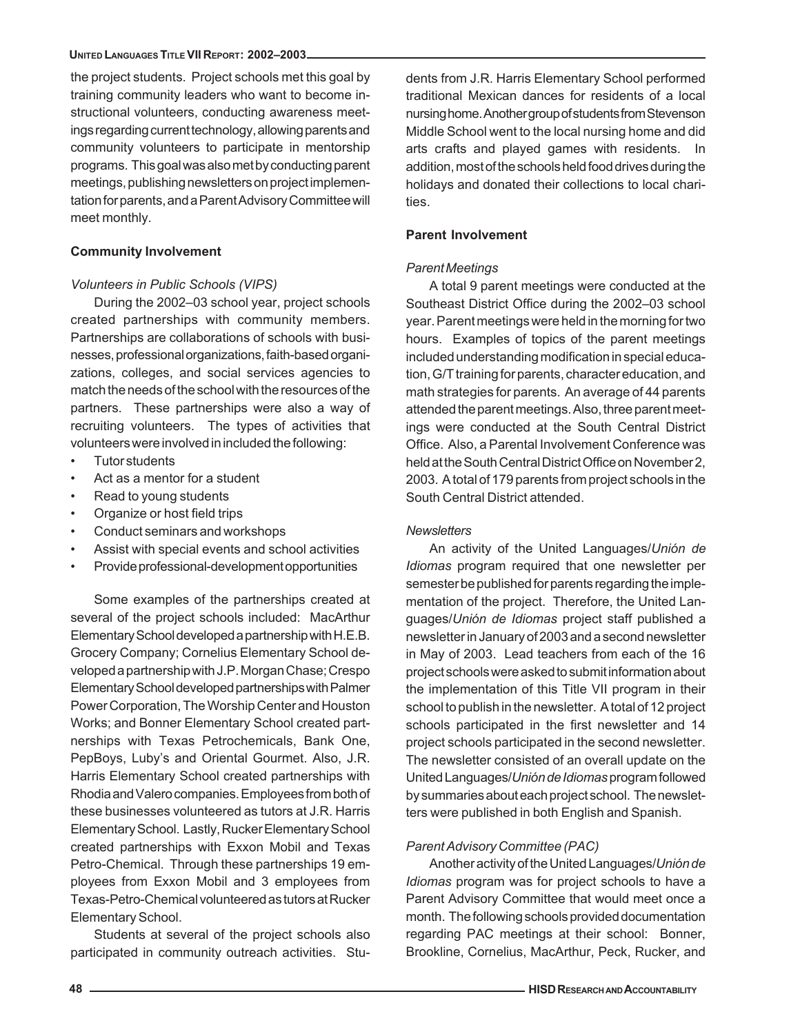the project students. Project schools met this goal by training community leaders who want to become instructional volunteers, conducting awareness meetings regarding current technology, allowing parents and community volunteers to participate in mentorship programs. This goal was also met by conducting parent meetings, publishing newsletters on project implementation for parents, and a Parent Advisory Committee will meet monthly.

**Community Involvement**

*Volunteers in Public Schools (VIPS)*

During the 2002–03 school year, project schools created partnerships with community members. Partnerships are collaborations of schools with businesses, professional organizations, faith-based organizations, colleges, and social services agencies to match the needs of the school with the resources of the partners. These partnerships were also a way of recruiting volunteers. The types of activities that volunteers were involved in included the following:

- Tutor students
- Act as a mentor for a student
- Read to young students
- Organize or host field trips
- Conduct seminars and workshops
- Assist with special events and school activities
- Provide professional-development opportunities

Some examples of the partnerships created at several of the project schools included: MacArthur Elementary School developed a partnership with H.E.B. Grocery Company; Cornelius Elementary School developed a partnership with J.P. Morgan Chase; Crespo Elementary School developed partnerships with Palmer Power Corporation, The Worship Center and Houston Works; and Bonner Elementary School created partnerships with Texas Petrochemicals, Bank One, PepBoys, Luby's and Oriental Gourmet. Also, J.R. Harris Elementary School created partnerships with Rhodia and Valero companies. Employees from both of these businesses volunteered as tutors at J.R. Harris Elementary School. Lastly, Rucker Elementary School created partnerships with Exxon Mobil and Texas Petro-Chemical. Through these partnerships 19 employees from Exxon Mobil and 3 employees from Texas-Petro-Chemical volunteered as tutors at Rucker Elementary School.

Students at several of the project schools also participated in community outreach activities. Students from J.R. Harris Elementary School performed traditional Mexican dances for residents of a local nursing home. Another group of students from Stevenson Middle School went to the local nursing home and did arts crafts and played games with residents. In addition, most of the schools held food drives during the holidays and donated their collections to local charities.

**Parent Involvement**

*Parent Meetings*

A total 9 parent meetings were conducted at the Southeast District Office during the 2002–03 school year. Parent meetings were held in the morning for two hours. Examples of topics of the parent meetings included understanding modification in special education, G/T training for parents, character education, and math strategies for parents. An average of 44 parents attended the parent meetings. Also, three parent meetings were conducted at the South Central District Office. Also, a Parental Involvement Conference was held at the South Central District Office on November 2, 2003. A total of 179 parents from project schools in the South Central District attended.

*Newsletters*

An activity of the United Languages/*Unión de Idiomas* program required that one newsletter per semester be published for parents regarding the implementation of the project. Therefore, the United Languages/*Unión de Idiomas* project staff published a newsletter in January of 2003 and a second newsletter in May of 2003. Lead teachers from each of the 16 project schools were asked to submit information about the implementation of this Title VII program in their school to publish in the newsletter. A total of 12 project schools participated in the first newsletter and 14 project schools participated in the second newsletter. The newsletter consisted of an overall update on the United Languages/*Unión de Idiomas* program followed by summaries about each project school. The newsletters were published in both English and Spanish.

*Parent Advisory Committee (PAC)*

Another activity of the United Languages/*Unión de Idiomas* program was for project schools to have a Parent Advisory Committee that would meet once a month. The following schools provided documentation regarding PAC meetings at their school: Bonner, Brookline, Cornelius, MacArthur, Peck, Rucker, and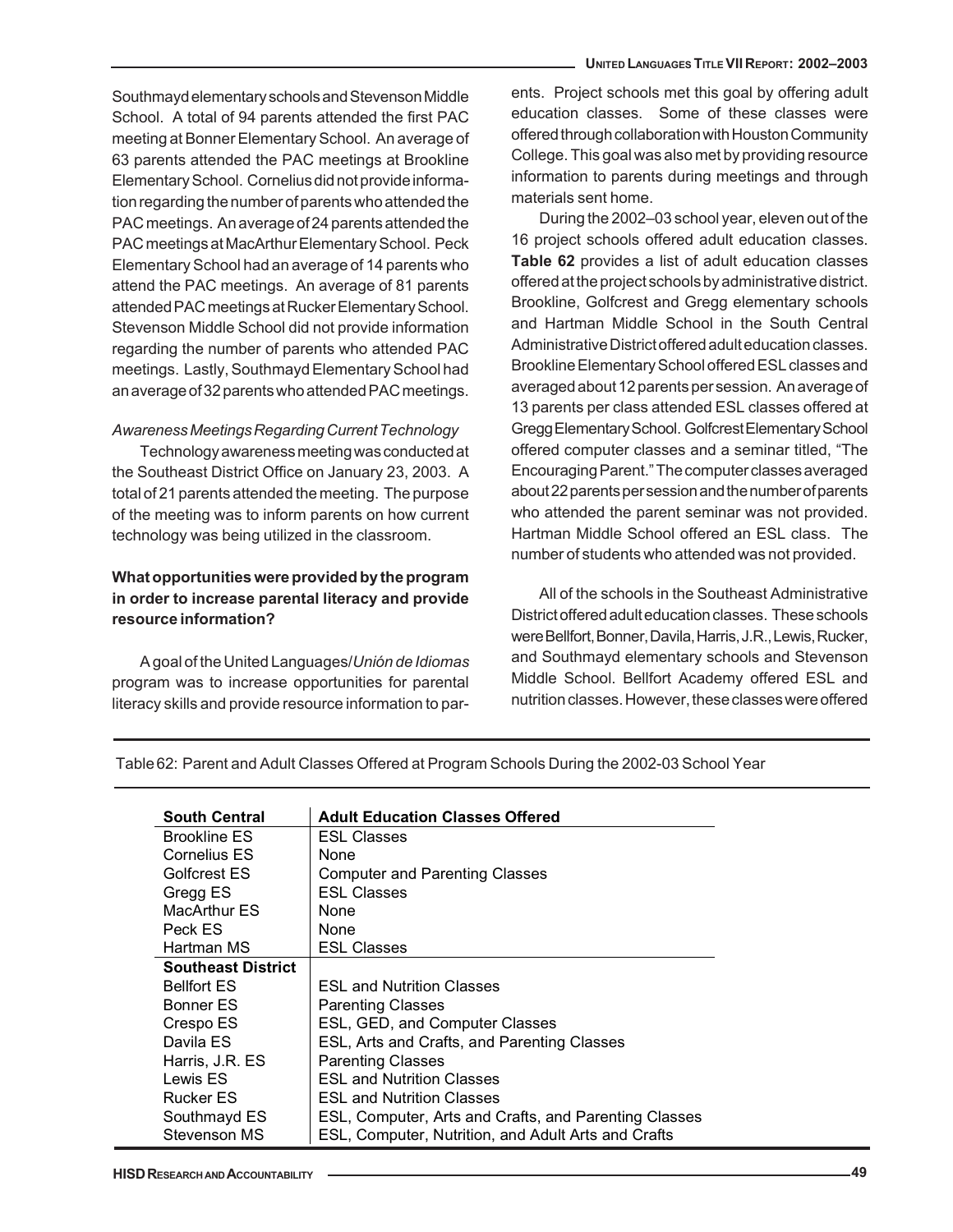Southmayd elementary schools and Stevenson Middle School. A total of 94 parents attended the first PAC meeting at Bonner Elementary School. An average of 63 parents attended the PAC meetings at Brookline Elementary School. Cornelius did not provide information regarding the number of parents who attended the PAC meetings. An average of 24 parents attended the PAC meetings at MacArthur Elementary School. Peck Elementary School had an average of 14 parents who attend the PAC meetings. An average of 81 parents attended PAC meetings at Rucker Elementary School. Stevenson Middle School did not provide information regarding the number of parents who attended PAC meetings. Lastly, Southmayd Elementary School had an average of 32 parents who attended PAC meetings.

*Awareness Meetings Regarding Current Technology*

Technology awareness meeting was conducted at the Southeast District Office on January 23, 2003. A total of 21 parents attended the meeting. The purpose of the meeting was to inform parents on how current technology was being utilized in the classroom.

**What opportunities were provided by the program in order to increase parental literacy and provide resource information?**

A goal of the United Languages/*Unión de Idiomas* program was to increase opportunities for parental literacy skills and provide resource information to parents. Project schools met this goal by offering adult education classes. Some of these classes were offered through collaboration with Houston Community College. This goal was also met by providing resource information to parents during meetings and through materials sent home.

During the 2002–03 school year, eleven out of the 16 project schools offered adult education classes. **Table 62** provides a list of adult education classes offered at the project schools by administrative district. Brookline, Golfcrest and Gregg elementary schools and Hartman Middle School in the South Central Administrative District offered adult education classes. Brookline Elementary School offered ESL classes and averaged about 12 parents per session. An average of 13 parents per class attended ESL classes offered at Gregg Elementary School. Golfcrest Elementary School offered computer classes and a seminar titled, "The Encouraging Parent." The computer classes averaged about 22 parents per session and the number of parents who attended the parent seminar was not provided. Hartman Middle School offered an ESL class. The number of students who attended was not provided.

All of the schools in the Southeast Administrative District offered adult education classes. These schools were Bellfort, Bonner, Davila, Harris, J.R., Lewis, Rucker, and Southmayd elementary schools and Stevenson Middle School. Bellfort Academy offered ESL and nutrition classes. However, these classes were offered

Table 62: Parent and Adult Classes Offered at Program Schools During the 2002-03 School Year

| South Central | Adult Education Classes Offered |
|---|---|
| Brookline ES | ESL Classes |
| Cornelius ES | None |
| Golfcrest ES | Computer and Parenting Classes |
| Gregg ES | ESL Classes |
| MacArthur ES | None |
| Peck ES | None |
| Hartman MS | ESL Classes |
| **Southeast District** | |
| Bellfort ES | ESL and Nutrition Classes |
| Bonner ES | Parenting Classes |
| Crespo ES | ESL, GED, and Computer Classes |
| Davila ES | ESL, Arts and Crafts, and Parenting Classes |
| Harris, J.R. ES | Parenting Classes |
| Lewis ES | ESL and Nutrition Classes |
| Rucker ES | ESL and Nutrition Classes |
| Southmayd ES | ESL, Computer, Arts and Crafts, and Parenting Classes |
| Stevenson MS | ESL, Computer, Nutrition, and Adult Arts and Crafts |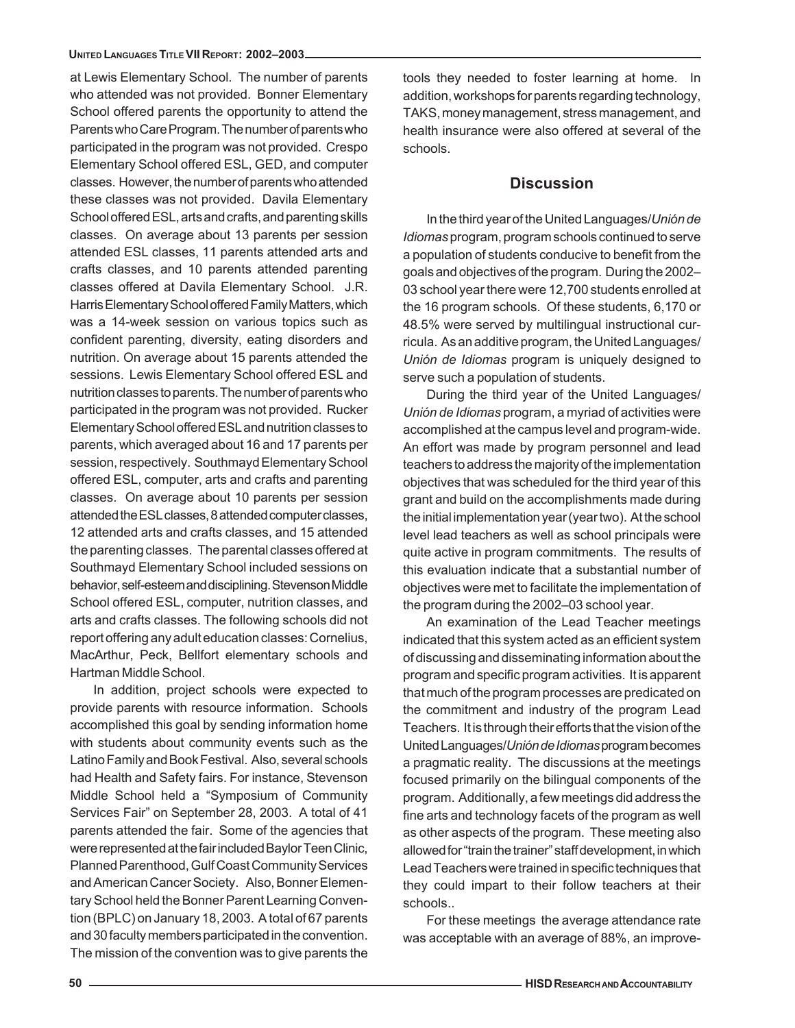at Lewis Elementary School. The number of parents who attended was not provided. Bonner Elementary School offered parents the opportunity to attend the Parents who Care Program. The number of parents who participated in the program was not provided. Crespo Elementary School offered ESL, GED, and computer classes. However, the number of parents who attended these classes was not provided. Davila Elementary School offered ESL, arts and crafts, and parenting skills classes. On average about 13 parents per session attended ESL classes, 11 parents attended arts and crafts classes, and 10 parents attended parenting classes offered at Davila Elementary School. J.R. Harris Elementary School offered Family Matters, which was a 14-week session on various topics such as confident parenting, diversity, eating disorders and nutrition. On average about 15 parents attended the sessions. Lewis Elementary School offered ESL and nutrition classes to parents. The number of parents who participated in the program was not provided. Rucker Elementary School offered ESL and nutrition classes to parents, which averaged about 16 and 17 parents per session, respectively. Southmayd Elementary School offered ESL, computer, arts and crafts and parenting classes. On average about 10 parents per session attended the ESL classes, 8 attended computer classes, 12 attended arts and crafts classes, and 15 attended the parenting classes. The parental classes offered at Southmayd Elementary School included sessions on behavior, self-esteem and disciplining. Stevenson Middle School offered ESL, computer, nutrition classes, and arts and crafts classes. The following schools did not report offering any adult education classes: Cornelius, MacArthur, Peck, Bellfort elementary schools and Hartman Middle School.

In addition, project schools were expected to provide parents with resource information. Schools accomplished this goal by sending information home with students about community events such as the Latino Family and Book Festival. Also, several schools had Health and Safety fairs. For instance, Stevenson Middle School held a "Symposium of Community Services Fair" on September 28, 2003. A total of 41 parents attended the fair. Some of the agencies that were represented at the fair included Baylor Teen Clinic, Planned Parenthood, Gulf Coast Community Services and American Cancer Society. Also, Bonner Elementary School held the Bonner Parent Learning Convention (BPLC) on January 18, 2003. A total of 67 parents and 30 faculty members participated in the convention. The mission of the convention was to give parents the tools they needed to foster learning at home. In addition, workshops for parents regarding technology, TAKS, money management, stress management, and health insurance were also offered at several of the schools.

## Discussion

In the third year of the United Languages/*Unión de Idiomas* program, program schools continued to serve a population of students conducive to benefit from the goals and objectives of the program. During the 2002–03 school year there were 12,700 students enrolled at the 16 program schools. Of these students, 6,170 or 48.5% were served by multilingual instructional curricula. As an additive program, the United Languages/*Unión de Idiomas* program is uniquely designed to serve such a population of students.

During the third year of the United Languages/*Unión de Idiomas* program, a myriad of activities were accomplished at the campus level and program-wide. An effort was made by program personnel and lead teachers to address the majority of the implementation objectives that was scheduled for the third year of this grant and build on the accomplishments made during the initial implementation year (year two). At the school level lead teachers as well as school principals were quite active in program commitments. The results of this evaluation indicate that a substantial number of objectives were met to facilitate the implementation of the program during the 2002–03 school year.

An examination of the Lead Teacher meetings indicated that this system acted as an efficient system of discussing and disseminating information about the program and specific program activities. It is apparent that much of the program processes are predicated on the commitment and industry of the program Lead Teachers. It is through their efforts that the vision of the United Languages/*Unión de Idiomas* program becomes a pragmatic reality. The discussions at the meetings focused primarily on the bilingual components of the program. Additionally, a few meetings did address the fine arts and technology facets of the program as well as other aspects of the program. These meeting also allowed for "train the trainer" staff development, in which Lead Teachers were trained in specific techniques that they could impart to their follow teachers at their schools..

For these meetings the average attendance rate was acceptable with an average of 88%, an improve-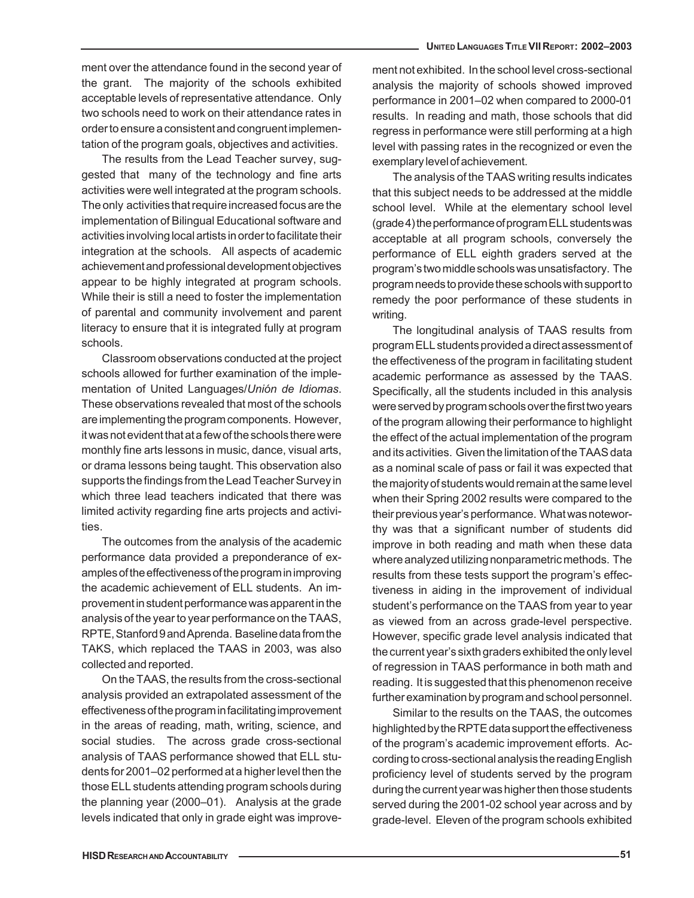ment over the attendance found in the second year of the grant. The majority of the schools exhibited acceptable levels of representative attendance. Only two schools need to work on their attendance rates in order to ensure a consistent and congruent implementation of the program goals, objectives and activities.

The results from the Lead Teacher survey, suggested that many of the technology and fine arts activities were well integrated at the program schools. The only activities that require increased focus are the implementation of Bilingual Educational software and activities involving local artists in order to facilitate their integration at the schools. All aspects of academic achievement and professional development objectives appear to be highly integrated at program schools. While their is still a need to foster the implementation of parental and community involvement and parent literacy to ensure that it is integrated fully at program schools.

Classroom observations conducted at the project schools allowed for further examination of the implementation of United Languages/*Unión de Idiomas*. These observations revealed that most of the schools are implementing the program components. However, it was not evident that at a few of the schools there were monthly fine arts lessons in music, dance, visual arts, or drama lessons being taught. This observation also supports the findings from the Lead Teacher Survey in which three lead teachers indicated that there was limited activity regarding fine arts projects and activities.

The outcomes from the analysis of the academic performance data provided a preponderance of examples of the effectiveness of the program in improving the academic achievement of ELL students. An improvement in student performance was apparent in the analysis of the year to year performance on the TAAS, RPTE, Stanford 9 and Aprenda. Baseline data from the TAKS, which replaced the TAAS in 2003, was also collected and reported.

On the TAAS, the results from the cross-sectional analysis provided an extrapolated assessment of the effectiveness of the program in facilitating improvement in the areas of reading, math, writing, science, and social studies. The across grade cross-sectional analysis of TAAS performance showed that ELL students for 2001–02 performed at a higher level then the those ELL students attending program schools during the planning year (2000–01). Analysis at the grade levels indicated that only in grade eight was improvement not exhibited. In the school level cross-sectional analysis the majority of schools showed improved performance in 2001–02 when compared to 2000-01 results. In reading and math, those schools that did regress in performance were still performing at a high level with passing rates in the recognized or even the exemplary level of achievement.

The analysis of the TAAS writing results indicates that this subject needs to be addressed at the middle school level. While at the elementary school level (grade 4) the performance of program ELL students was acceptable at all program schools, conversely the performance of ELL eighth graders served at the program's two middle schools was unsatisfactory. The program needs to provide these schools with support to remedy the poor performance of these students in writing.

The longitudinal analysis of TAAS results from program ELL students provided a direct assessment of the effectiveness of the program in facilitating student academic performance as assessed by the TAAS. Specifically, all the students included in this analysis were served by program schools over the first two years of the program allowing their performance to highlight the effect of the actual implementation of the program and its activities. Given the limitation of the TAAS data as a nominal scale of pass or fail it was expected that the majority of students would remain at the same level when their Spring 2002 results were compared to the their previous year's performance. What was noteworthy was that a significant number of students did improve in both reading and math when these data where analyzed utilizing nonparametric methods. The results from these tests support the program's effectiveness in aiding in the improvement of individual student's performance on the TAAS from year to year as viewed from an across grade-level perspective. However, specific grade level analysis indicated that the current year's sixth graders exhibited the only level of regression in TAAS performance in both math and reading. It is suggested that this phenomenon receive further examination by program and school personnel.

Similar to the results on the TAAS, the outcomes highlighted by the RPTE data support the effectiveness of the program's academic improvement efforts. According to cross-sectional analysis the reading English proficiency level of students served by the program during the current year was higher then those students served during the 2001-02 school year across and by grade-level. Eleven of the program schools exhibited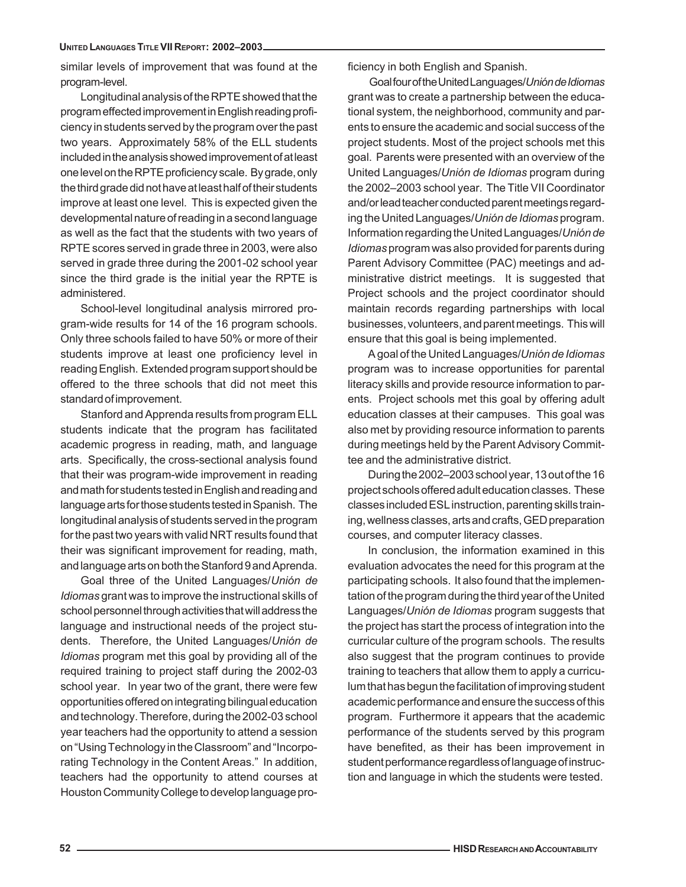similar levels of improvement that was found at the program-level.

Longitudinal analysis of the RPTE showed that the program effected improvement in English reading proficiency in students served by the program over the past two years. Approximately 58% of the ELL students included in the analysis showed improvement of at least one level on the RPTE proficiency scale. By grade, only the third grade did not have at least half of their students improve at least one level. This is expected given the developmental nature of reading in a second language as well as the fact that the students with two years of RPTE scores served in grade three in 2003, were also served in grade three during the 2001-02 school year since the third grade is the initial year the RPTE is administered.

School-level longitudinal analysis mirrored program-wide results for 14 of the 16 program schools. Only three schools failed to have 50% or more of their students improve at least one proficiency level in reading English. Extended program support should be offered to the three schools that did not meet this standard of improvement.

Stanford and Aprenda results from program ELL students indicate that the program has facilitated academic progress in reading, math, and language arts. Specifically, the cross-sectional analysis found that their was program-wide improvement in reading and math for students tested in English and reading and language arts for those students tested in Spanish. The longitudinal analysis of students served in the program for the past two years with valid NRT results found that their was significant improvement for reading, math, and language arts on both the Stanford 9 and Aprenda.

Goal three of the United Languages/*Unión de Idiomas* grant was to improve the instructional skills of school personnel through activities that will address the language and instructional needs of the project students. Therefore, the United Languages/*Unión de Idiomas* program met this goal by providing all of the required training to project staff during the 2002-03 school year. In year two of the grant, there were few opportunities offered on integrating bilingual education and technology. Therefore, during the 2002-03 school year teachers had the opportunity to attend a session on "Using Technology in the Classroom" and "Incorporating Technology in the Content Areas." In addition, teachers had the opportunity to attend courses at Houston Community College to develop language proficiency in both English and Spanish.

Goal four of the United Languages/*Unión de Idiomas* grant was to create a partnership between the educational system, the neighborhood, community and parents to ensure the academic and social success of the project students. Most of the project schools met this goal. Parents were presented with an overview of the United Languages/*Unión de Idiomas* program during the 2002–2003 school year. The Title VII Coordinator and/or lead teacher conducted parent meetings regarding the United Languages/*Unión de Idiomas* program. Information regarding the United Languages/*Unión de Idiomas* program was also provided for parents during Parent Advisory Committee (PAC) meetings and administrative district meetings. It is suggested that Project schools and the project coordinator should maintain records regarding partnerships with local businesses, volunteers, and parent meetings. This will ensure that this goal is being implemented.

A goal of the United Languages/*Unión de Idiomas* program was to increase opportunities for parental literacy skills and provide resource information to parents. Project schools met this goal by offering adult education classes at their campuses. This goal was also met by providing resource information to parents during meetings held by the Parent Advisory Committee and the administrative district.

During the 2002–2003 school year, 13 out of the 16 project schools offered adult education classes. These classes included ESL instruction, parenting skills training, wellness classes, arts and crafts, GED preparation courses, and computer literacy classes.

In conclusion, the information examined in this evaluation advocates the need for this program at the participating schools. It also found that the implementation of the program during the third year of the United Languages/*Unión de Idiomas* program suggests that the project has start the process of integration into the curricular culture of the program schools. The results also suggest that the program continues to provide training to teachers that allow them to apply a curriculum that has begun the facilitation of improving student academic performance and ensure the success of this program. Furthermore it appears that the academic performance of the students served by this program have benefited, as their has been improvement in student performance regardless of language of instruction and language in which the students were tested.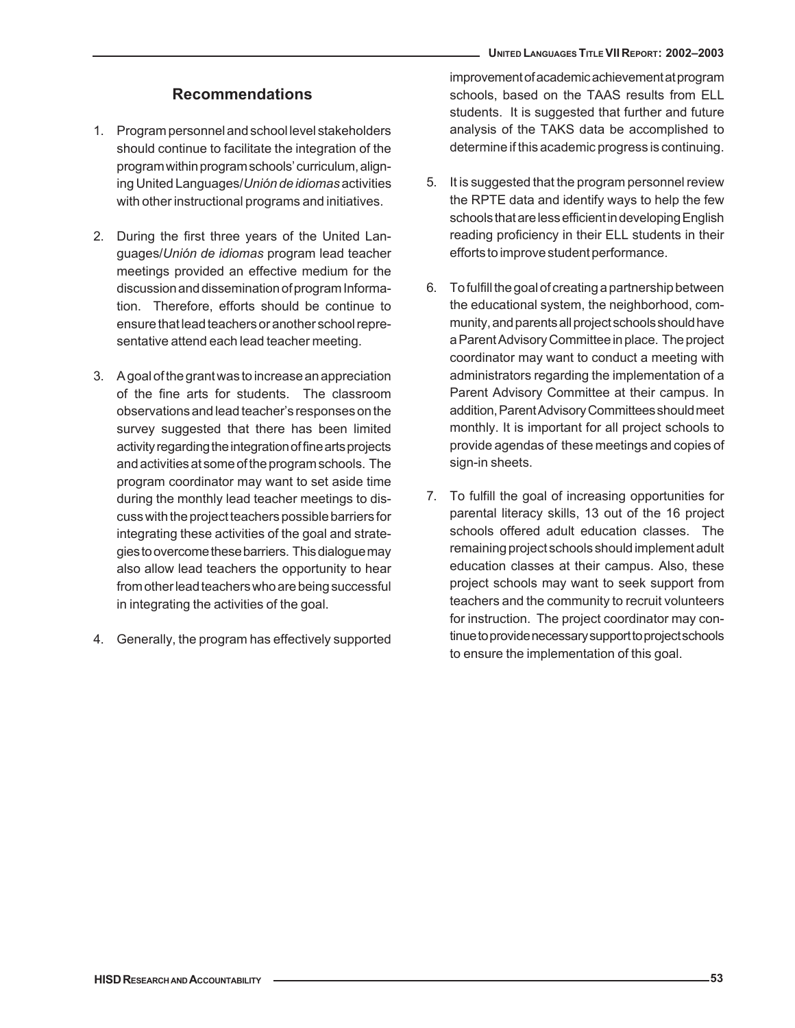## Recommendations

1. Program personnel and school level stakeholders should continue to facilitate the integration of the program within program schools' curriculum, aligning United Languages/*Unión de idiomas* activities with other instructional programs and initiatives.

2. During the first three years of the United Languages/*Unión de idiomas* program lead teacher meetings provided an effective medium for the discussion and dissemination of program Information. Therefore, efforts should be continue to ensure that lead teachers or another school representative attend each lead teacher meeting.

3. A goal of the grant was to increase an appreciation of the fine arts for students. The classroom observations and lead teacher's responses on the survey suggested that there has been limited activity regarding the integration of fine arts projects and activities at some of the program schools. The program coordinator may want to set aside time during the monthly lead teacher meetings to discuss with the project teachers possible barriers for integrating these activities of the goal and strategies to overcome these barriers. This dialogue may also allow lead teachers the opportunity to hear from other lead teachers who are being successful in integrating the activities of the goal.

4. Generally, the program has effectively supported improvement of academic achievement at program schools, based on the TAAS results from ELL students. It is suggested that further and future analysis of the TAKS data be accomplished to determine if this academic progress is continuing.

5. It is suggested that the program personnel review the RPTE data and identify ways to help the few schools that are less efficient in developing English reading proficiency in their ELL students in their efforts to improve student performance.

6. To fulfill the goal of creating a partnership between the educational system, the neighborhood, community, and parents all project schools should have a Parent Advisory Committee in place. The project coordinator may want to conduct a meeting with administrators regarding the implementation of a Parent Advisory Committee at their campus. In addition, Parent Advisory Committees should meet monthly. It is important for all project schools to provide agendas of these meetings and copies of sign-in sheets.

7. To fulfill the goal of increasing opportunities for parental literacy skills, 13 out of the 16 project schools offered adult education classes. The remaining project schools should implement adult education classes at their campus. Also, these project schools may want to seek support from teachers and the community to recruit volunteers for instruction. The project coordinator may continue to provide necessary support to project schools to ensure the implementation of this goal.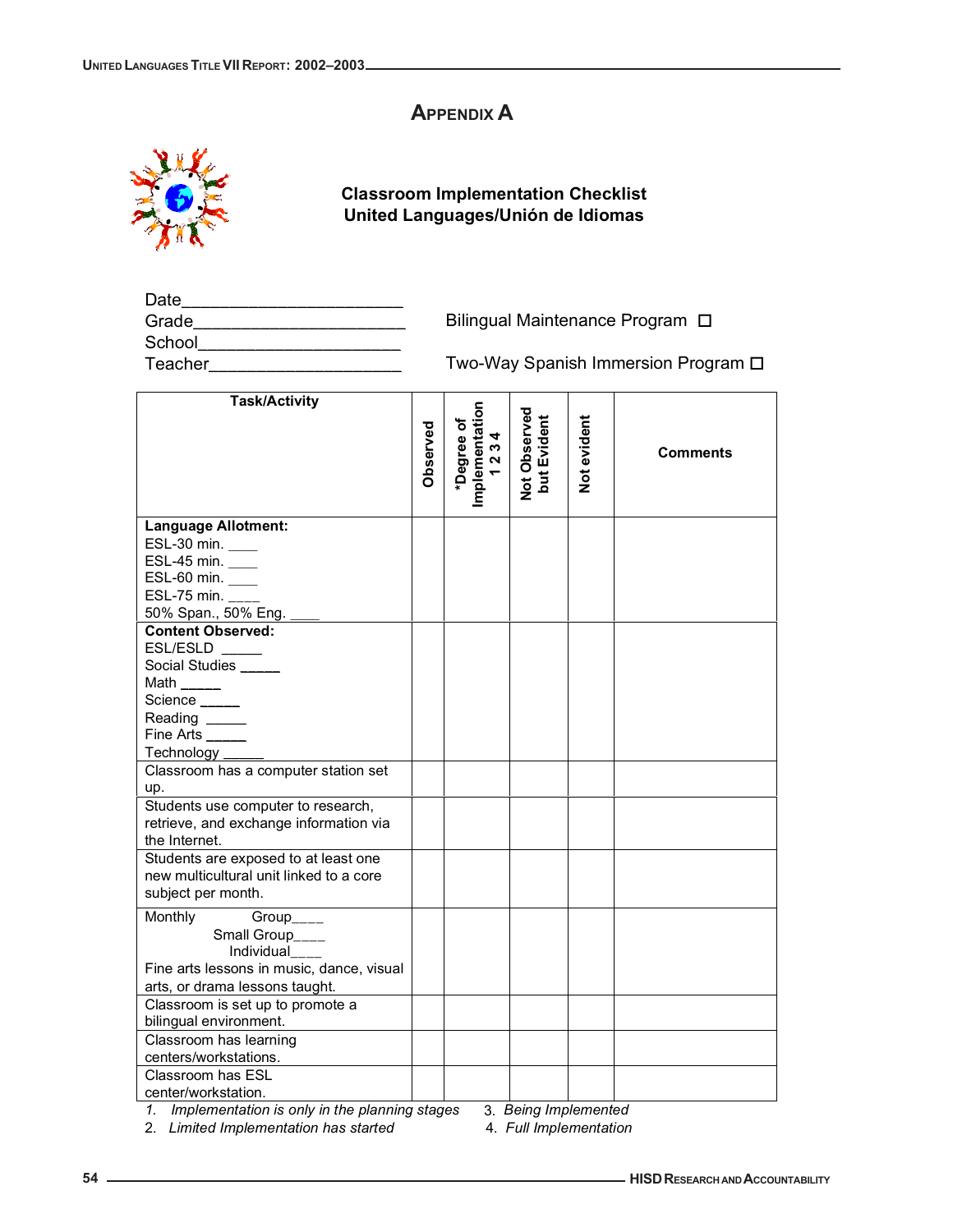# APPENDIX A

**Classroom Implementation Checklist**
**United Languages/Unión de Idiomas**

Date_______________________

Grade______________________

School_____________________

Teacher____________________

Bilingual Maintenance Program ☐

Two-Way Spanish Immersion Program ☐

| Task/Activity | Observed | *Degree of Implementation 1 2 3 4 | Not Observed but Evident | Not evident | Comments |
|---|---|---|---|---|---|
| **Language Allotment:**<br>ESL-30 min. ____<br>ESL-45 min. ____<br>ESL-60 min. ____<br>ESL-75 min. ____<br>50% Span., 50% Eng. ____ | | | | | |
| **Content Observed:**<br>ESL/ESLD _____<br>Social Studies _____<br>Math _____<br>Science _____<br>Reading _____<br>Fine Arts _____<br>Technology _____ | | | | | |
| Classroom has a computer station set up. | | | | | |
| Students use computer to research, retrieve, and exchange information via the Internet. | | | | | |
| Students are exposed to at least one new multicultural unit linked to a core subject per month. | | | | | |
| Monthly Group____<br>Small Group____<br>Individual____<br>Fine arts lessons in music, dance, visual arts, or drama lessons taught. | | | | | |
| Classroom is set up to promote a bilingual environment. | | | | | |
| Classroom has learning centers/workstations. | | | | | |
| Classroom has ESL center/workstation. | | | | | |

1. *Implementation is only in the planning stages*
2. *Limited Implementation has started*
3. *Being Implemented*
4. *Full Implementation*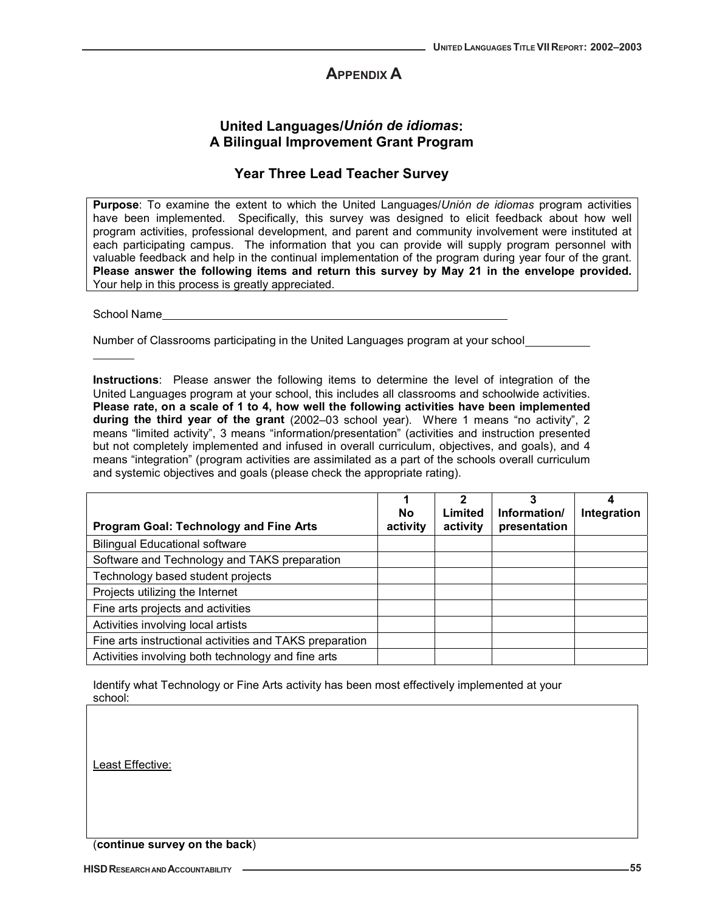# APPENDIX A

## United Languages/*Unión de idiomas*: A Bilingual Improvement Grant Program

## Year Three Lead Teacher Survey

**Purpose**: To examine the extent to which the United Languages/*Unión de idiomas* program activities have been implemented. Specifically, this survey was designed to elicit feedback about how well program activities, professional development, and parent and community involvement were instituted at each participating campus. The information that you can provide will supply program personnel with valuable feedback and help in the continual implementation of the program during year four of the grant. **Please answer the following items and return this survey by May 21 in the envelope provided.** Your help in this process is greatly appreciated.

School Name\_\_\_\_\_\_\_\_\_\_\_\_\_\_\_\_\_\_\_\_\_\_\_\_\_\_\_\_\_\_\_\_\_\_\_\_\_\_\_\_\_\_\_\_\_\_\_\_\_\_\_\_\_\_

Number of Classrooms participating in the United Languages program at your school\_\_\_\_\_\_\_\_\_\_\_\_\_\_\_\_\_

**Instructions**: Please answer the following items to determine the level of integration of the United Languages program at your school, this includes all classrooms and schoolwide activities. **Please rate, on a scale of 1 to 4, how well the following activities have been implemented during the third year of the grant** (2002–03 school year). Where 1 means "no activity", 2 means "limited activity", 3 means "information/presentation" (activities and instruction presented but not completely implemented and infused in overall curriculum, objectives, and goals), and 4 means "integration" (program activities are assimilated as a part of the schools overall curriculum and systemic objectives and goals (please check the appropriate rating).

| Program Goal: Technology and Fine Arts | 1 No activity | 2 Limited activity | 3 Information/ presentation | 4 Integration |
|---|---|---|---|---|
| Bilingual Educational software | | | | |
| Software and Technology and TAKS preparation | | | | |
| Technology based student projects | | | | |
| Projects utilizing the Internet | | | | |
| Fine arts projects and activities | | | | |
| Activities involving local artists | | | | |
| Fine arts instructional activities and TAKS preparation | | | | |
| Activities involving both technology and fine arts | | | | |

Identify what Technology or Fine Arts activity has been most effectively implemented at your school:

Least Effective:

(**continue survey on the back**)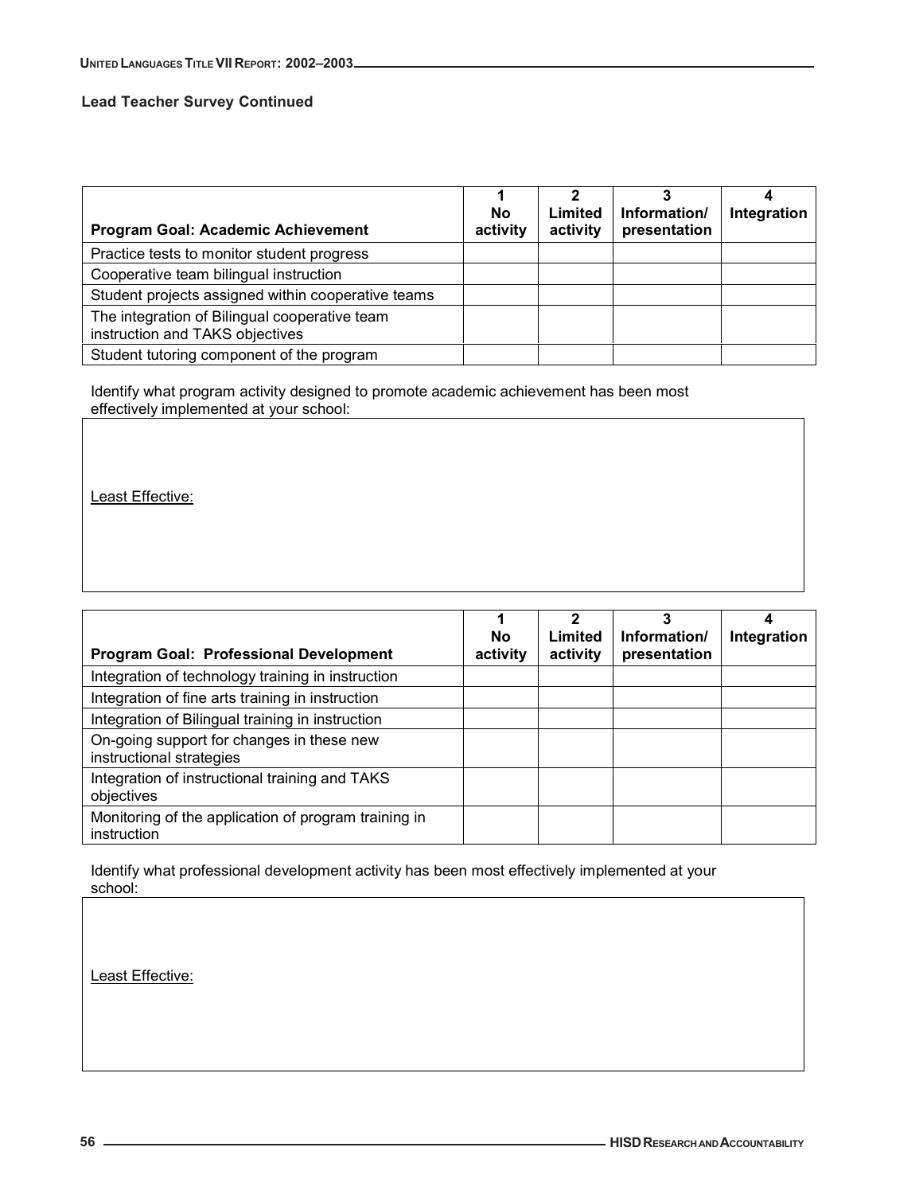**Lead Teacher Survey Continued**

| Program Goal: Academic Achievement | 1 No activity | 2 Limited activity | 3 Information/ presentation | 4 Integration |
|---|---|---|---|---|
| Practice tests to monitor student progress | | | | |
| Cooperative team bilingual instruction | | | | |
| Student projects assigned within cooperative teams | | | | |
| The integration of Bilingual cooperative team instruction and TAKS objectives | | | | |
| Student tutoring component of the program | | | | |

Identify what program activity designed to promote academic achievement has been most effectively implemented at your school:

Least Effective:

| Program Goal: Professional Development | 1 No activity | 2 Limited activity | 3 Information/ presentation | 4 Integration |
|---|---|---|---|---|
| Integration of technology training in instruction | | | | |
| Integration of fine arts training in instruction | | | | |
| Integration of Bilingual training in instruction | | | | |
| On-going support for changes in these new instructional strategies | | | | |
| Integration of instructional training and TAKS objectives | | | | |
| Monitoring of the application of program training in instruction | | | | |

Identify what professional development activity has been most effectively implemented at your school:

Least Effective: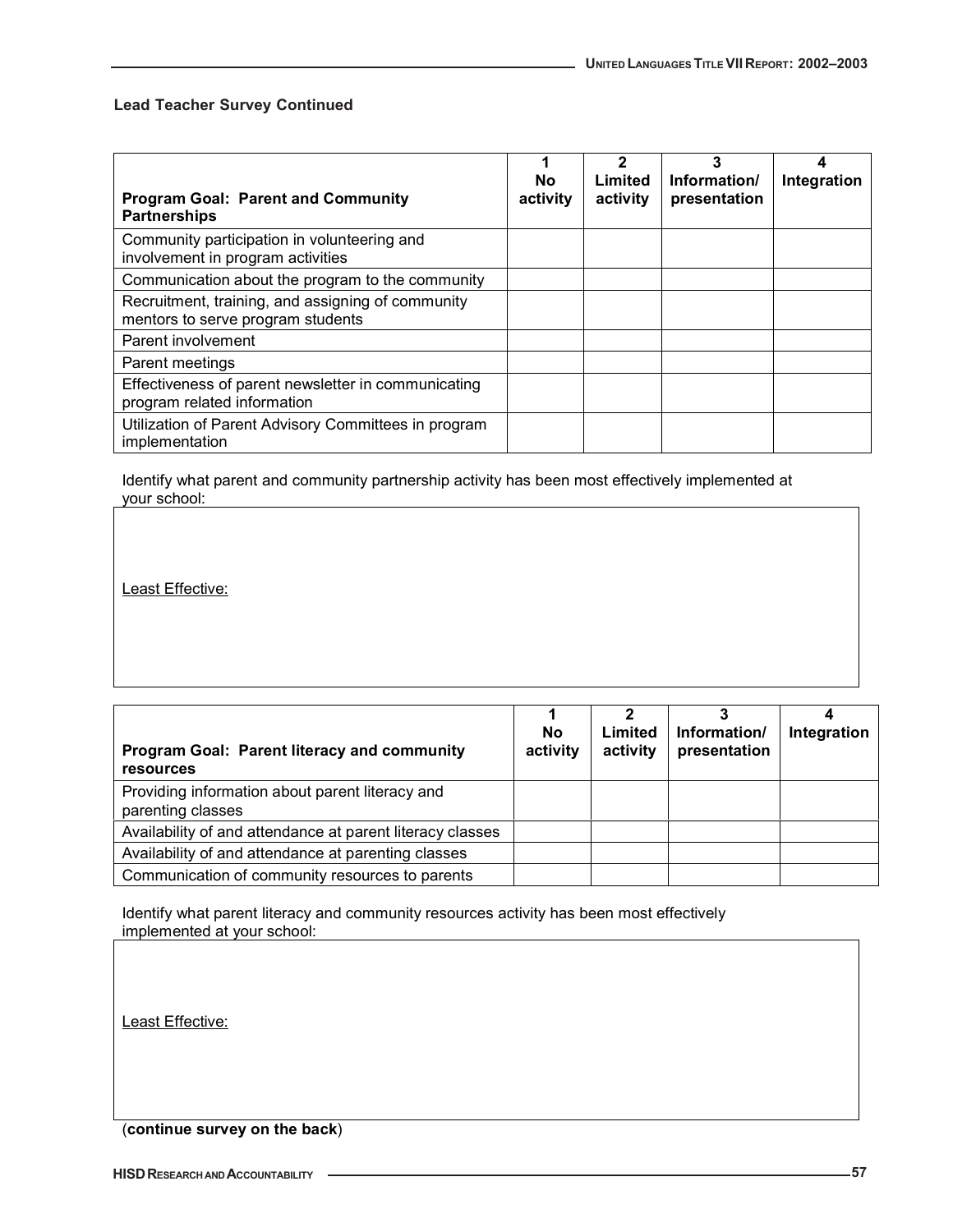**Lead Teacher Survey Continued**

| Program Goal: Parent and Community Partnerships | 1<br>No activity | 2<br>Limited activity | 3<br>Information/ presentation | 4<br>Integration |
|---|---|---|---|---|
| Community participation in volunteering and involvement in program activities | | | | |
| Communication about the program to the community | | | | |
| Recruitment, training, and assigning of community mentors to serve program students | | | | |
| Parent involvement | | | | |
| Parent meetings | | | | |
| Effectiveness of parent newsletter in communicating program related information | | | | |
| Utilization of Parent Advisory Committees in program implementation | | | | |

Identify what parent and community partnership activity has been most effectively implemented at your school:

Least Effective:

| Program Goal: Parent literacy and community resources | 1<br>No activity | 2<br>Limited activity | 3<br>Information/ presentation | 4<br>Integration |
|---|---|---|---|---|
| Providing information about parent literacy and parenting classes | | | | |
| Availability of and attendance at parent literacy classes | | | | |
| Availability of and attendance at parenting classes | | | | |
| Communication of community resources to parents | | | | |

Identify what parent literacy and community resources activity has been most effectively implemented at your school:

Least Effective:

(**continue survey on the back**)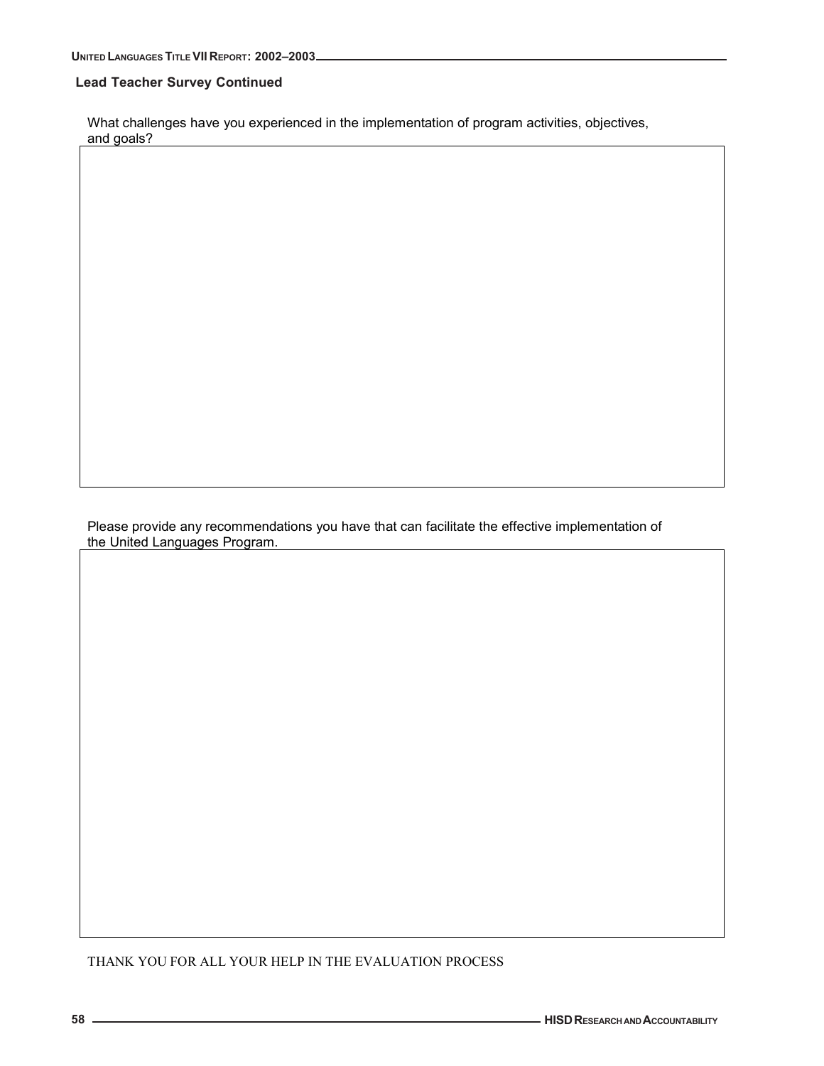**Lead Teacher Survey Continued**

What challenges have you experienced in the implementation of program activities, objectives, and goals?

Please provide any recommendations you have that can facilitate the effective implementation of the United Languages Program.

THANK YOU FOR ALL YOUR HELP IN THE EVALUATION PROCESS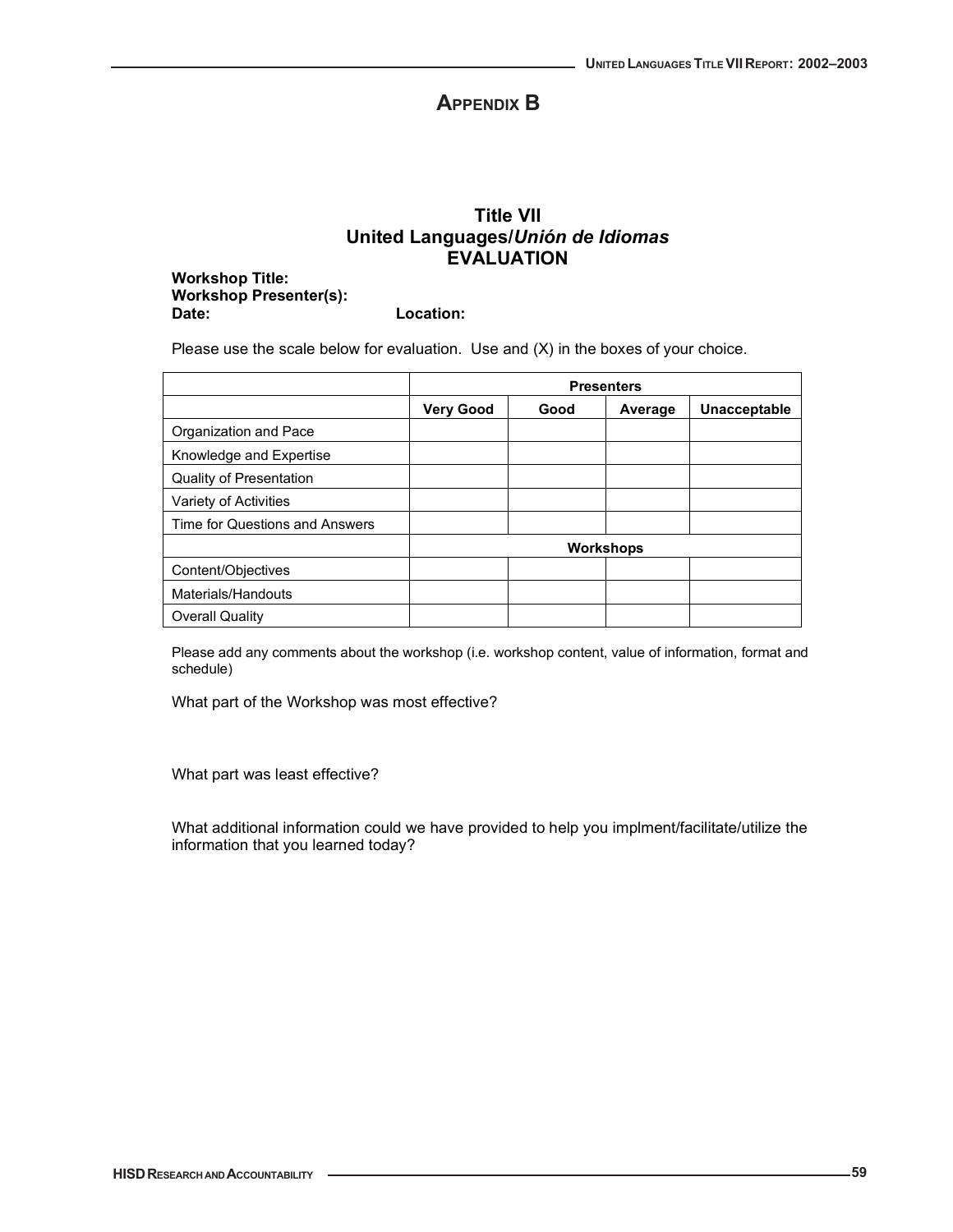# Appendix B

## Title VII
## United Languages/*Unión de Idiomas*
## EVALUATION

**Workshop Title:**
**Workshop Presenter(s):**
**Date:** **Location:**

Please use the scale below for evaluation. Use and (X) in the boxes of your choice.

| | **Presenters** | | | |
|---|---|---|---|---|
| | **Very Good** | **Good** | **Average** | **Unacceptable** |
| Organization and Pace | | | | |
| Knowledge and Expertise | | | | |
| Quality of Presentation | | | | |
| Variety of Activities | | | | |
| Time for Questions and Answers | | | | |
| | **Workshops** | | | |
| Content/Objectives | | | | |
| Materials/Handouts | | | | |
| Overall Quality | | | | |

Please add any comments about the workshop (i.e. workshop content, value of information, format and schedule)

What part of the Workshop was most effective?

What part was least effective?

What additional information could we have provided to help you implment/facilitate/utilize the information that you learned today?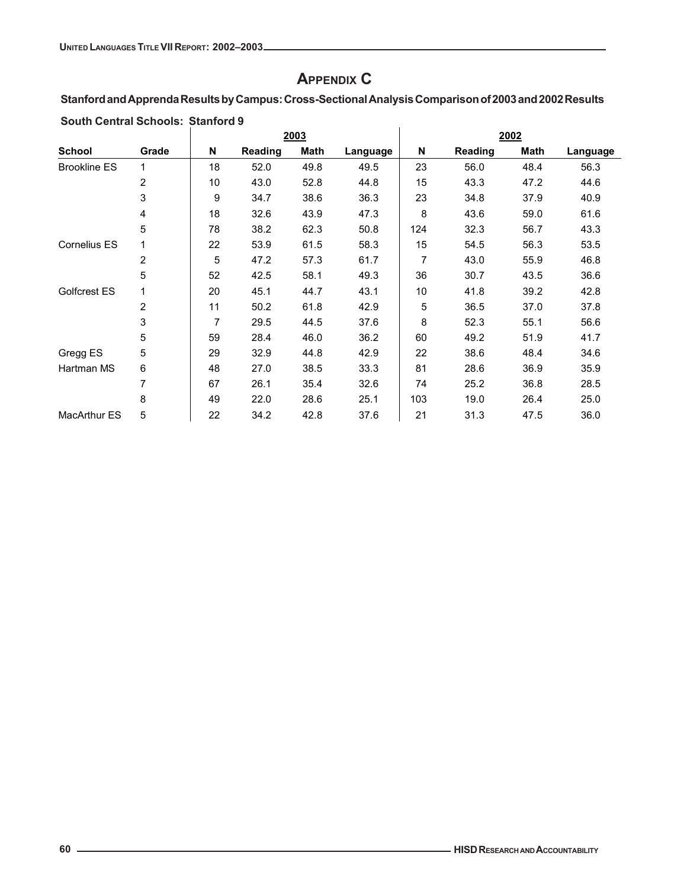# Appendix C

**Stanford and Aprenda Results by Campus: Cross-Sectional Analysis Comparison of 2003 and 2002 Results**

**South Central Schools: Stanford 9**

| | | 2003 | | | | 2002 | | | |
|---|---|---|---|---|---|---|---|---|---|
| **School** | **Grade** | **N** | **Reading** | **Math** | **Language** | **N** | **Reading** | **Math** | **Language** |
| Brookline ES | 1 | 18 | 52.0 | 49.8 | 49.5 | 23 | 56.0 | 48.4 | 56.3 |
| | 2 | 10 | 43.0 | 52.8 | 44.8 | 15 | 43.3 | 47.2 | 44.6 |
| | 3 | 9 | 34.7 | 38.6 | 36.3 | 23 | 34.8 | 37.9 | 40.9 |
| | 4 | 18 | 32.6 | 43.9 | 47.3 | 8 | 43.6 | 59.0 | 61.6 |
| | 5 | 78 | 38.2 | 62.3 | 50.8 | 124 | 32.3 | 56.7 | 43.3 |
| Cornelius ES | 1 | 22 | 53.9 | 61.5 | 58.3 | 15 | 54.5 | 56.3 | 53.5 |
| | 2 | 5 | 47.2 | 57.3 | 61.7 | 7 | 43.0 | 55.9 | 46.8 |
| | 5 | 52 | 42.5 | 58.1 | 49.3 | 36 | 30.7 | 43.5 | 36.6 |
| Golfcrest ES | 1 | 20 | 45.1 | 44.7 | 43.1 | 10 | 41.8 | 39.2 | 42.8 |
| | 2 | 11 | 50.2 | 61.8 | 42.9 | 5 | 36.5 | 37.0 | 37.8 |
| | 3 | 7 | 29.5 | 44.5 | 37.6 | 8 | 52.3 | 55.1 | 56.6 |
| | 5 | 59 | 28.4 | 46.0 | 36.2 | 60 | 49.2 | 51.9 | 41.7 |
| Gregg ES | 5 | 29 | 32.9 | 44.8 | 42.9 | 22 | 38.6 | 48.4 | 34.6 |
| Hartman MS | 6 | 48 | 27.0 | 38.5 | 33.3 | 81 | 28.6 | 36.9 | 35.9 |
| | 7 | 67 | 26.1 | 35.4 | 32.6 | 74 | 25.2 | 36.8 | 28.5 |
| | 8 | 49 | 22.0 | 28.6 | 25.1 | 103 | 19.0 | 26.4 | 25.0 |
| MacArthur ES | 5 | 22 | 34.2 | 42.8 | 37.6 | 21 | 31.3 | 47.5 | 36.0 |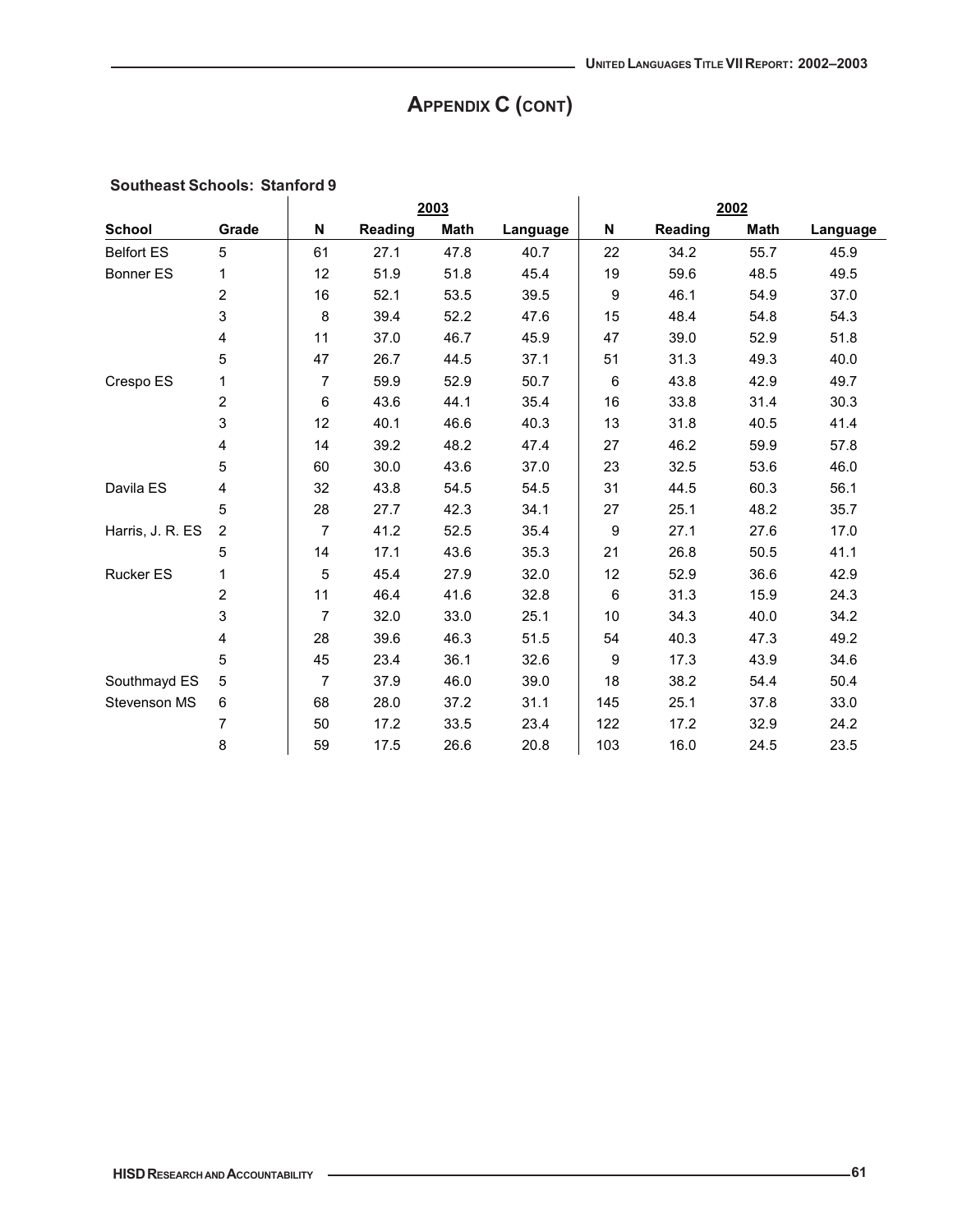# Appendix C (cont)

**Southeast Schools: Stanford 9**

| | | 2003 | | | | 2002 | | | |
|---|---|---|---|---|---|---|---|---|---|
| **School** | **Grade** | **N** | **Reading** | **Math** | **Language** | **N** | **Reading** | **Math** | **Language** |
| Belfort ES | 5 | 61 | 27.1 | 47.8 | 40.7 | 22 | 34.2 | 55.7 | 45.9 |
| Bonner ES | 1 | 12 | 51.9 | 51.8 | 45.4 | 19 | 59.6 | 48.5 | 49.5 |
| | 2 | 16 | 52.1 | 53.5 | 39.5 | 9 | 46.1 | 54.9 | 37.0 |
| | 3 | 8 | 39.4 | 52.2 | 47.6 | 15 | 48.4 | 54.8 | 54.3 |
| | 4 | 11 | 37.0 | 46.7 | 45.9 | 47 | 39.0 | 52.9 | 51.8 |
| | 5 | 47 | 26.7 | 44.5 | 37.1 | 51 | 31.3 | 49.3 | 40.0 |
| Crespo ES | 1 | 7 | 59.9 | 52.9 | 50.7 | 6 | 43.8 | 42.9 | 49.7 |
| | 2 | 6 | 43.6 | 44.1 | 35.4 | 16 | 33.8 | 31.4 | 30.3 |
| | 3 | 12 | 40.1 | 46.6 | 40.3 | 13 | 31.8 | 40.5 | 41.4 |
| | 4 | 14 | 39.2 | 48.2 | 47.4 | 27 | 46.2 | 59.9 | 57.8 |
| | 5 | 60 | 30.0 | 43.6 | 37.0 | 23 | 32.5 | 53.6 | 46.0 |
| Davila ES | 4 | 32 | 43.8 | 54.5 | 54.5 | 31 | 44.5 | 60.3 | 56.1 |
| | 5 | 28 | 27.7 | 42.3 | 34.1 | 27 | 25.1 | 48.2 | 35.7 |
| Harris, J. R. ES | 2 | 7 | 41.2 | 52.5 | 35.4 | 9 | 27.1 | 27.6 | 17.0 |
| | 5 | 14 | 17.1 | 43.6 | 35.3 | 21 | 26.8 | 50.5 | 41.1 |
| Rucker ES | 1 | 5 | 45.4 | 27.9 | 32.0 | 12 | 52.9 | 36.6 | 42.9 |
| | 2 | 11 | 46.4 | 41.6 | 32.8 | 6 | 31.3 | 15.9 | 24.3 |
| | 3 | 7 | 32.0 | 33.0 | 25.1 | 10 | 34.3 | 40.0 | 34.2 |
| | 4 | 28 | 39.6 | 46.3 | 51.5 | 54 | 40.3 | 47.3 | 49.2 |
| | 5 | 45 | 23.4 | 36.1 | 32.6 | 9 | 17.3 | 43.9 | 34.6 |
| Southmayd ES | 5 | 7 | 37.9 | 46.0 | 39.0 | 18 | 38.2 | 54.4 | 50.4 |
| Stevenson MS | 6 | 68 | 28.0 | 37.2 | 31.1 | 145 | 25.1 | 37.8 | 33.0 |
| | 7 | 50 | 17.2 | 33.5 | 23.4 | 122 | 17.2 | 32.9 | 24.2 |
| | 8 | 59 | 17.5 | 26.6 | 20.8 | 103 | 16.0 | 24.5 | 23.5 |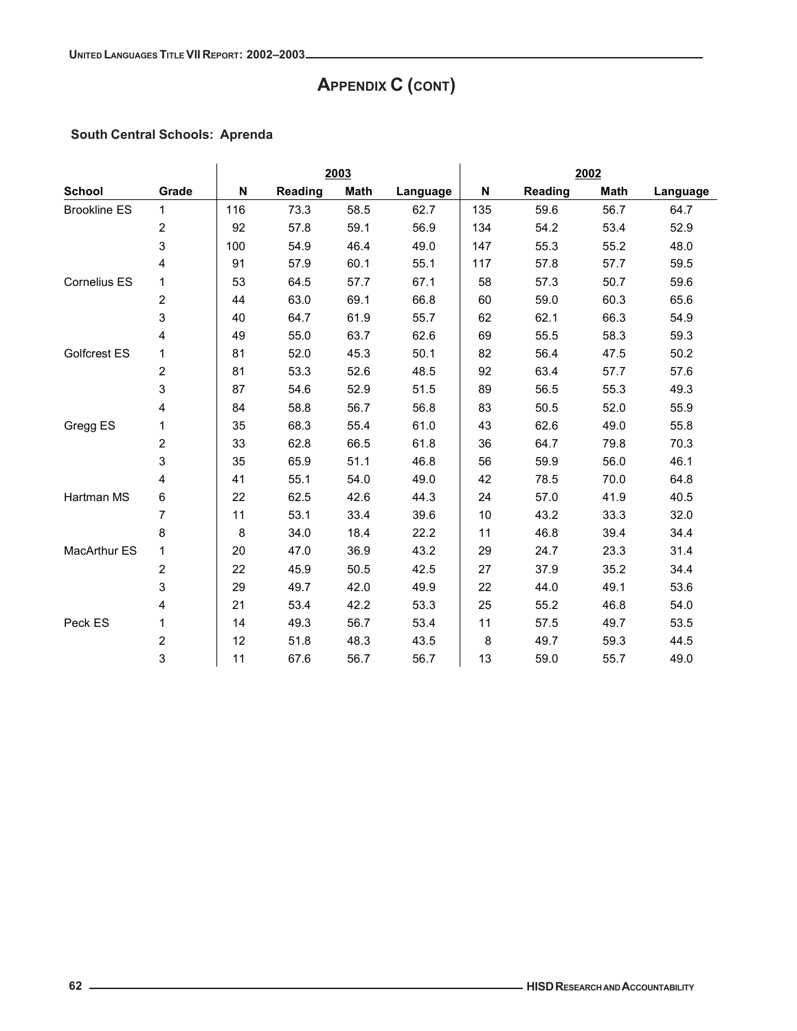# APPENDIX C (CONT)

**South Central Schools: Aprenda**

| | | 2003 | | | | 2002 | | | |
|---|---|---|---|---|---|---|---|---|---|
| **School** | **Grade** | **N** | **Reading** | **Math** | **Language** | **N** | **Reading** | **Math** | **Language** |
| Brookline ES | 1 | 116 | 73.3 | 58.5 | 62.7 | 135 | 59.6 | 56.7 | 64.7 |
| | 2 | 92 | 57.8 | 59.1 | 56.9 | 134 | 54.2 | 53.4 | 52.9 |
| | 3 | 100 | 54.9 | 46.4 | 49.0 | 147 | 55.3 | 55.2 | 48.0 |
| | 4 | 91 | 57.9 | 60.1 | 55.1 | 117 | 57.8 | 57.7 | 59.5 |
| Cornelius ES | 1 | 53 | 64.5 | 57.7 | 67.1 | 58 | 57.3 | 50.7 | 59.6 |
| | 2 | 44 | 63.0 | 69.1 | 66.8 | 60 | 59.0 | 60.3 | 65.6 |
| | 3 | 40 | 64.7 | 61.9 | 55.7 | 62 | 62.1 | 66.3 | 54.9 |
| | 4 | 49 | 55.0 | 63.7 | 62.6 | 69 | 55.5 | 58.3 | 59.3 |
| Golfcrest ES | 1 | 81 | 52.0 | 45.3 | 50.1 | 82 | 56.4 | 47.5 | 50.2 |
| | 2 | 81 | 53.3 | 52.6 | 48.5 | 92 | 63.4 | 57.7 | 57.6 |
| | 3 | 87 | 54.6 | 52.9 | 51.5 | 89 | 56.5 | 55.3 | 49.3 |
| | 4 | 84 | 58.8 | 56.7 | 56.8 | 83 | 50.5 | 52.0 | 55.9 |
| Gregg ES | 1 | 35 | 68.3 | 55.4 | 61.0 | 43 | 62.6 | 49.0 | 55.8 |
| | 2 | 33 | 62.8 | 66.5 | 61.8 | 36 | 64.7 | 79.8 | 70.3 |
| | 3 | 35 | 65.9 | 51.1 | 46.8 | 56 | 59.9 | 56.0 | 46.1 |
| | 4 | 41 | 55.1 | 54.0 | 49.0 | 42 | 78.5 | 70.0 | 64.8 |
| Hartman MS | 6 | 22 | 62.5 | 42.6 | 44.3 | 24 | 57.0 | 41.9 | 40.5 |
| | 7 | 11 | 53.1 | 33.4 | 39.6 | 10 | 43.2 | 33.3 | 32.0 |
| | 8 | 8 | 34.0 | 18.4 | 22.2 | 11 | 46.8 | 39.4 | 34.4 |
| MacArthur ES | 1 | 20 | 47.0 | 36.9 | 43.2 | 29 | 24.7 | 23.3 | 31.4 |
| | 2 | 22 | 45.9 | 50.5 | 42.5 | 27 | 37.9 | 35.2 | 34.4 |
| | 3 | 29 | 49.7 | 42.0 | 49.9 | 22 | 44.0 | 49.1 | 53.6 |
| | 4 | 21 | 53.4 | 42.2 | 53.3 | 25 | 55.2 | 46.8 | 54.0 |
| Peck ES | 1 | 14 | 49.3 | 56.7 | 53.4 | 11 | 57.5 | 49.7 | 53.5 |
| | 2 | 12 | 51.8 | 48.3 | 43.5 | 8 | 49.7 | 59.3 | 44.5 |
| | 3 | 11 | 67.6 | 56.7 | 56.7 | 13 | 59.0 | 55.7 | 49.0 |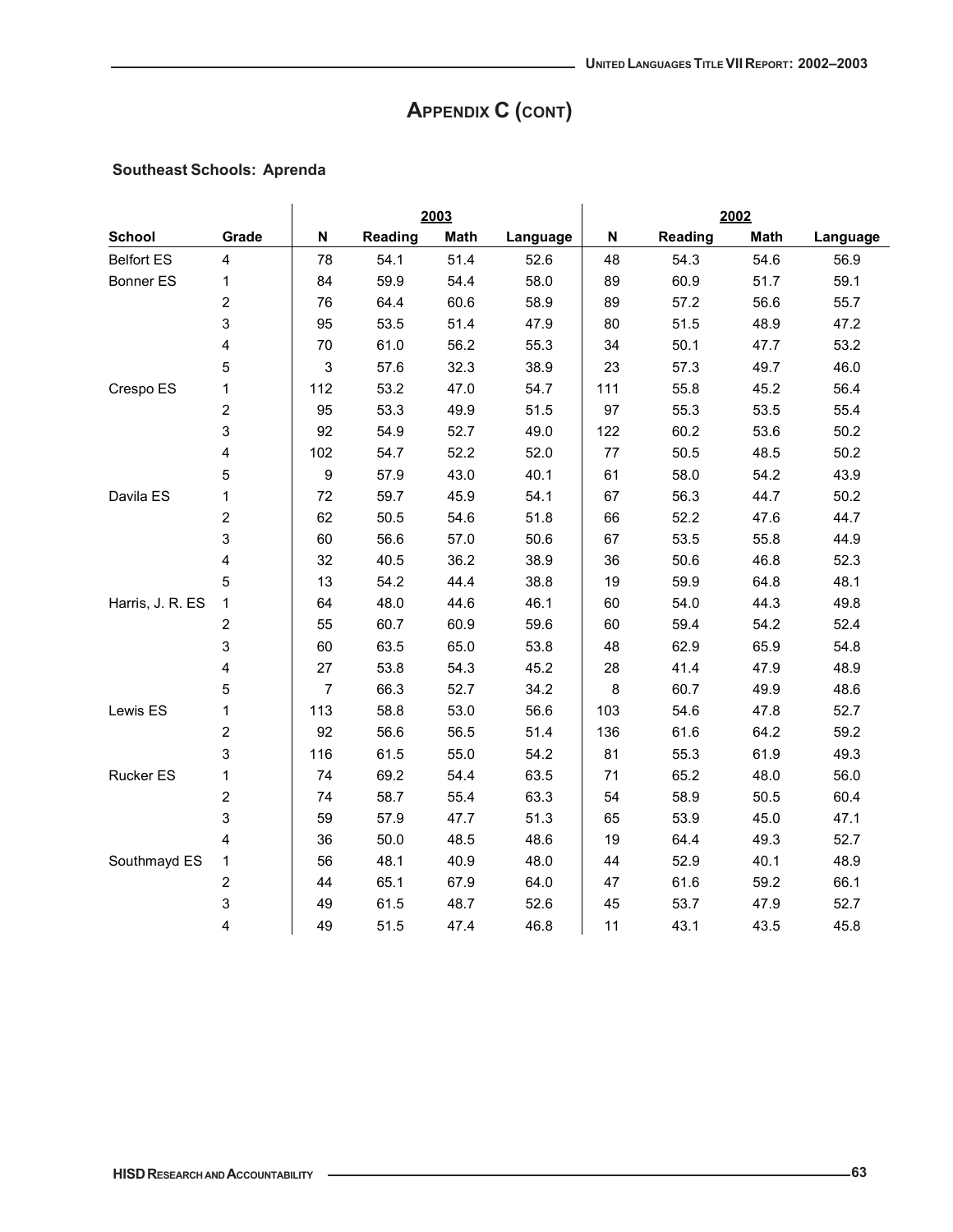# Appendix C (cont)

**Southeast Schools: Aprenda**

| | | 2003 | | | | 2002 | | | |
|---|---|---|---|---|---|---|---|---|---|
| **School** | **Grade** | **N** | **Reading** | **Math** | **Language** | **N** | **Reading** | **Math** | **Language** |
| Belfort ES | 4 | 78 | 54.1 | 51.4 | 52.6 | 48 | 54.3 | 54.6 | 56.9 |
| Bonner ES | 1 | 84 | 59.9 | 54.4 | 58.0 | 89 | 60.9 | 51.7 | 59.1 |
| | 2 | 76 | 64.4 | 60.6 | 58.9 | 89 | 57.2 | 56.6 | 55.7 |
| | 3 | 95 | 53.5 | 51.4 | 47.9 | 80 | 51.5 | 48.9 | 47.2 |
| | 4 | 70 | 61.0 | 56.2 | 55.3 | 34 | 50.1 | 47.7 | 53.2 |
| | 5 | 3 | 57.6 | 32.3 | 38.9 | 23 | 57.3 | 49.7 | 46.0 |
| Crespo ES | 1 | 112 | 53.2 | 47.0 | 54.7 | 111 | 55.8 | 45.2 | 56.4 |
| | 2 | 95 | 53.3 | 49.9 | 51.5 | 97 | 55.3 | 53.5 | 55.4 |
| | 3 | 92 | 54.9 | 52.7 | 49.0 | 122 | 60.2 | 53.6 | 50.2 |
| | 4 | 102 | 54.7 | 52.2 | 52.0 | 77 | 50.5 | 48.5 | 50.2 |
| | 5 | 9 | 57.9 | 43.0 | 40.1 | 61 | 58.0 | 54.2 | 43.9 |
| Davila ES | 1 | 72 | 59.7 | 45.9 | 54.1 | 67 | 56.3 | 44.7 | 50.2 |
| | 2 | 62 | 50.5 | 54.6 | 51.8 | 66 | 52.2 | 47.6 | 44.7 |
| | 3 | 60 | 56.6 | 57.0 | 50.6 | 67 | 53.5 | 55.8 | 44.9 |
| | 4 | 32 | 40.5 | 36.2 | 38.9 | 36 | 50.6 | 46.8 | 52.3 |
| | 5 | 13 | 54.2 | 44.4 | 38.8 | 19 | 59.9 | 64.8 | 48.1 |
| Harris, J. R. ES | 1 | 64 | 48.0 | 44.6 | 46.1 | 60 | 54.0 | 44.3 | 49.8 |
| | 2 | 55 | 60.7 | 60.9 | 59.6 | 60 | 59.4 | 54.2 | 52.4 |
| | 3 | 60 | 63.5 | 65.0 | 53.8 | 48 | 62.9 | 65.9 | 54.8 |
| | 4 | 27 | 53.8 | 54.3 | 45.2 | 28 | 41.4 | 47.9 | 48.9 |
| | 5 | 7 | 66.3 | 52.7 | 34.2 | 8 | 60.7 | 49.9 | 48.6 |
| Lewis ES | 1 | 113 | 58.8 | 53.0 | 56.6 | 103 | 54.6 | 47.8 | 52.7 |
| | 2 | 92 | 56.6 | 56.5 | 51.4 | 136 | 61.6 | 64.2 | 59.2 |
| | 3 | 116 | 61.5 | 55.0 | 54.2 | 81 | 55.3 | 61.9 | 49.3 |
| Rucker ES | 1 | 74 | 69.2 | 54.4 | 63.5 | 71 | 65.2 | 48.0 | 56.0 |
| | 2 | 74 | 58.7 | 55.4 | 63.3 | 54 | 58.9 | 50.5 | 60.4 |
| | 3 | 59 | 57.9 | 47.7 | 51.3 | 65 | 53.9 | 45.0 | 47.1 |
| | 4 | 36 | 50.0 | 48.5 | 48.6 | 19 | 64.4 | 49.3 | 52.7 |
| Southmayd ES | 1 | 56 | 48.1 | 40.9 | 48.0 | 44 | 52.9 | 40.1 | 48.9 |
| | 2 | 44 | 65.1 | 67.9 | 64.0 | 47 | 61.6 | 59.2 | 66.1 |
| | 3 | 49 | 61.5 | 48.7 | 52.6 | 45 | 53.7 | 47.9 | 52.7 |
| | 4 | 49 | 51.5 | 47.4 | 46.8 | 11 | 43.1 | 43.5 | 45.8 |